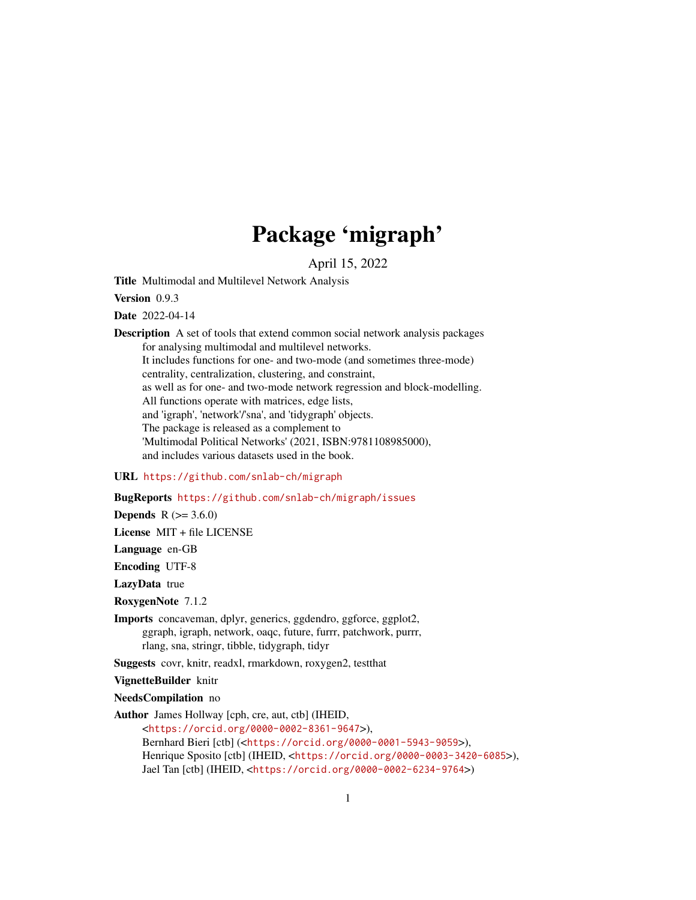# Package 'migraph'

April 15, 2022

**Title** Multimodal and Multilevel Network Analysis

**Version** 0.9.3

**Date** 2022-04-14

**Description** A set of tools that extend common social network analysis packages for analysing multimodal and multilevel networks. It includes functions for one- and two-mode (and sometimes three-mode) centrality, centralization, clustering, and constraint, as well as for one- and two-mode network regression and block-modelling. All functions operate with matrices, edge lists, and 'igraph', 'network'/'sna', and 'tidygraph' objects. The package is released as a complement to 'Multimodal Political Networks' (2021, ISBN:9781108985000), and includes various datasets used in the book.

**URL** https://github.com/snlab-ch/migraph

**BugReports** https://github.com/snlab-ch/migraph/issues

**Depends** R (>= 3.6.0)

**License** MIT + file LICENSE

**Language** en-GB

**Encoding** UTF-8

**LazyData** true

**RoxygenNote** 7.1.2

**Imports** concaveman, dplyr, generics, ggdendro, ggforce, ggplot2, ggraph, igraph, network, oaqc, future, furrr, patchwork, purrr, rlang, sna, stringr, tibble, tidygraph, tidyr

**Suggests** covr, knitr, readxl, rmarkdown, roxygen2, testthat

**VignetteBuilder** knitr

**NeedsCompilation** no

**Author** James Hollway [cph, cre, aut, ctb] (IHEID, <https://orcid.org/0000-0002-8361-9647>), Bernhard Bieri [ctb] (<https://orcid.org/0000-0001-5943-9059>), Henrique Sposito [ctb] (IHEID, <https://orcid.org/0000-0003-3420-6085>), Jael Tan [ctb] (IHEID, <https://orcid.org/0000-0002-6234-9764>)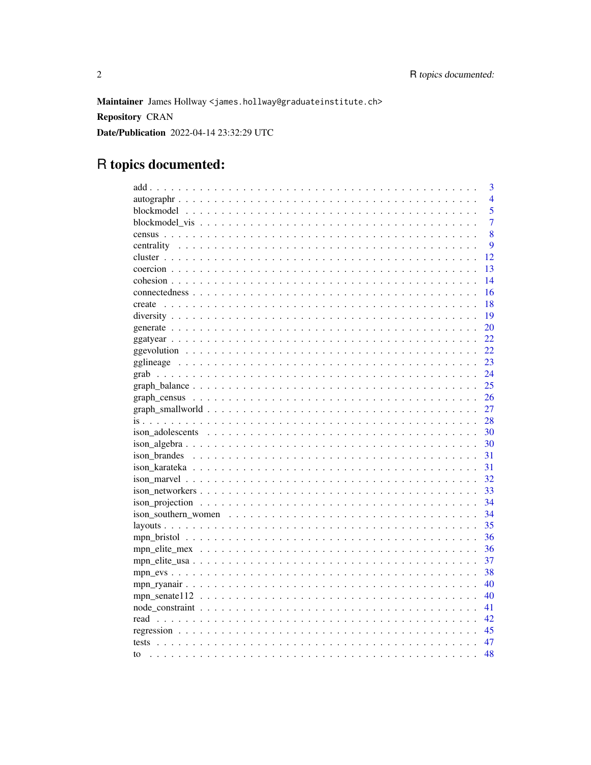**Maintainer** James Hollway <james.hollway@graduateinstitute.ch>

**Repository** CRAN

**Date/Publication** 2022-04-14 23:32:29 UTC

# R topics documented:

| Topic | Page |
| --- | --- |
| add | 3 |
| autographr | 4 |
| blockmodel | 5 |
| blockmodel_vis | 7 |
| census | 8 |
| centrality | 9 |
| cluster | 12 |
| coercion | 13 |
| cohesion | 14 |
| connectedness | 16 |
| create | 18 |
| diversity | 19 |
| generate | 20 |
| ggatyear | 22 |
| ggevolution | 22 |
| gglineage | 23 |
| grab | 24 |
| graph_balance | 25 |
| graph_census | 26 |
| graph_smallworld | 27 |
| is | 28 |
| ison_adolescents | 30 |
| ison_algebra | 30 |
| ison_brandes | 31 |
| ison_karateka | 31 |
| ison_marvel | 32 |
| ison_networkers | 33 |
| ison_projection | 34 |
| ison_southern_women | 34 |
| layouts | 35 |
| mpn_bristol | 36 |
| mpn_elite_mex | 36 |
| mpn_elite_usa | 37 |
| mpn_evs | 38 |
| mpn_ryanair | 40 |
| mpn_senate112 | 40 |
| node_constraint | 41 |
| read | 42 |
| regression | 45 |
| tests | 47 |
| to | 48 |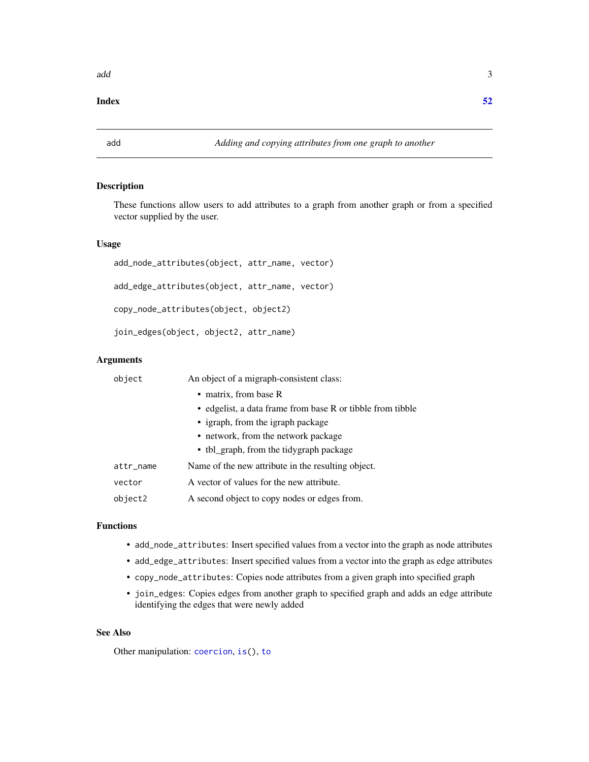**Index** 52

---

add — *Adding and copying attributes from one graph to another*

### Description

These functions allow users to add attributes to a graph from another graph or from a specified vector supplied by the user.

### Usage

```
add_node_attributes(object, attr_name, vector)

add_edge_attributes(object, attr_name, vector)

copy_node_attributes(object, object2)

join_edges(object, object2, attr_name)
```

### Arguments

| | |
|---|---|
| `object` | An object of a migraph-consistent class:<br>• matrix, from base R<br>• edgelist, a data frame from base R or tibble from tibble<br>• igraph, from the igraph package<br>• network, from the network package<br>• tbl_graph, from the tidygraph package |
| `attr_name` | Name of the new attribute in the resulting object. |
| `vector` | A vector of values for the new attribute. |
| `object2` | A second object to copy nodes or edges from. |

### Functions

- `add_node_attributes`: Insert specified values from a vector into the graph as node attributes
- `add_edge_attributes`: Insert specified values from a vector into the graph as edge attributes
- `copy_node_attributes`: Copies node attributes from a given graph into specified graph
- `join_edges`: Copies edges from another graph to specified graph and adds an edge attribute identifying the edges that were newly added

### See Also

Other manipulation: `coercion`, `is()`, `to`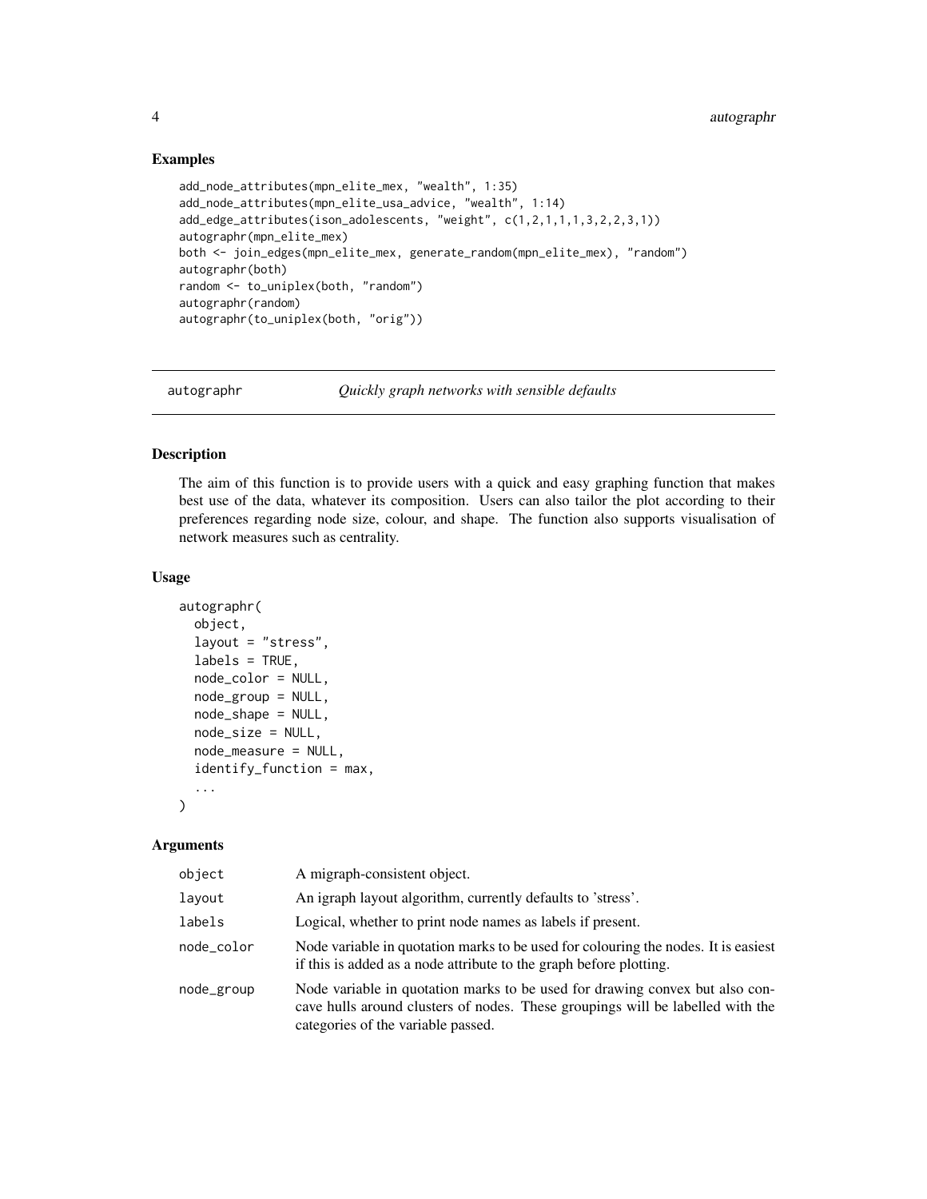## Examples

```
add_node_attributes(mpn_elite_mex, "wealth", 1:35)
add_node_attributes(mpn_elite_usa_advice, "wealth", 1:14)
add_edge_attributes(ison_adolescents, "weight", c(1,2,1,1,1,3,2,2,3,1))
autographr(mpn_elite_mex)
both <- join_edges(mpn_elite_mex, generate_random(mpn_elite_mex), "random")
autographr(both)
random <- to_uniplex(both, "random")
autographr(random)
autographr(to_uniplex(both, "orig"))
```

---

# autographr — *Quickly graph networks with sensible defaults*

---

## Description

The aim of this function is to provide users with a quick and easy graphing function that makes best use of the data, whatever its composition. Users can also tailor the plot according to their preferences regarding node size, colour, and shape. The function also supports visualisation of network measures such as centrality.

## Usage

```
autographr(
  object,
  layout = "stress",
  labels = TRUE,
  node_color = NULL,
  node_group = NULL,
  node_shape = NULL,
  node_size = NULL,
  node_measure = NULL,
  identify_function = max,
  ...
)
```

## Arguments

| | |
|---|---|
| `object` | A migraph-consistent object. |
| `layout` | An igraph layout algorithm, currently defaults to 'stress'. |
| `labels` | Logical, whether to print node names as labels if present. |
| `node_color` | Node variable in quotation marks to be used for colouring the nodes. It is easiest if this is added as a node attribute to the graph before plotting. |
| `node_group` | Node variable in quotation marks to be used for drawing convex but also concave hulls around clusters of nodes. These groupings will be labelled with the categories of the variable passed. |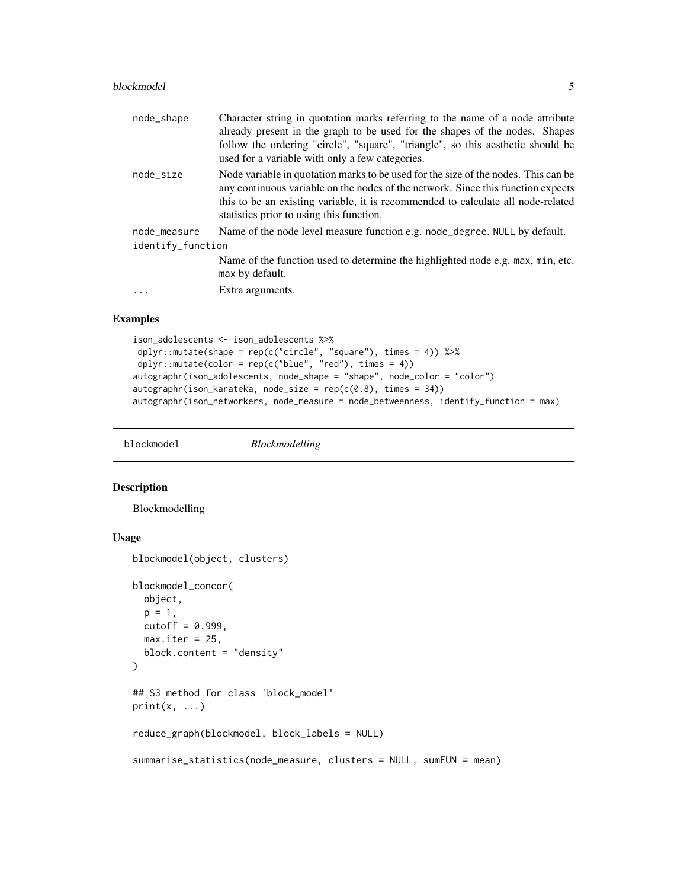| | |
|---|---|
| node_shape | Character string in quotation marks referring to the name of a node attribute already present in the graph to be used for the shapes of the nodes. Shapes follow the ordering "circle", "square", "triangle", so this aesthetic should be used for a variable with only a few categories. |
| node_size | Node variable in quotation marks to be used for the size of the nodes. This can be any continuous variable on the nodes of the network. Since this function expects this to be an existing variable, it is recommended to calculate all node-related statistics prior to using this function. |
| node_measure | Name of the node level measure function e.g. node_degree. NULL by default. |
| identify_function | Name of the function used to determine the highlighted node e.g. max, min, etc. max by default. |
| ... | Extra arguments. |

## Examples

```
ison_adolescents <- ison_adolescents %>%
 dplyr::mutate(shape = rep(c("circle", "square"), times = 4)) %>%
 dplyr::mutate(color = rep(c("blue", "red"), times = 4))
autographr(ison_adolescents, node_shape = "shape", node_color = "color")
autographr(ison_karateka, node_size = rep(c(0.8), times = 34))
autographr(ison_networkers, node_measure = node_betweenness, identify_function = max)
```

# blockmodel *Blockmodelling*

## Description

Blockmodelling

## Usage

```
blockmodel(object, clusters)

blockmodel_concor(
  object,
  p = 1,
  cutoff = 0.999,
  max.iter = 25,
  block.content = "density"
)

## S3 method for class 'block_model'
print(x, ...)

reduce_graph(blockmodel, block_labels = NULL)

summarise_statistics(node_measure, clusters = NULL, sumFUN = mean)
```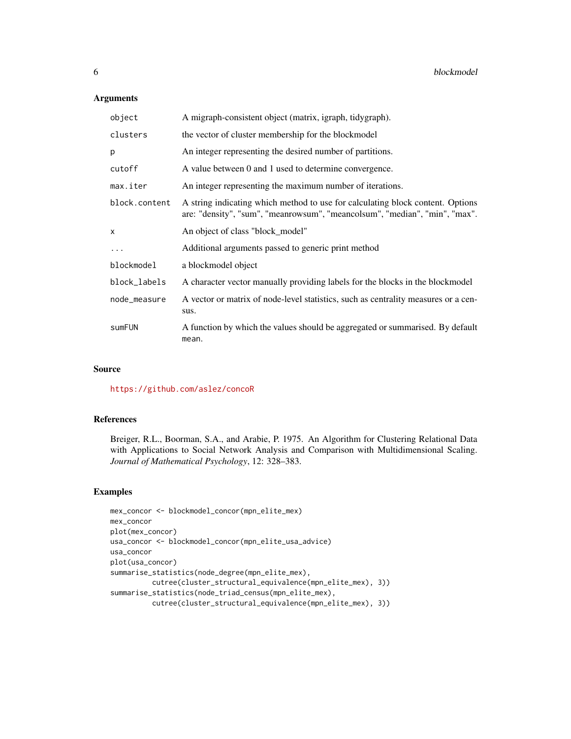## Arguments

| | |
|---|---|
| `object` | A migraph-consistent object (matrix, igraph, tidygraph). |
| `clusters` | the vector of cluster membership for the blockmodel |
| `p` | An integer representing the desired number of partitions. |
| `cutoff` | A value between 0 and 1 used to determine convergence. |
| `max.iter` | An integer representing the maximum number of iterations. |
| `block.content` | A string indicating which method to use for calculating block content. Options are: "density", "sum", "meanrowsum", "meancolsum", "median", "min", "max". |
| `x` | An object of class "block_model" |
| `...` | Additional arguments passed to generic print method |
| `blockmodel` | a blockmodel object |
| `block_labels` | A character vector manually providing labels for the blocks in the blockmodel |
| `node_measure` | A vector or matrix of node-level statistics, such as centrality measures or a census. |
| `sumFUN` | A function by which the values should be aggregated or summarised. By default `mean`. |

## Source

https://github.com/aslez/concoR

## References

Breiger, R.L., Boorman, S.A., and Arabie, P. 1975. An Algorithm for Clustering Relational Data with Applications to Social Network Analysis and Comparison with Multidimensional Scaling. *Journal of Mathematical Psychology*, 12: 328–383.

## Examples

```
mex_concor <- blockmodel_concor(mpn_elite_mex)
mex_concor
plot(mex_concor)
usa_concor <- blockmodel_concor(mpn_elite_usa_advice)
usa_concor
plot(usa_concor)
summarise_statistics(node_degree(mpn_elite_mex),
          cutree(cluster_structural_equivalence(mpn_elite_mex), 3))
summarise_statistics(node_triad_census(mpn_elite_mex),
          cutree(cluster_structural_equivalence(mpn_elite_mex), 3))
```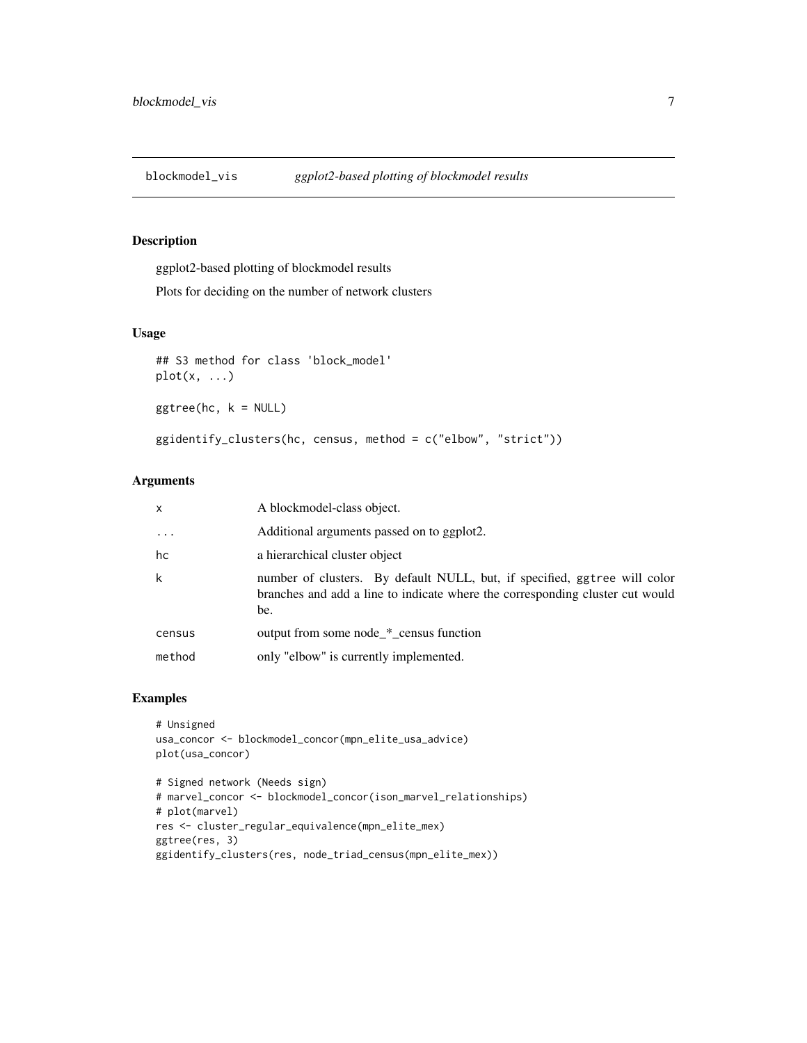# blockmodel_vis *ggplot2-based plotting of blockmodel results*

## Description

ggplot2-based plotting of blockmodel results

Plots for deciding on the number of network clusters

## Usage

```
## S3 method for class 'block_model'
plot(x, ...)

ggtree(hc, k = NULL)

ggidentify_clusters(hc, census, method = c("elbow", "strict"))
```

## Arguments

| | |
|---|---|
| x | A blockmodel-class object. |
| ... | Additional arguments passed on to ggplot2. |
| hc | a hierarchical cluster object |
| k | number of clusters. By default NULL, but, if specified, `ggtree` will color branches and add a line to indicate where the corresponding cluster cut would be. |
| census | output from some node_*_census function |
| method | only "elbow" is currently implemented. |

## Examples

```
# Unsigned
usa_concor <- blockmodel_concor(mpn_elite_usa_advice)
plot(usa_concor)

# Signed network (Needs sign)
# marvel_concor <- blockmodel_concor(ison_marvel_relationships)
# plot(marvel)
res <- cluster_regular_equivalence(mpn_elite_mex)
ggtree(res, 3)
ggidentify_clusters(res, node_triad_census(mpn_elite_mex))
```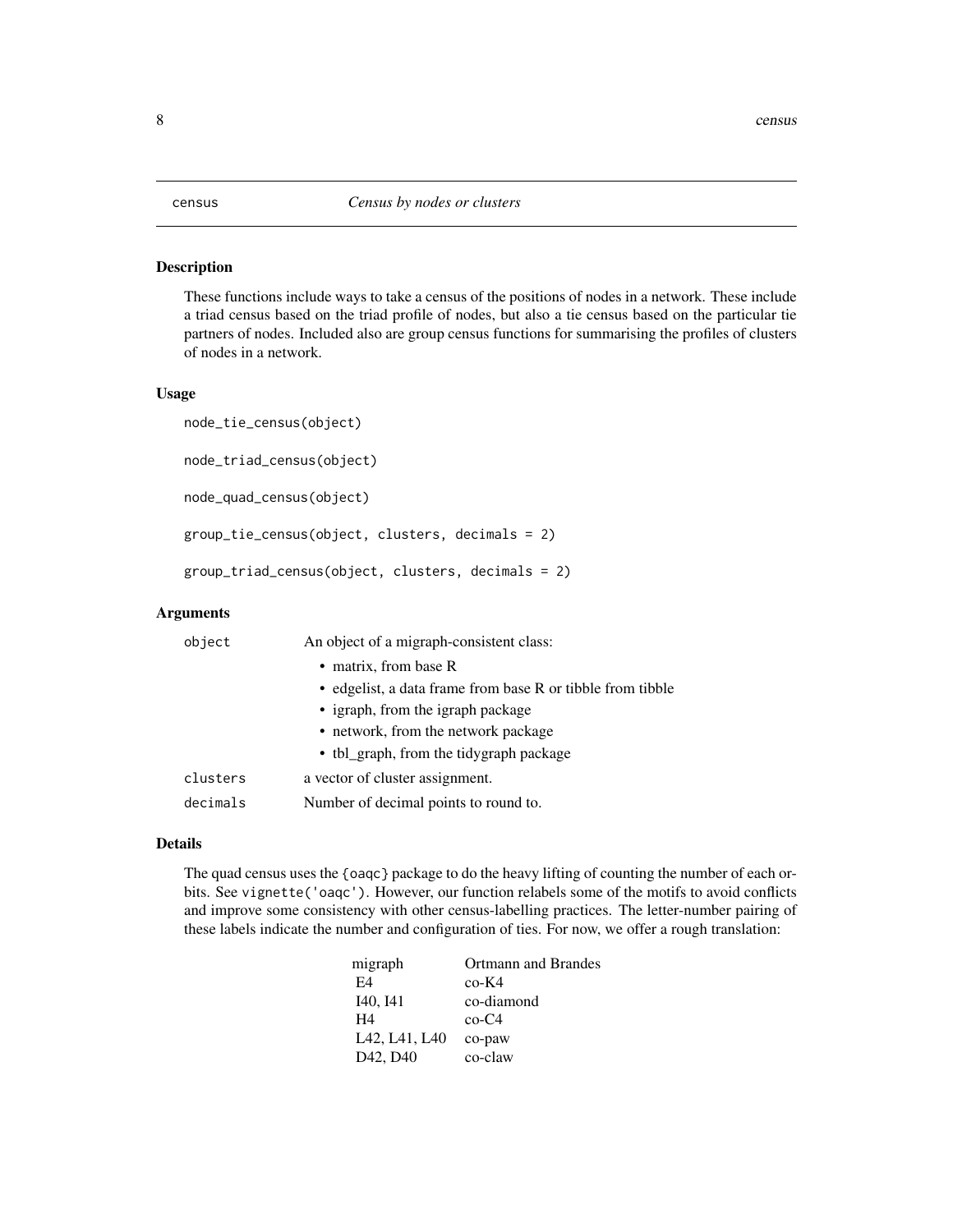`census` *Census by nodes or clusters*

## Description

These functions include ways to take a census of the positions of nodes in a network. These include a triad census based on the triad profile of nodes, but also a tie census based on the particular tie partners of nodes. Included also are group census functions for summarising the profiles of clusters of nodes in a network.

## Usage

```
node_tie_census(object)

node_triad_census(object)

node_quad_census(object)

group_tie_census(object, clusters, decimals = 2)

group_triad_census(object, clusters, decimals = 2)
```

## Arguments

| | |
|---|---|
| `object` | An object of a migraph-consistent class:<br>• matrix, from base R<br>• edgelist, a data frame from base R or tibble from tibble<br>• igraph, from the igraph package<br>• network, from the network package<br>• tbl_graph, from the tidygraph package |
| `clusters` | a vector of cluster assignment. |
| `decimals` | Number of decimal points to round to. |

## Details

The quad census uses the `{oaqc}` package to do the heavy lifting of counting the number of each orbits. See `vignette('oaqc')`. However, our function relabels some of the motifs to avoid conflicts and improve some consistency with other census-labelling practices. The letter-number pairing of these labels indicate the number and configuration of ties. For now, we offer a rough translation:

| migraph | Ortmann and Brandes |
|---|---|
| E4 | co-K4 |
| I40, I41 | co-diamond |
| H4 | co-C4 |
| L42, L41, L40 | co-paw |
| D42, D40 | co-claw |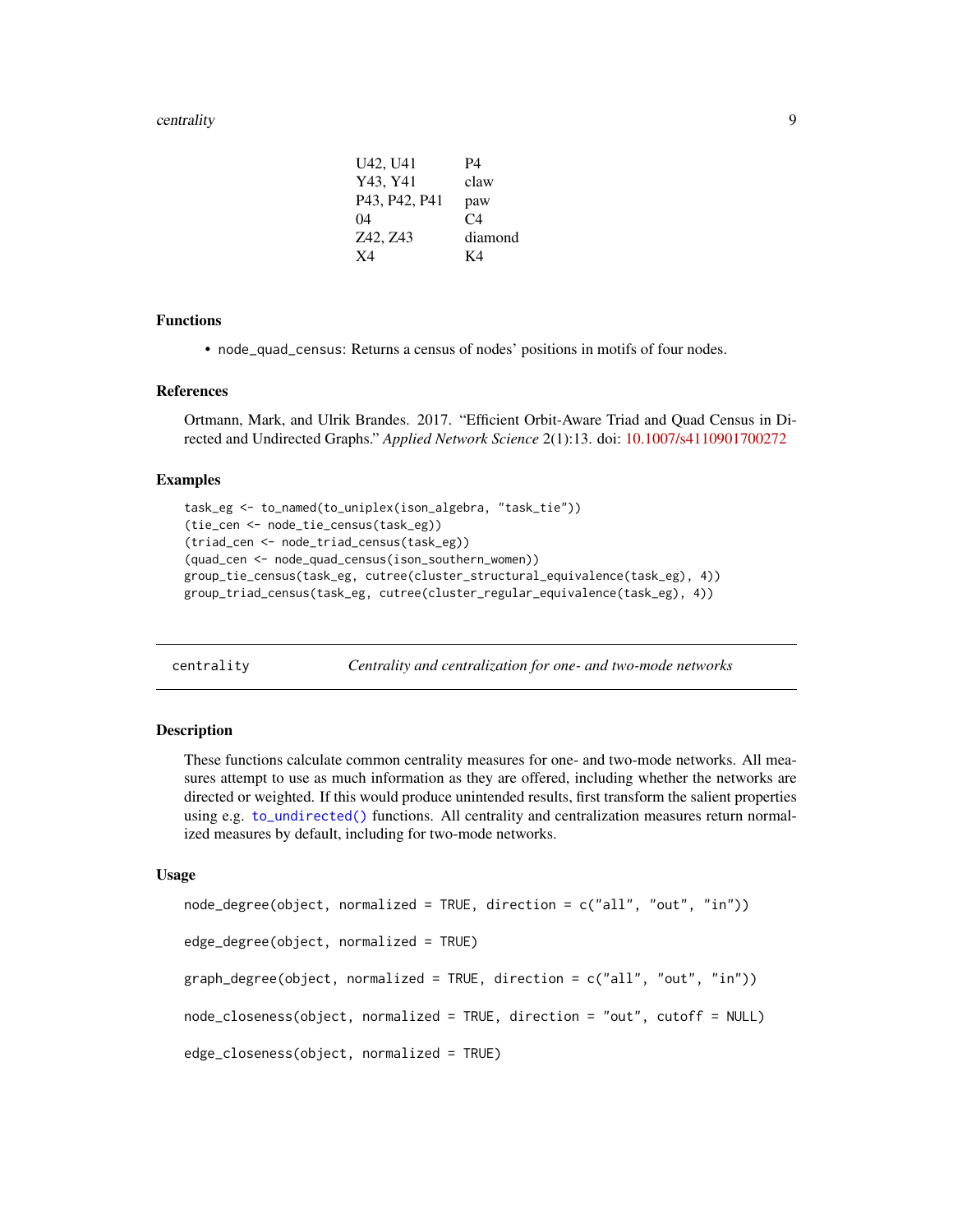| | |
|---|---|
| U42, U41 | P4 |
| Y43, Y41 | claw |
| P43, P42, P41 | paw |
| 04 | C4 |
| Z42, Z43 | diamond |
| X4 | K4 |

### Functions

- `node_quad_census`: Returns a census of nodes' positions in motifs of four nodes.

### References

Ortmann, Mark, and Ulrik Brandes. 2017. "Efficient Orbit-Aware Triad and Quad Census in Directed and Undirected Graphs." *Applied Network Science* 2(1):13. doi: 10.1007/s4110901700272

### Examples

```
task_eg <- to_named(to_uniplex(ison_algebra, "task_tie"))
(tie_cen <- node_tie_census(task_eg))
(triad_cen <- node_triad_census(task_eg))
(quad_cen <- node_quad_census(ison_southern_women))
group_tie_census(task_eg, cutree(cluster_structural_equivalence(task_eg), 4))
group_triad_census(task_eg, cutree(cluster_regular_equivalence(task_eg), 4))
```

---

## centrality — *Centrality and centralization for one- and two-mode networks*

### Description

These functions calculate common centrality measures for one- and two-mode networks. All measures attempt to use as much information as they are offered, including whether the networks are directed or weighted. If this would produce unintended results, first transform the salient properties using e.g. `to_undirected()` functions. All centrality and centralization measures return normalized measures by default, including for two-mode networks.

### Usage

```
node_degree(object, normalized = TRUE, direction = c("all", "out", "in"))

edge_degree(object, normalized = TRUE)

graph_degree(object, normalized = TRUE, direction = c("all", "out", "in"))

node_closeness(object, normalized = TRUE, direction = "out", cutoff = NULL)

edge_closeness(object, normalized = TRUE)
```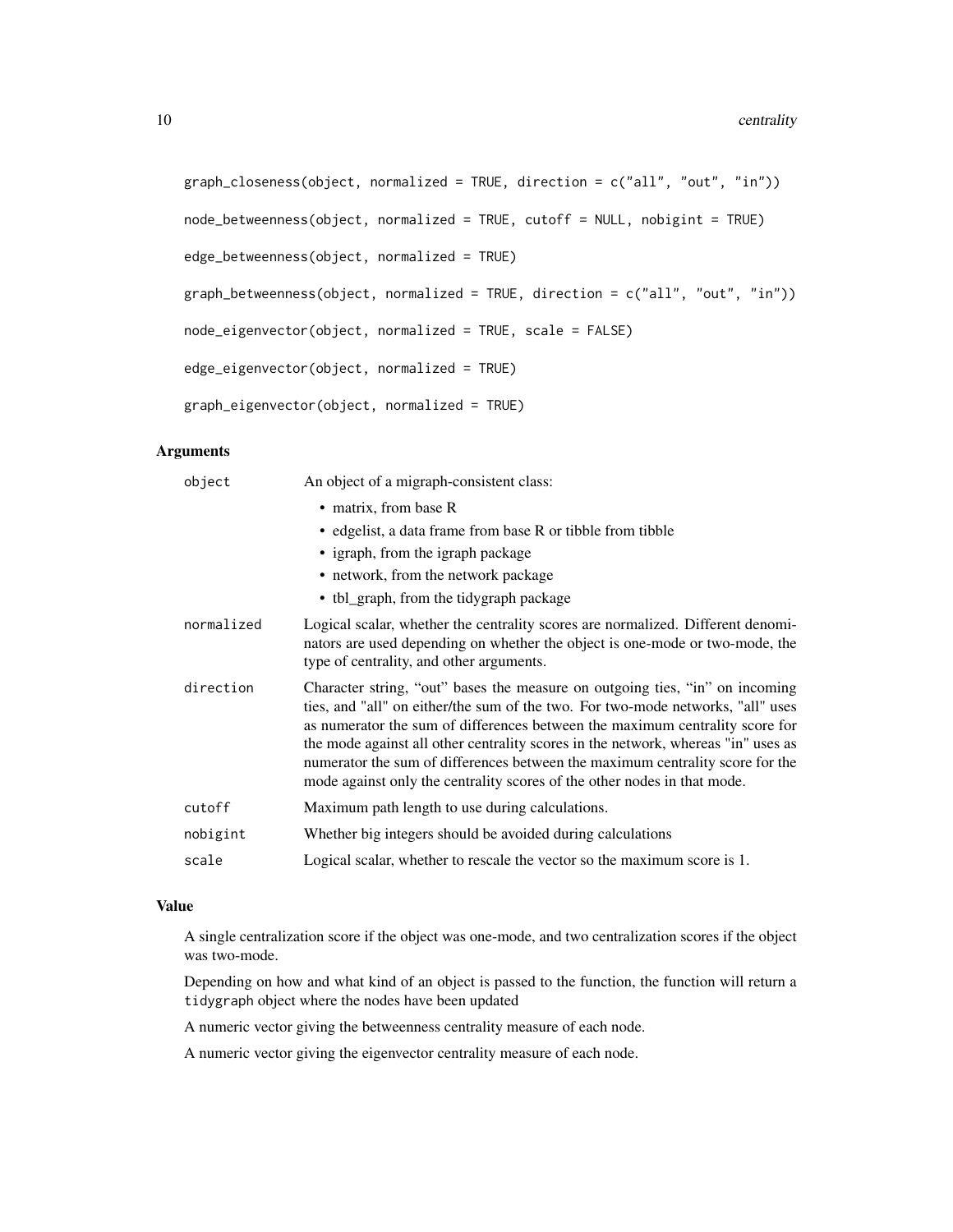```
graph_closeness(object, normalized = TRUE, direction = c("all", "out", "in"))

node_betweenness(object, normalized = TRUE, cutoff = NULL, nobigint = TRUE)

edge_betweenness(object, normalized = TRUE)

graph_betweenness(object, normalized = TRUE, direction = c("all", "out", "in"))

node_eigenvector(object, normalized = TRUE, scale = FALSE)

edge_eigenvector(object, normalized = TRUE)

graph_eigenvector(object, normalized = TRUE)
```

## Arguments

| | |
|---|---|
| `object` | An object of a migraph-consistent class:<br>• matrix, from base R<br>• edgelist, a data frame from base R or tibble from tibble<br>• igraph, from the igraph package<br>• network, from the network package<br>• tbl_graph, from the tidygraph package |
| `normalized` | Logical scalar, whether the centrality scores are normalized. Different denominators are used depending on whether the object is one-mode or two-mode, the type of centrality, and other arguments. |
| `direction` | Character string, "out" bases the measure on outgoing ties, "in" on incoming ties, and "all" on either/the sum of the two. For two-mode networks, "all" uses as numerator the sum of differences between the maximum centrality score for the mode against all other centrality scores in the network, whereas "in" uses as numerator the sum of differences between the maximum centrality score for the mode against only the centrality scores of the other nodes in that mode. |
| `cutoff` | Maximum path length to use during calculations. |
| `nobigint` | Whether big integers should be avoided during calculations |
| `scale` | Logical scalar, whether to rescale the vector so the maximum score is 1. |

## Value

A single centralization score if the object was one-mode, and two centralization scores if the object was two-mode.

Depending on how and what kind of an object is passed to the function, the function will return a `tidygraph` object where the nodes have been updated

A numeric vector giving the betweenness centrality measure of each node.

A numeric vector giving the eigenvector centrality measure of each node.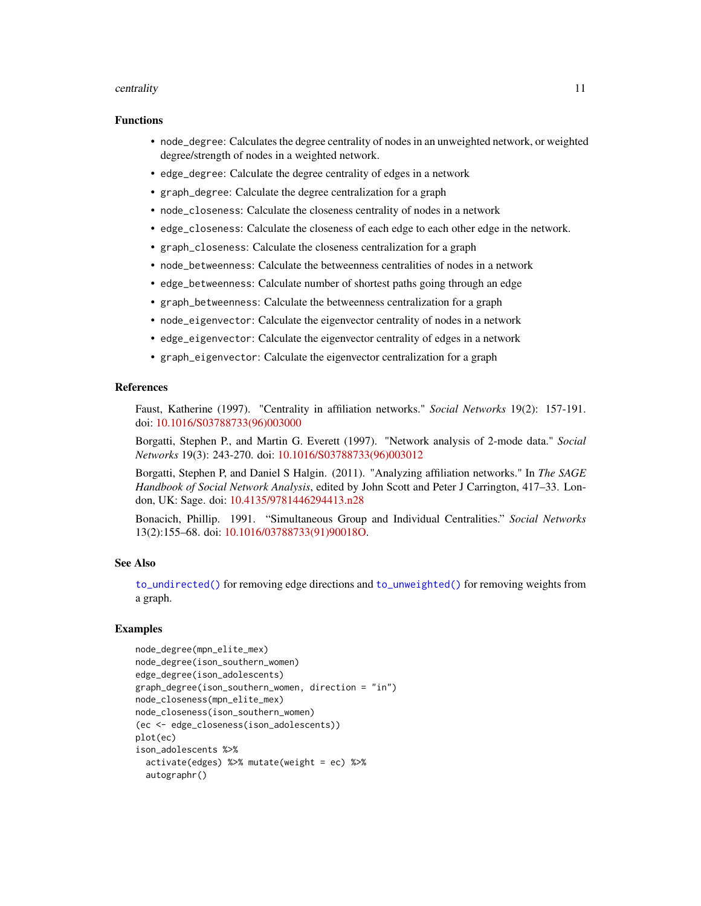### Functions

- `node_degree`: Calculates the degree centrality of nodes in an unweighted network, or weighted degree/strength of nodes in a weighted network.
- `edge_degree`: Calculate the degree centrality of edges in a network
- `graph_degree`: Calculate the degree centralization for a graph
- `node_closeness`: Calculate the closeness centrality of nodes in a network
- `edge_closeness`: Calculate the closeness of each edge to each other edge in the network.
- `graph_closeness`: Calculate the closeness centralization for a graph
- `node_betweenness`: Calculate the betweenness centralities of nodes in a network
- `edge_betweenness`: Calculate number of shortest paths going through an edge
- `graph_betweenness`: Calculate the betweenness centralization for a graph
- `node_eigenvector`: Calculate the eigenvector centrality of nodes in a network
- `edge_eigenvector`: Calculate the eigenvector centrality of edges in a network
- `graph_eigenvector`: Calculate the eigenvector centralization for a graph

### References

Faust, Katherine (1997). "Centrality in affiliation networks." *Social Networks* 19(2): 157-191. doi: 10.1016/S03788733(96)003000

Borgatti, Stephen P., and Martin G. Everett (1997). "Network analysis of 2-mode data." *Social Networks* 19(3): 243-270. doi: 10.1016/S03788733(96)003012

Borgatti, Stephen P, and Daniel S Halgin. (2011). "Analyzing affiliation networks." In *The SAGE Handbook of Social Network Analysis*, edited by John Scott and Peter J Carrington, 417–33. London, UK: Sage. doi: 10.4135/9781446294413.n28

Bonacich, Phillip. 1991. "Simultaneous Group and Individual Centralities." *Social Networks* 13(2):155–68. doi: 10.1016/03788733(91)90018O.

### See Also

`to_undirected()` for removing edge directions and `to_unweighted()` for removing weights from a graph.

### Examples

```
node_degree(mpn_elite_mex)
node_degree(ison_southern_women)
edge_degree(ison_adolescents)
graph_degree(ison_southern_women, direction = "in")
node_closeness(mpn_elite_mex)
node_closeness(ison_southern_women)
(ec <- edge_closeness(ison_adolescents))
plot(ec)
ison_adolescents %>%
  activate(edges) %>% mutate(weight = ec) %>%
  autographr()
```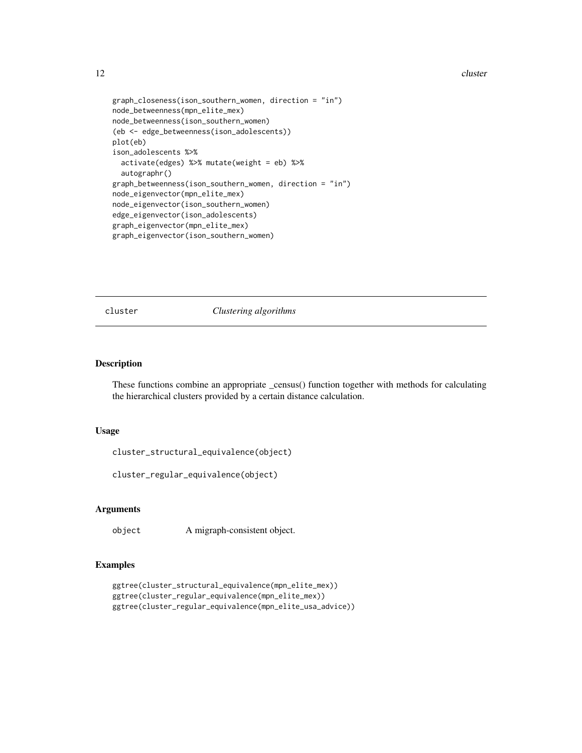```
graph_closeness(ison_southern_women, direction = "in")
node_betweenness(mpn_elite_mex)
node_betweenness(ison_southern_women)
(eb <- edge_betweenness(ison_adolescents))
plot(eb)
ison_adolescents %>%
  activate(edges) %>% mutate(weight = eb) %>%
  autographr()
graph_betweenness(ison_southern_women, direction = "in")
node_eigenvector(mpn_elite_mex)
node_eigenvector(ison_southern_women)
edge_eigenvector(ison_adolescents)
graph_eigenvector(mpn_elite_mex)
graph_eigenvector(ison_southern_women)
```

---

## cluster    *Clustering algorithms*

---

### Description

These functions combine an appropriate _census() function together with methods for calculating the hierarchical clusters provided by a certain distance calculation.

### Usage

```
cluster_structural_equivalence(object)

cluster_regular_equivalence(object)
```

### Arguments

| | |
|---|---|
| object | A migraph-consistent object. |

### Examples

```
ggtree(cluster_structural_equivalence(mpn_elite_mex))
ggtree(cluster_regular_equivalence(mpn_elite_mex))
ggtree(cluster_regular_equivalence(mpn_elite_usa_advice))
```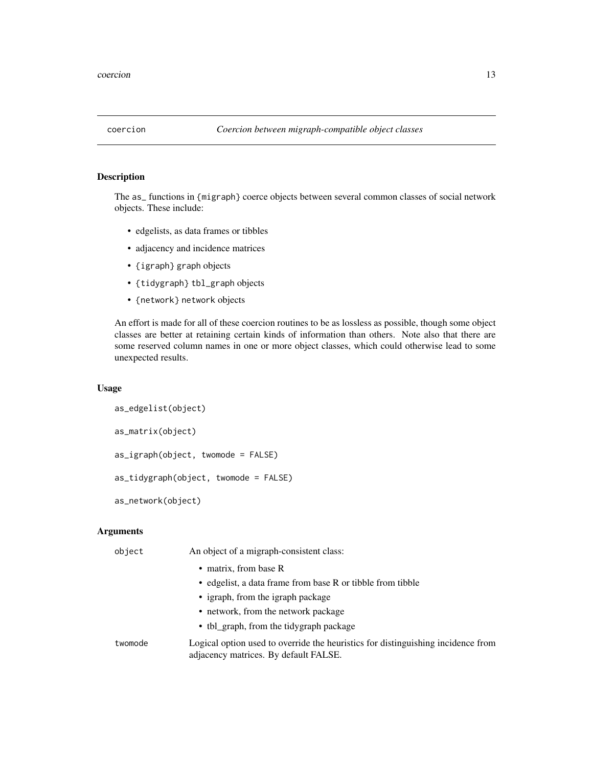## coercion — *Coercion between migraph-compatible object classes*

### Description

The `as_` functions in `{migraph}` coerce objects between several common classes of social network objects. These include:

- edgelists, as data frames or tibbles
- adjacency and incidence matrices
- `{igraph}` `graph` objects
- `{tidygraph}` `tbl_graph` objects
- `{network}` `network` objects

An effort is made for all of these coercion routines to be as lossless as possible, though some object classes are better at retaining certain kinds of information than others. Note also that there are some reserved column names in one or more object classes, which could otherwise lead to some unexpected results.

### Usage

```
as_edgelist(object)

as_matrix(object)

as_igraph(object, twomode = FALSE)

as_tidygraph(object, twomode = FALSE)

as_network(object)
```

### Arguments

| | |
|---|---|
| `object` | An object of a migraph-consistent class:<br>• matrix, from base R<br>• edgelist, a data frame from base R or tibble from tibble<br>• igraph, from the igraph package<br>• network, from the network package<br>• tbl_graph, from the tidygraph package |
| `twomode` | Logical option used to override the heuristics for distinguishing incidence from adjacency matrices. By default FALSE. |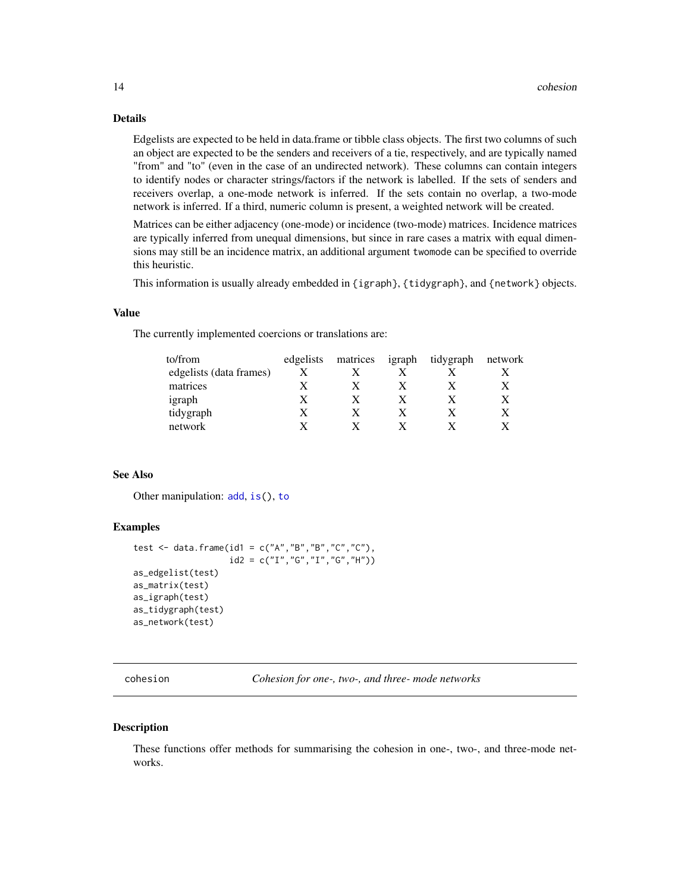## Details

Edgelists are expected to be held in data.frame or tibble class objects. The first two columns of such an object are expected to be the senders and receivers of a tie, respectively, and are typically named "from" and "to" (even in the case of an undirected network). These columns can contain integers to identify nodes or character strings/factors if the network is labelled. If the sets of senders and receivers overlap, a one-mode network is inferred. If the sets contain no overlap, a two-mode network is inferred. If a third, numeric column is present, a weighted network will be created.

Matrices can be either adjacency (one-mode) or incidence (two-mode) matrices. Incidence matrices are typically inferred from unequal dimensions, but since in rare cases a matrix with equal dimensions may still be an incidence matrix, an additional argument `twomode` can be specified to override this heuristic.

This information is usually already embedded in `{igraph}`, `{tidygraph}`, and `{network}` objects.

## Value

The currently implemented coercions or translations are:

| to/from | edgelists | matrices | igraph | tidygraph | network |
|---|---|---|---|---|---|
| edgelists (data frames) | X | X | X | X | X |
| matrices | X | X | X | X | X |
| igraph | X | X | X | X | X |
| tidygraph | X | X | X | X | X |
| network | X | X | X | X | X |

## See Also

Other manipulation: `add`, `is()`, `to`

## Examples

```
test <- data.frame(id1 = c("A","B","B","C","C"),
                   id2 = c("I","G","I","G","H"))
as_edgelist(test)
as_matrix(test)
as_igraph(test)
as_tidygraph(test)
as_network(test)
```

---

# cohesion — *Cohesion for one-, two-, and three- mode networks*

## Description

These functions offer methods for summarising the cohesion in one-, two-, and three-mode networks.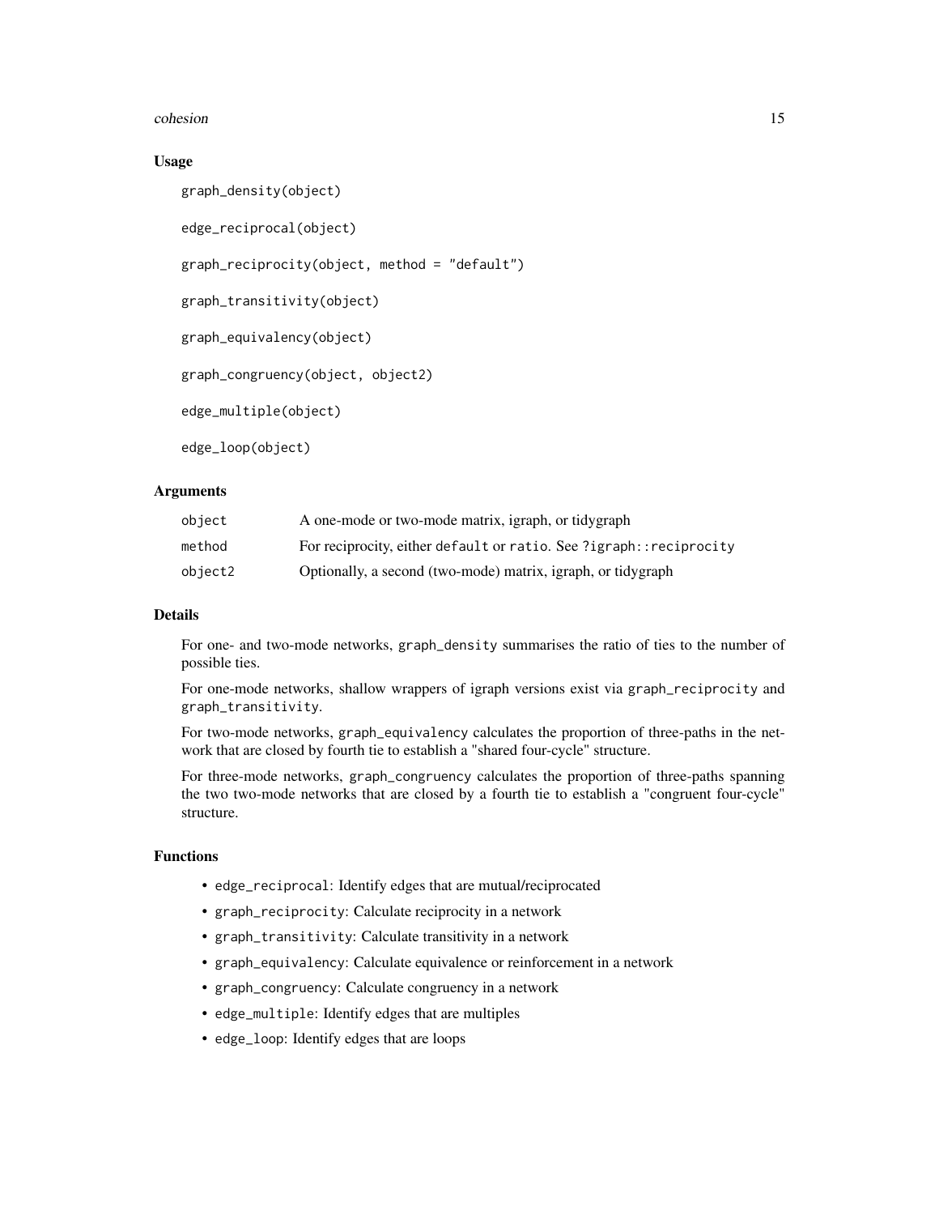### Usage

```
graph_density(object)

edge_reciprocal(object)

graph_reciprocity(object, method = "default")

graph_transitivity(object)

graph_equivalency(object)

graph_congruency(object, object2)

edge_multiple(object)

edge_loop(object)
```

### Arguments

| | |
|---|---|
| `object` | A one-mode or two-mode matrix, igraph, or tidygraph |
| `method` | For reciprocity, either `default` or `ratio`. See `?igraph::reciprocity` |
| `object2` | Optionally, a second (two-mode) matrix, igraph, or tidygraph |

### Details

For one- and two-mode networks, `graph_density` summarises the ratio of ties to the number of possible ties.

For one-mode networks, shallow wrappers of igraph versions exist via `graph_reciprocity` and `graph_transitivity`.

For two-mode networks, `graph_equivalency` calculates the proportion of three-paths in the network that are closed by fourth tie to establish a "shared four-cycle" structure.

For three-mode networks, `graph_congruency` calculates the proportion of three-paths spanning the two two-mode networks that are closed by a fourth tie to establish a "congruent four-cycle" structure.

### Functions

- `edge_reciprocal`: Identify edges that are mutual/reciprocated
- `graph_reciprocity`: Calculate reciprocity in a network
- `graph_transitivity`: Calculate transitivity in a network
- `graph_equivalency`: Calculate equivalence or reinforcement in a network
- `graph_congruency`: Calculate congruency in a network
- `edge_multiple`: Identify edges that are multiples
- `edge_loop`: Identify edges that are loops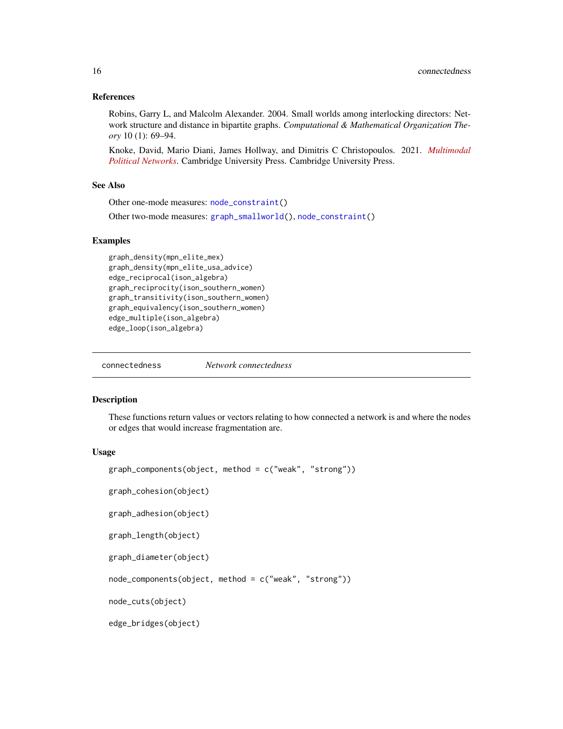### References

Robins, Garry L, and Malcolm Alexander. 2004. Small worlds among interlocking directors: Network structure and distance in bipartite graphs. *Computational & Mathematical Organization Theory* 10 (1): 69–94.

Knoke, David, Mario Diani, James Hollway, and Dimitris C Christopoulos. 2021. *Multimodal Political Networks*. Cambridge University Press. Cambridge University Press.

### See Also

Other one-mode measures: `node_constraint()`

Other two-mode measures: `graph_smallworld()`, `node_constraint()`

### Examples

```
graph_density(mpn_elite_mex)
graph_density(mpn_elite_usa_advice)
edge_reciprocal(ison_algebra)
graph_reciprocity(ison_southern_women)
graph_transitivity(ison_southern_women)
graph_equivalency(ison_southern_women)
edge_multiple(ison_algebra)
edge_loop(ison_algebra)
```

---

## connectedness — *Network connectedness*

### Description

These functions return values or vectors relating to how connected a network is and where the nodes or edges that would increase fragmentation are.

### Usage

```
graph_components(object, method = c("weak", "strong"))

graph_cohesion(object)

graph_adhesion(object)

graph_length(object)

graph_diameter(object)

node_components(object, method = c("weak", "strong"))

node_cuts(object)

edge_bridges(object)
```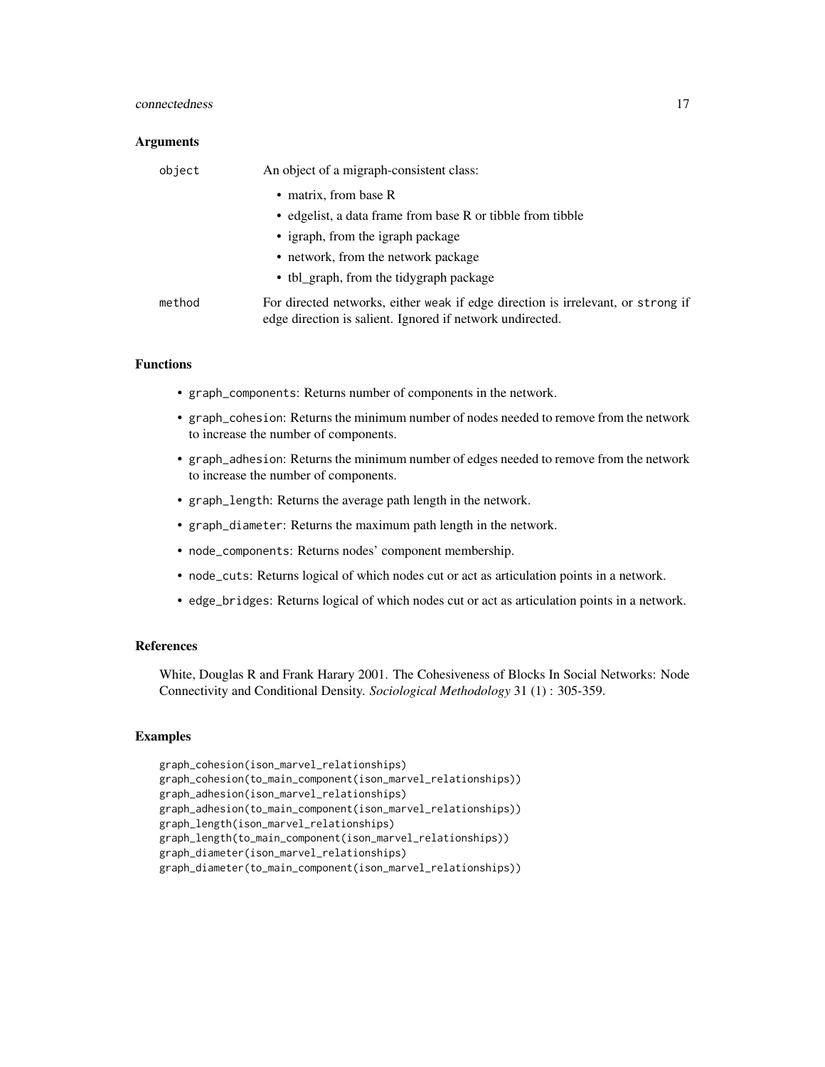## Arguments

| | |
|---|---|
| `object` | An object of a migraph-consistent class:<br>• matrix, from base R<br>• edgelist, a data frame from base R or tibble from tibble<br>• igraph, from the igraph package<br>• network, from the network package<br>• tbl_graph, from the tidygraph package |
| `method` | For directed networks, either `weak` if edge direction is irrelevant, or `strong` if edge direction is salient. Ignored if network undirected. |

## Functions

- `graph_components`: Returns number of components in the network.
- `graph_cohesion`: Returns the minimum number of nodes needed to remove from the network to increase the number of components.
- `graph_adhesion`: Returns the minimum number of edges needed to remove from the network to increase the number of components.
- `graph_length`: Returns the average path length in the network.
- `graph_diameter`: Returns the maximum path length in the network.
- `node_components`: Returns nodes' component membership.
- `node_cuts`: Returns logical of which nodes cut or act as articulation points in a network.
- `edge_bridges`: Returns logical of which nodes cut or act as articulation points in a network.

## References

White, Douglas R and Frank Harary 2001. The Cohesiveness of Blocks In Social Networks: Node Connectivity and Conditional Density. *Sociological Methodology* 31 (1) : 305-359.

## Examples

```
graph_cohesion(ison_marvel_relationships)
graph_cohesion(to_main_component(ison_marvel_relationships))
graph_adhesion(ison_marvel_relationships)
graph_adhesion(to_main_component(ison_marvel_relationships))
graph_length(ison_marvel_relationships)
graph_length(to_main_component(ison_marvel_relationships))
graph_diameter(ison_marvel_relationships)
graph_diameter(to_main_component(ison_marvel_relationships))
```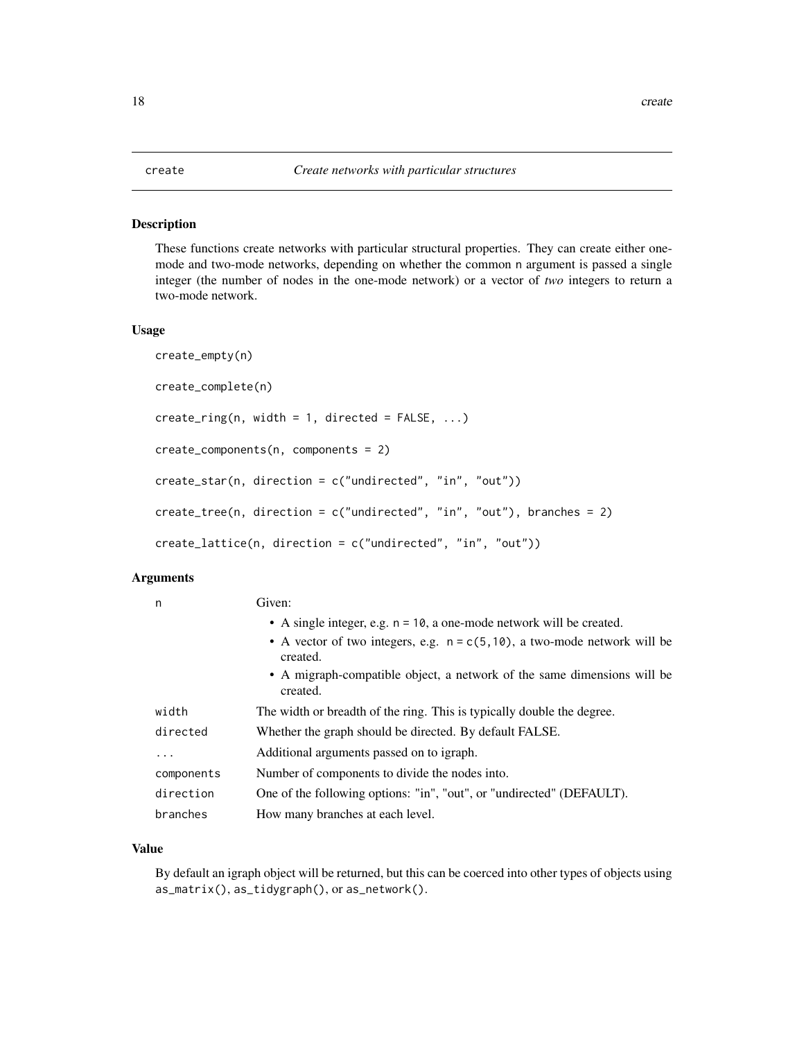# create — *Create networks with particular structures*

## Description

These functions create networks with particular structural properties. They can create either one-mode and two-mode networks, depending on whether the common `n` argument is passed a single integer (the number of nodes in the one-mode network) or a vector of *two* integers to return a two-mode network.

## Usage

```
create_empty(n)

create_complete(n)

create_ring(n, width = 1, directed = FALSE, ...)

create_components(n, components = 2)

create_star(n, direction = c("undirected", "in", "out"))

create_tree(n, direction = c("undirected", "in", "out"), branches = 2)

create_lattice(n, direction = c("undirected", "in", "out"))
```

## Arguments

| Argument | Description |
|---|---|
| `n` | Given:<br>• A single integer, e.g. `n = 10`, a one-mode network will be created.<br>• A vector of two integers, e.g. `n = c(5,10)`, a two-mode network will be created.<br>• A migraph-compatible object, a network of the same dimensions will be created. |
| `width` | The width or breadth of the ring. This is typically double the degree. |
| `directed` | Whether the graph should be directed. By default FALSE. |
| `...` | Additional arguments passed on to igraph. |
| `components` | Number of components to divide the nodes into. |
| `direction` | One of the following options: "in", "out", or "undirected" (DEFAULT). |
| `branches` | How many branches at each level. |

## Value

By default an igraph object will be returned, but this can be coerced into other types of objects using `as_matrix()`, `as_tidygraph()`, or `as_network()`.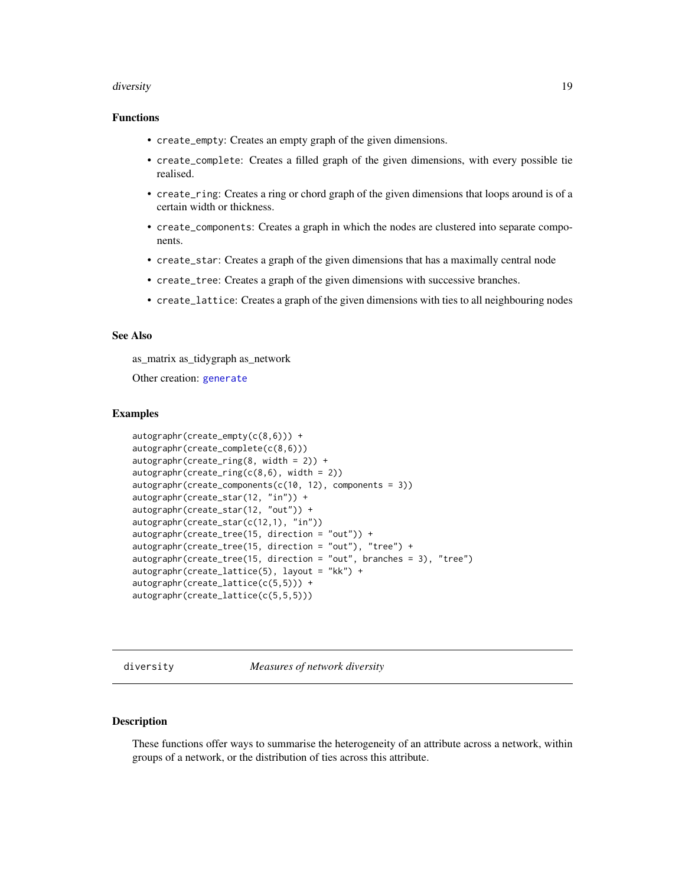### Functions

- `create_empty`: Creates an empty graph of the given dimensions.
- `create_complete`: Creates a filled graph of the given dimensions, with every possible tie realised.
- `create_ring`: Creates a ring or chord graph of the given dimensions that loops around is of a certain width or thickness.
- `create_components`: Creates a graph in which the nodes are clustered into separate components.
- `create_star`: Creates a graph of the given dimensions that has a maximally central node
- `create_tree`: Creates a graph of the given dimensions with successive branches.
- `create_lattice`: Creates a graph of the given dimensions with ties to all neighbouring nodes

### See Also

as_matrix as_tidygraph as_network

Other creation: `generate`

### Examples

```
autographr(create_empty(c(8,6))) +
autographr(create_complete(c(8,6)))
autographr(create_ring(8, width = 2)) +
autographr(create_ring(c(8,6), width = 2))
autographr(create_components(c(10, 12), components = 3))
autographr(create_star(12, "in")) +
autographr(create_star(12, "out")) +
autographr(create_star(c(12,1), "in"))
autographr(create_tree(15, direction = "out")) +
autographr(create_tree(15, direction = "out"), "tree") +
autographr(create_tree(15, direction = "out", branches = 3), "tree")
autographr(create_lattice(5), layout = "kk") +
autographr(create_lattice(c(5,5))) +
autographr(create_lattice(c(5,5,5)))
```

---

## diversity — *Measures of network diversity*

### Description

These functions offer ways to summarise the heterogeneity of an attribute across a network, within groups of a network, or the distribution of ties across this attribute.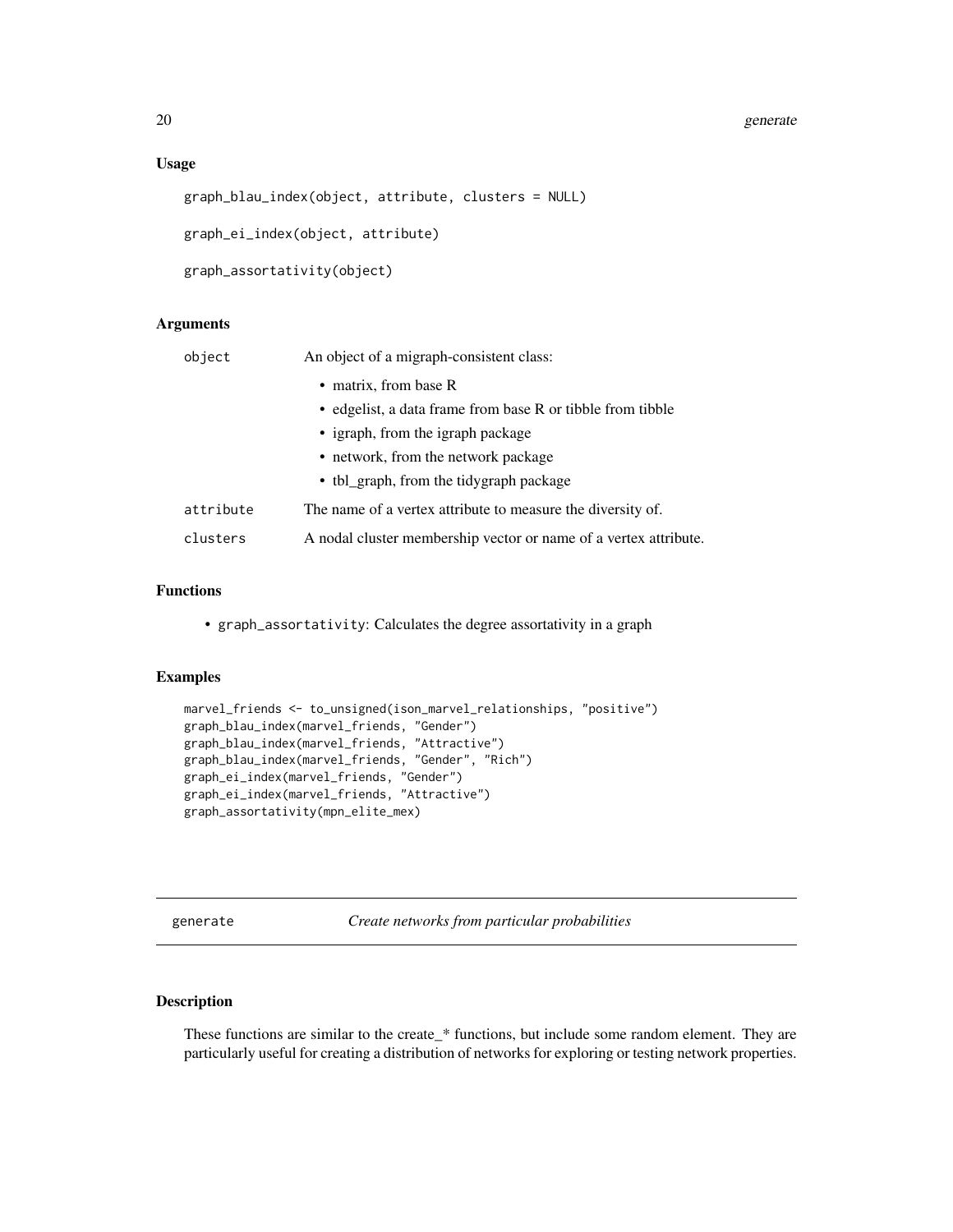### Usage

```
graph_blau_index(object, attribute, clusters = NULL)

graph_ei_index(object, attribute)

graph_assortativity(object)
```

### Arguments

| | |
|---|---|
| object | An object of a migraph-consistent class: <br>• matrix, from base R <br>• edgelist, a data frame from base R or tibble from tibble <br>• igraph, from the igraph package <br>• network, from the network package <br>• tbl_graph, from the tidygraph package |
| attribute | The name of a vertex attribute to measure the diversity of. |
| clusters | A nodal cluster membership vector or name of a vertex attribute. |

### Functions

- graph_assortativity: Calculates the degree assortativity in a graph

### Examples

```
marvel_friends <- to_unsigned(ison_marvel_relationships, "positive")
graph_blau_index(marvel_friends, "Gender")
graph_blau_index(marvel_friends, "Attractive")
graph_blau_index(marvel_friends, "Gender", "Rich")
graph_ei_index(marvel_friends, "Gender")
graph_ei_index(marvel_friends, "Attractive")
graph_assortativity(mpn_elite_mex)
```

---

## generate — *Create networks from particular probabilities*

---

### Description

These functions are similar to the create_* functions, but include some random element. They are particularly useful for creating a distribution of networks for exploring or testing network properties.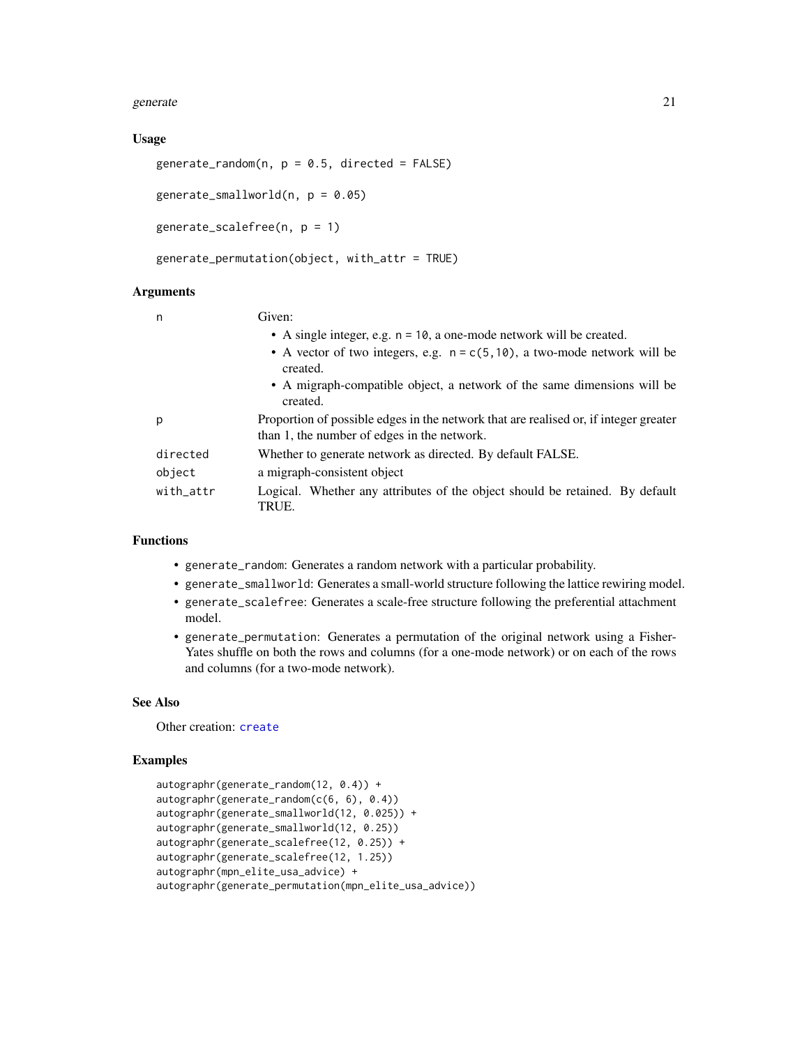### Usage

```
generate_random(n, p = 0.5, directed = FALSE)

generate_smallworld(n, p = 0.05)

generate_scalefree(n, p = 1)

generate_permutation(object, with_attr = TRUE)
```

### Arguments

| | |
|---|---|
| n | Given: <br>• A single integer, e.g. `n = 10`, a one-mode network will be created. <br>• A vector of two integers, e.g. `n = c(5,10)`, a two-mode network will be created. <br>• A migraph-compatible object, a network of the same dimensions will be created. |
| p | Proportion of possible edges in the network that are realised or, if integer greater than 1, the number of edges in the network. |
| directed | Whether to generate network as directed. By default FALSE. |
| object | a migraph-consistent object |
| with_attr | Logical. Whether any attributes of the object should be retained. By default TRUE. |

### Functions

- `generate_random`: Generates a random network with a particular probability.
- `generate_smallworld`: Generates a small-world structure following the lattice rewiring model.
- `generate_scalefree`: Generates a scale-free structure following the preferential attachment model.
- `generate_permutation`: Generates a permutation of the original network using a Fisher-Yates shuffle on both the rows and columns (for a one-mode network) or on each of the rows and columns (for a two-mode network).

### See Also

Other creation: `create`

### Examples

```
autographr(generate_random(12, 0.4)) +
autographr(generate_random(c(6, 6), 0.4))
autographr(generate_smallworld(12, 0.025)) +
autographr(generate_smallworld(12, 0.25))
autographr(generate_scalefree(12, 0.25)) +
autographr(generate_scalefree(12, 1.25))
autographr(mpn_elite_usa_advice) +
autographr(generate_permutation(mpn_elite_usa_advice))
```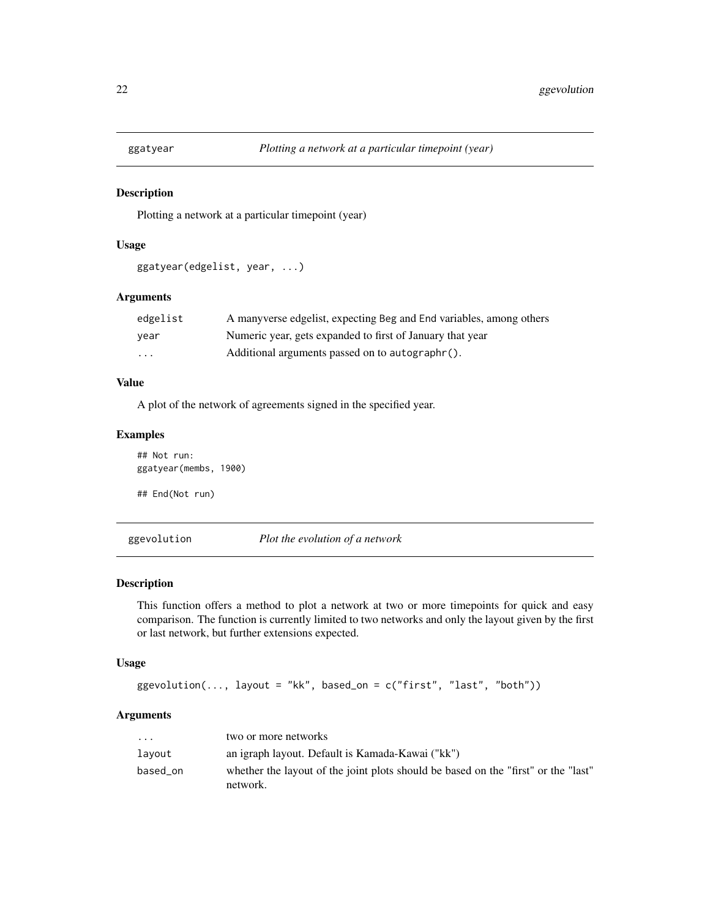## ggatyear — *Plotting a network at a particular timepoint (year)*

### Description

Plotting a network at a particular timepoint (year)

### Usage

```
ggatyear(edgelist, year, ...)
```

### Arguments

| | |
|---|---|
| `edgelist` | A manyverse edgelist, expecting `Beg` and `End` variables, among others |
| `year` | Numeric year, gets expanded to first of January that year |
| `...` | Additional arguments passed on to `autographr()`. |

### Value

A plot of the network of agreements signed in the specified year.

### Examples

```
## Not run:
ggatyear(membs, 1900)

## End(Not run)
```

## ggevolution — *Plot the evolution of a network*

### Description

This function offers a method to plot a network at two or more timepoints for quick and easy comparison. The function is currently limited to two networks and only the layout given by the first or last network, but further extensions expected.

### Usage

```
ggevolution(..., layout = "kk", based_on = c("first", "last", "both"))
```

### Arguments

| | |
|---|---|
| `...` | two or more networks |
| `layout` | an igraph layout. Default is Kamada-Kawai ("kk") |
| `based_on` | whether the layout of the joint plots should be based on the "first" or the "last" network. |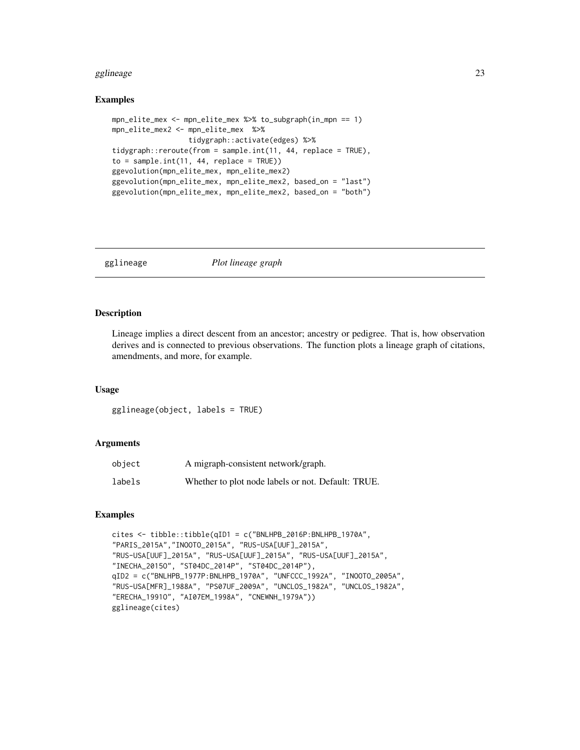## Examples

```
mpn_elite_mex <- mpn_elite_mex %>% to_subgraph(in_mpn == 1)
mpn_elite_mex2 <- mpn_elite_mex  %>%
                  tidygraph::activate(edges) %>%
tidygraph::reroute(from = sample.int(11, 44, replace = TRUE),
to = sample.int(11, 44, replace = TRUE))
ggevolution(mpn_elite_mex, mpn_elite_mex2)
ggevolution(mpn_elite_mex, mpn_elite_mex2, based_on = "last")
ggevolution(mpn_elite_mex, mpn_elite_mex2, based_on = "both")
```

---

# gglineage *Plot lineage graph*

## Description

Lineage implies a direct descent from an ancestor; ancestry or pedigree. That is, how observation derives and is connected to previous observations. The function plots a lineage graph of citations, amendments, and more, for example.

## Usage

```
gglineage(object, labels = TRUE)
```

## Arguments

| | |
|---|---|
| object | A migraph-consistent network/graph. |
| labels | Whether to plot node labels or not. Default: TRUE. |

## Examples

```
cites <- tibble::tibble(qID1 = c("BNLHPB_2016P:BNLHPB_1970A",
"PARIS_2015A","INOOTO_2015A", "RUS-USA[UUF]_2015A",
"RUS-USA[UUF]_2015A", "RUS-USA[UUF]_2015A", "RUS-USA[UUF]_2015A",
"INECHA_2015O", "ST04DC_2014P", "ST04DC_2014P"),
qID2 = c("BNLHPB_1977P:BNLHPB_1970A", "UNFCCC_1992A", "INOOTO_2005A",
"RUS-USA[MFR]_1988A", "PS07UF_2009A", "UNCLOS_1982A", "UNCLOS_1982A",
"ERECHA_1991O", "AI07EM_1998A", "CNEWNH_1979A"))
gglineage(cites)
```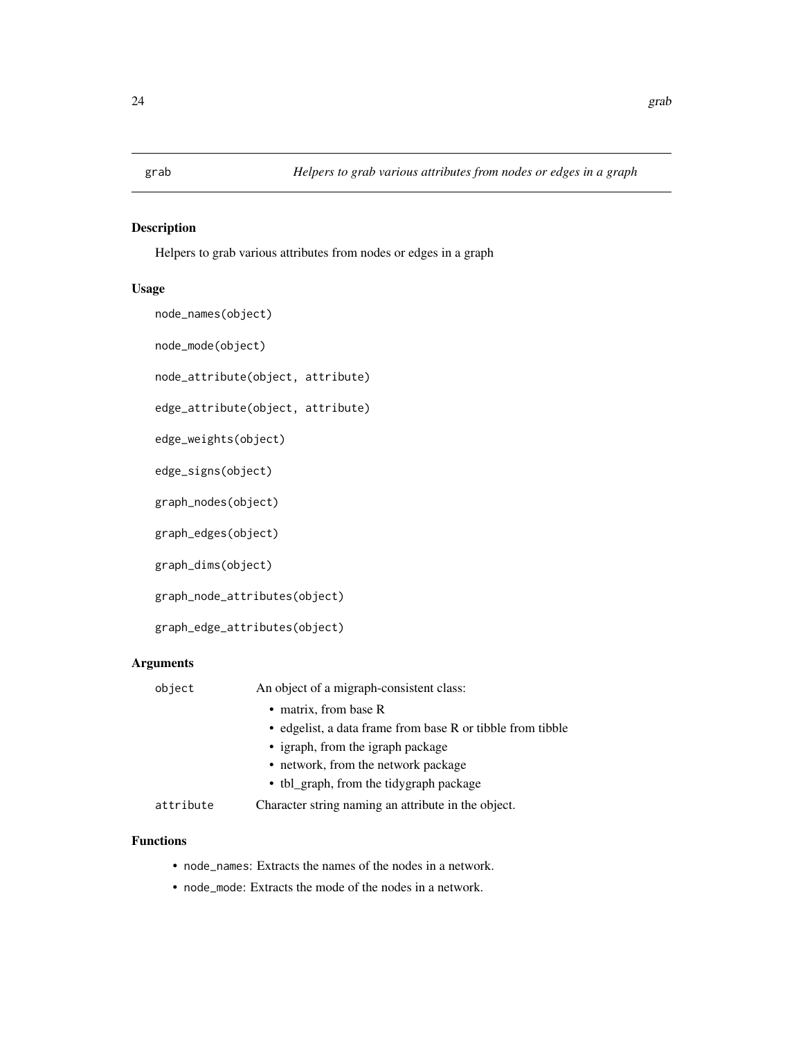## grab — *Helpers to grab various attributes from nodes or edges in a graph*

### Description

Helpers to grab various attributes from nodes or edges in a graph

### Usage

```
node_names(object)

node_mode(object)

node_attribute(object, attribute)

edge_attribute(object, attribute)

edge_weights(object)

edge_signs(object)

graph_nodes(object)

graph_edges(object)

graph_dims(object)

graph_node_attributes(object)

graph_edge_attributes(object)
```

### Arguments

| | |
|---|---|
| `object` | An object of a migraph-consistent class: <br>• matrix, from base R <br>• edgelist, a data frame from base R or tibble from tibble <br>• igraph, from the igraph package <br>• network, from the network package <br>• tbl_graph, from the tidygraph package |
| `attribute` | Character string naming an attribute in the object. |

### Functions

- `node_names`: Extracts the names of the nodes in a network.
- `node_mode`: Extracts the mode of the nodes in a network.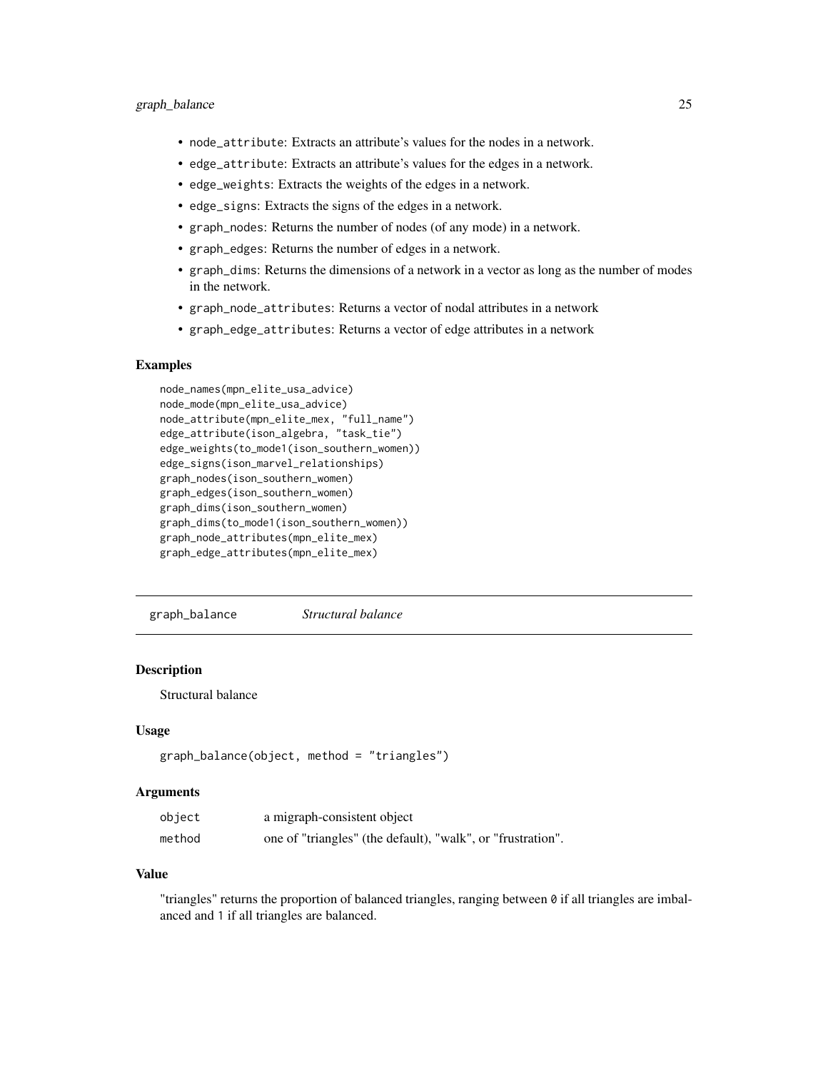- `node_attribute`: Extracts an attribute's values for the nodes in a network.
- `edge_attribute`: Extracts an attribute's values for the edges in a network.
- `edge_weights`: Extracts the weights of the edges in a network.
- `edge_signs`: Extracts the signs of the edges in a network.
- `graph_nodes`: Returns the number of nodes (of any mode) in a network.
- `graph_edges`: Returns the number of edges in a network.
- `graph_dims`: Returns the dimensions of a network in a vector as long as the number of modes in the network.
- `graph_node_attributes`: Returns a vector of nodal attributes in a network
- `graph_edge_attributes`: Returns a vector of edge attributes in a network

### Examples

```
node_names(mpn_elite_usa_advice)
node_mode(mpn_elite_usa_advice)
node_attribute(mpn_elite_mex, "full_name")
edge_attribute(ison_algebra, "task_tie")
edge_weights(to_mode1(ison_southern_women))
edge_signs(ison_marvel_relationships)
graph_nodes(ison_southern_women)
graph_edges(ison_southern_women)
graph_dims(ison_southern_women)
graph_dims(to_mode1(ison_southern_women))
graph_node_attributes(mpn_elite_mex)
graph_edge_attributes(mpn_elite_mex)
```

---

## graph_balance — *Structural balance*

### Description

Structural balance

### Usage

```
graph_balance(object, method = "triangles")
```

### Arguments

| | |
|---|---|
| object | a migraph-consistent object |
| method | one of "triangles" (the default), "walk", or "frustration". |

### Value

"triangles" returns the proportion of balanced triangles, ranging between `0` if all triangles are imbalanced and `1` if all triangles are balanced.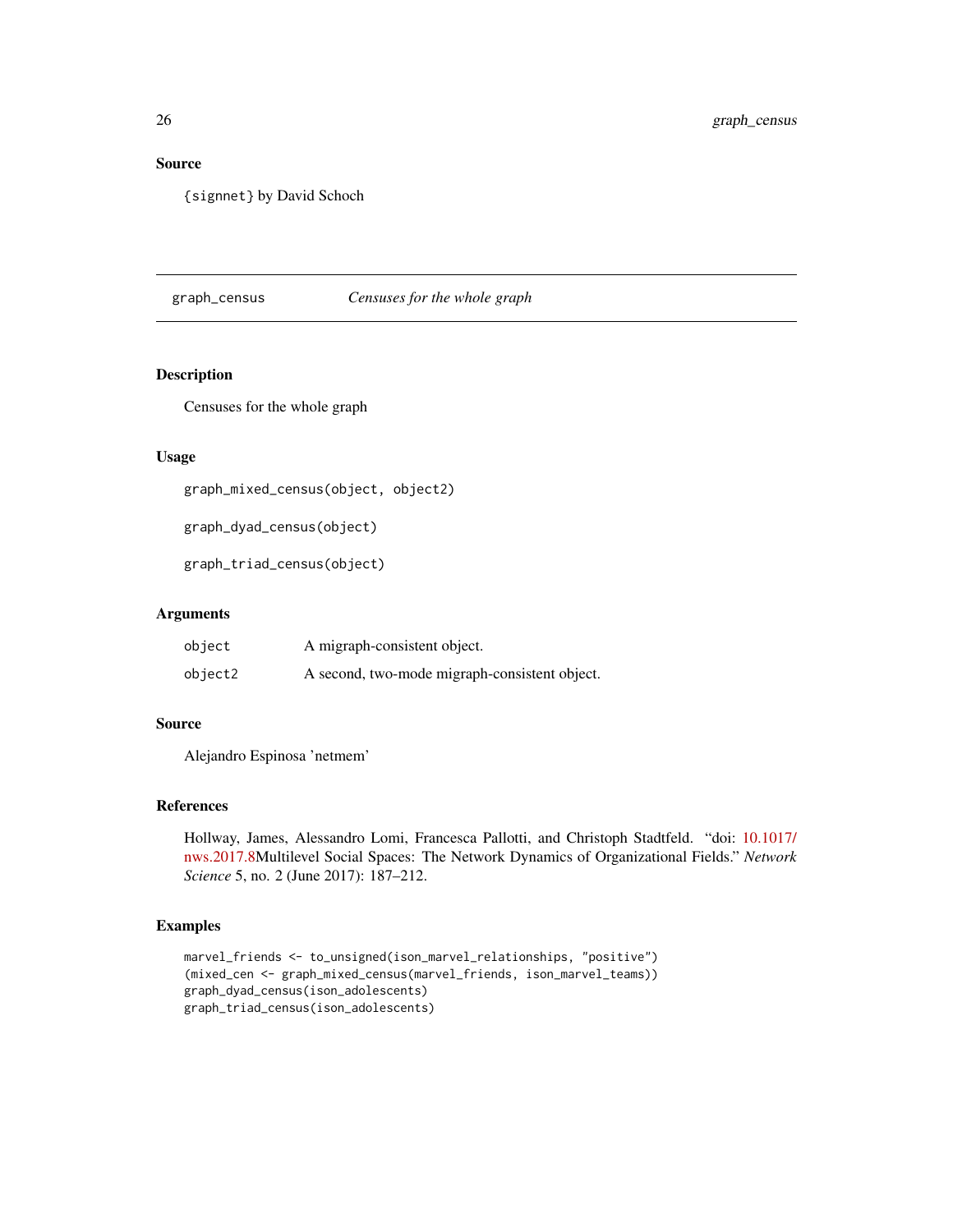## Source

{signnet} by David Schoch

---

## graph_census *Censuses for the whole graph*

### Description

Censuses for the whole graph

### Usage

```
graph_mixed_census(object, object2)

graph_dyad_census(object)

graph_triad_census(object)
```

### Arguments

| | |
|---|---|
| object | A migraph-consistent object. |
| object2 | A second, two-mode migraph-consistent object. |

### Source

Alejandro Espinosa 'netmem'

### References

Hollway, James, Alessandro Lomi, Francesca Pallotti, and Christoph Stadtfeld. "doi: 10.1017/nws.2017.8Multilevel Social Spaces: The Network Dynamics of Organizational Fields." *Network Science* 5, no. 2 (June 2017): 187–212.

### Examples

```
marvel_friends <- to_unsigned(ison_marvel_relationships, "positive")
(mixed_cen <- graph_mixed_census(marvel_friends, ison_marvel_teams))
graph_dyad_census(ison_adolescents)
graph_triad_census(ison_adolescents)
```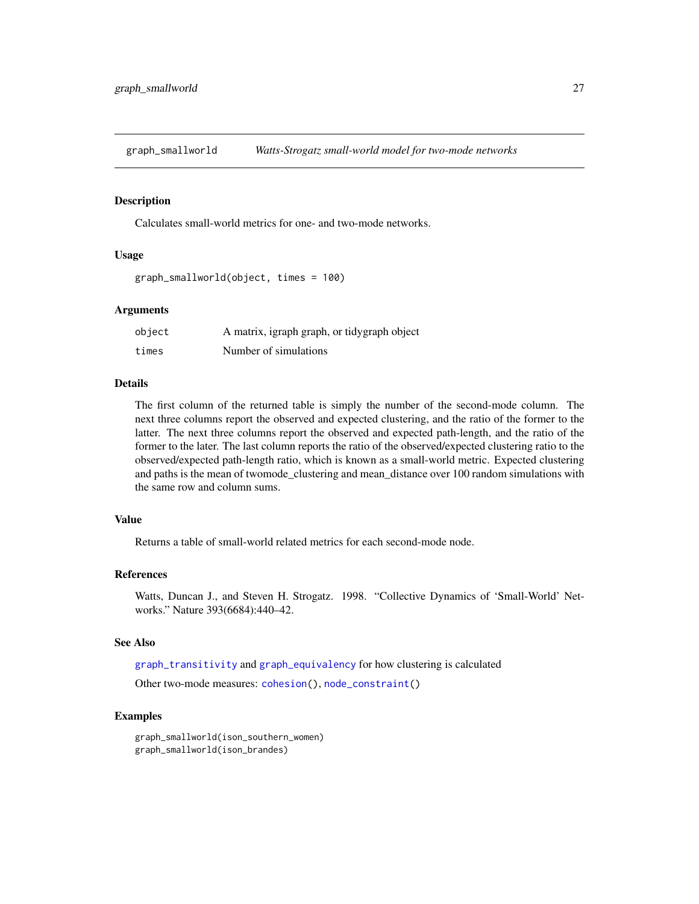## graph_smallworld *Watts-Strogatz small-world model for two-mode networks*

### Description

Calculates small-world metrics for one- and two-mode networks.

### Usage

```
graph_smallworld(object, times = 100)
```

### Arguments

| | |
|---|---|
| object | A matrix, igraph graph, or tidygraph object |
| times | Number of simulations |

### Details

The first column of the returned table is simply the number of the second-mode column. The next three columns report the observed and expected clustering, and the ratio of the former to the latter. The next three columns report the observed and expected path-length, and the ratio of the former to the later. The last column reports the ratio of the observed/expected clustering ratio to the observed/expected path-length ratio, which is known as a small-world metric. Expected clustering and paths is the mean of twomode_clustering and mean_distance over 100 random simulations with the same row and column sums.

### Value

Returns a table of small-world related metrics for each second-mode node.

### References

Watts, Duncan J., and Steven H. Strogatz. 1998. "Collective Dynamics of 'Small-World' Networks." Nature 393(6684):440–42.

### See Also

graph_transitivity and graph_equivalency for how clustering is calculated

Other two-mode measures: cohesion(), node_constraint()

### Examples

```
graph_smallworld(ison_southern_women)
graph_smallworld(ison_brandes)
```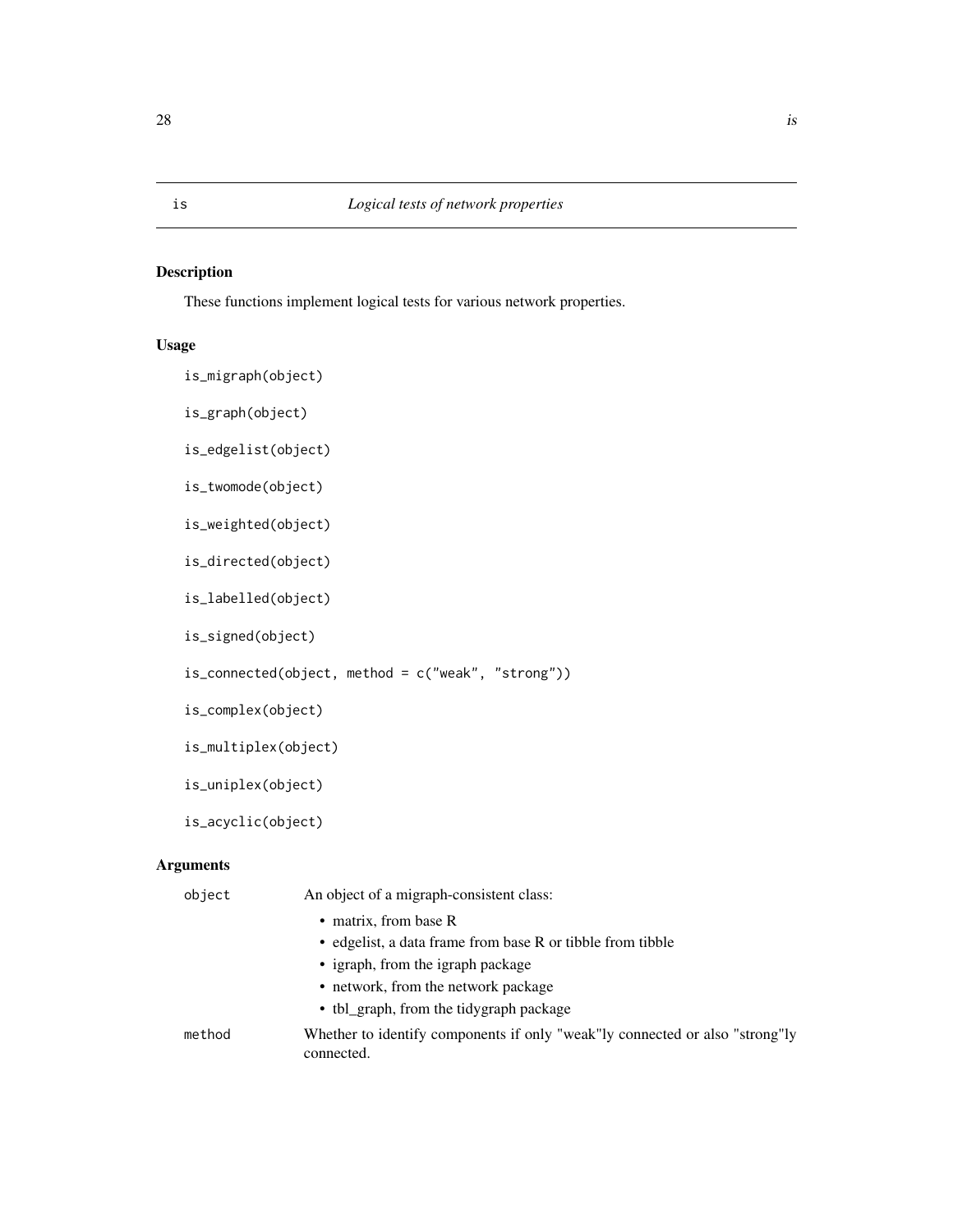# is — *Logical tests of network properties*

## Description

These functions implement logical tests for various network properties.

## Usage

```
is_migraph(object)

is_graph(object)

is_edgelist(object)

is_twomode(object)

is_weighted(object)

is_directed(object)

is_labelled(object)

is_signed(object)

is_connected(object, method = c("weak", "strong"))

is_complex(object)

is_multiplex(object)

is_uniplex(object)

is_acyclic(object)
```

## Arguments

| | |
|---|---|
| object | An object of a migraph-consistent class:<br>• matrix, from base R<br>• edgelist, a data frame from base R or tibble from tibble<br>• igraph, from the igraph package<br>• network, from the network package<br>• tbl_graph, from the tidygraph package |
| method | Whether to identify components if only "weak"ly connected or also "strong"ly connected. |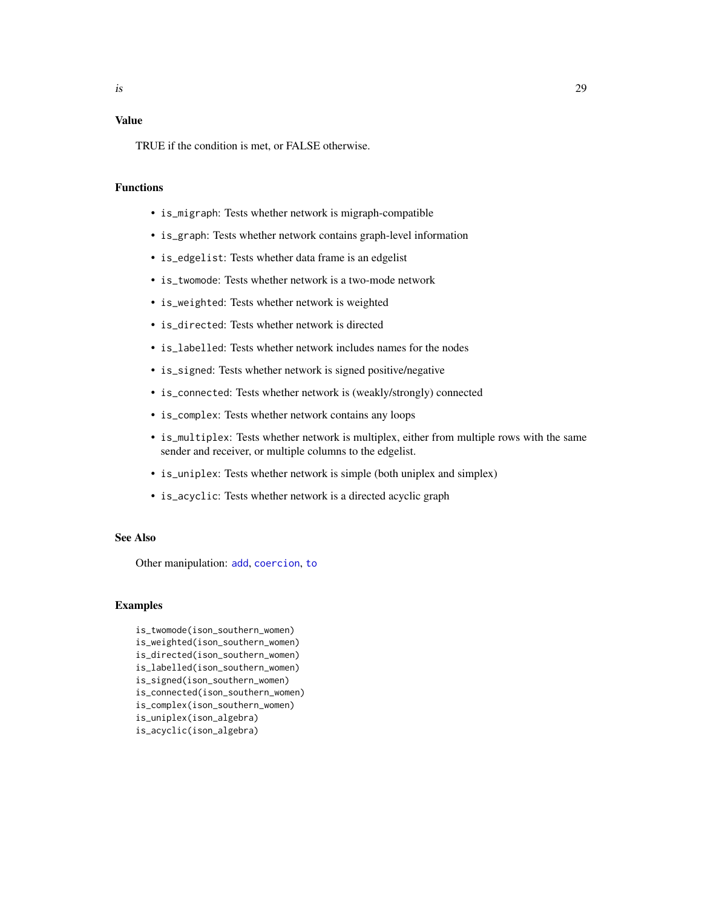### Value

TRUE if the condition is met, or FALSE otherwise.

### Functions

- `is_migraph`: Tests whether network is migraph-compatible
- `is_graph`: Tests whether network contains graph-level information
- `is_edgelist`: Tests whether data frame is an edgelist
- `is_twomode`: Tests whether network is a two-mode network
- `is_weighted`: Tests whether network is weighted
- `is_directed`: Tests whether network is directed
- `is_labelled`: Tests whether network includes names for the nodes
- `is_signed`: Tests whether network is signed positive/negative
- `is_connected`: Tests whether network is (weakly/strongly) connected
- `is_complex`: Tests whether network contains any loops
- `is_multiplex`: Tests whether network is multiplex, either from multiple rows with the same sender and receiver, or multiple columns to the edgelist.
- `is_uniplex`: Tests whether network is simple (both uniplex and simplex)
- `is_acyclic`: Tests whether network is a directed acyclic graph

### See Also

Other manipulation: `add`, `coercion`, `to`

### Examples

```
is_twomode(ison_southern_women)
is_weighted(ison_southern_women)
is_directed(ison_southern_women)
is_labelled(ison_southern_women)
is_signed(ison_southern_women)
is_connected(ison_southern_women)
is_complex(ison_southern_women)
is_uniplex(ison_algebra)
is_acyclic(ison_algebra)
```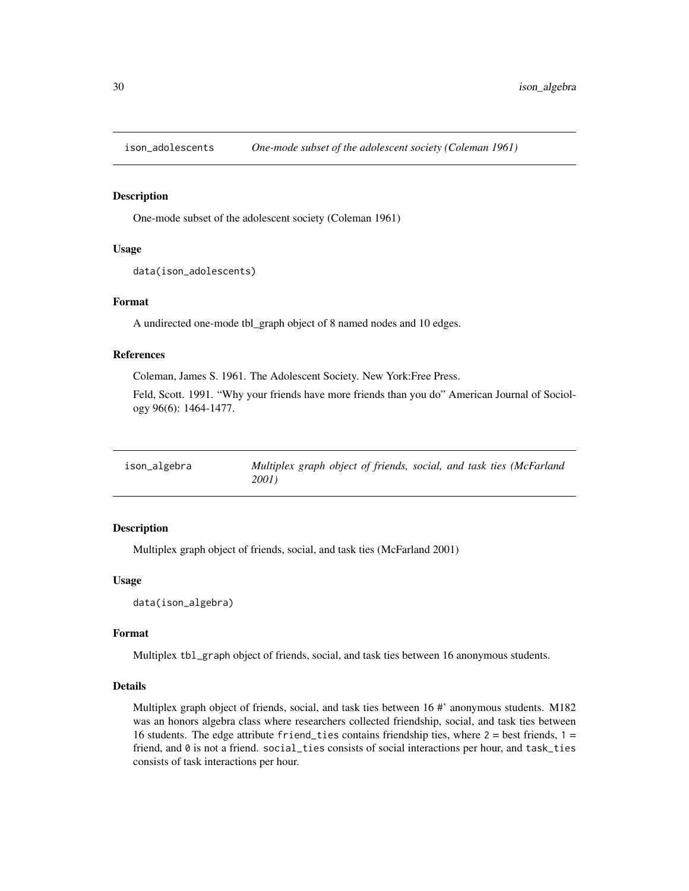## ison_adolescents *One-mode subset of the adolescent society (Coleman 1961)*

### Description

One-mode subset of the adolescent society (Coleman 1961)

### Usage

```
data(ison_adolescents)
```

### Format

A undirected one-mode tbl_graph object of 8 named nodes and 10 edges.

### References

Coleman, James S. 1961. The Adolescent Society. New York:Free Press.

Feld, Scott. 1991. "Why your friends have more friends than you do" American Journal of Sociology 96(6): 1464-1477.

## ison_algebra *Multiplex graph object of friends, social, and task ties (McFarland 2001)*

### Description

Multiplex graph object of friends, social, and task ties (McFarland 2001)

### Usage

```
data(ison_algebra)
```

### Format

Multiplex `tbl_graph` object of friends, social, and task ties between 16 anonymous students.

### Details

Multiplex graph object of friends, social, and task ties between 16 #' anonymous students. M182 was an honors algebra class where researchers collected friendship, social, and task ties between 16 students. The edge attribute `friend_ties` contains friendship ties, where `2` = best friends, `1` = friend, and `0` is not a friend. `social_ties` consists of social interactions per hour, and `task_ties` consists of task interactions per hour.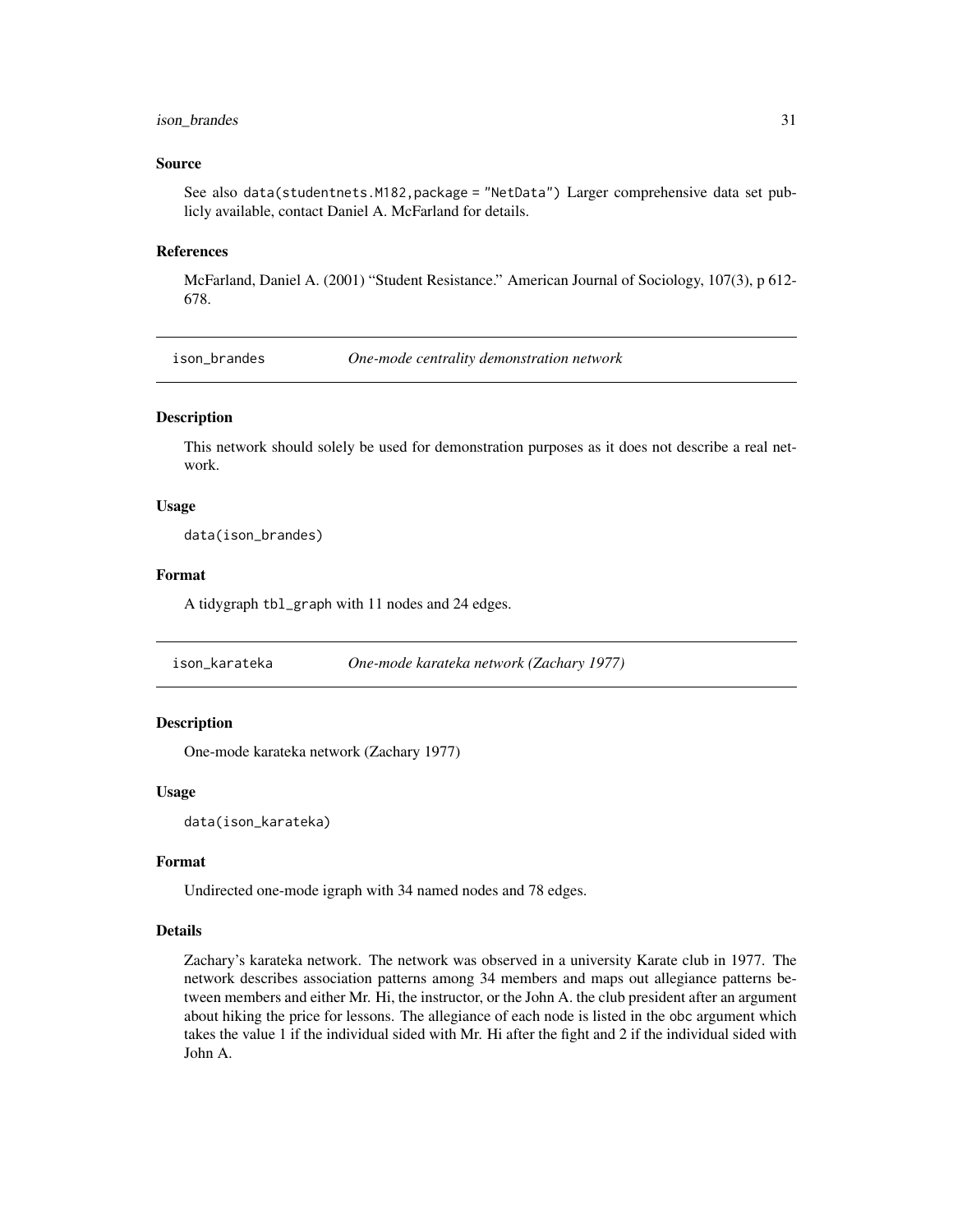### Source

See also `data(studentnets.M182,package = "NetData")` Larger comprehensive data set publicly available, contact Daniel A. McFarland for details.

### References

McFarland, Daniel A. (2001) "Student Resistance." American Journal of Sociology, 107(3), p 612-678.

---

## ison_brandes *One-mode centrality demonstration network*

### Description

This network should solely be used for demonstration purposes as it does not describe a real network.

### Usage

```
data(ison_brandes)
```

### Format

A tidygraph `tbl_graph` with 11 nodes and 24 edges.

---

## ison_karateka *One-mode karateka network (Zachary 1977)*

### Description

One-mode karateka network (Zachary 1977)

### Usage

```
data(ison_karateka)
```

### Format

Undirected one-mode igraph with 34 named nodes and 78 edges.

### Details

Zachary's karateka network. The network was observed in a university Karate club in 1977. The network describes association patterns among 34 members and maps out allegiance patterns between members and either Mr. Hi, the instructor, or the John A. the club president after an argument about hiking the price for lessons. The allegiance of each node is listed in the `obc` argument which takes the value 1 if the individual sided with Mr. Hi after the fight and 2 if the individual sided with John A.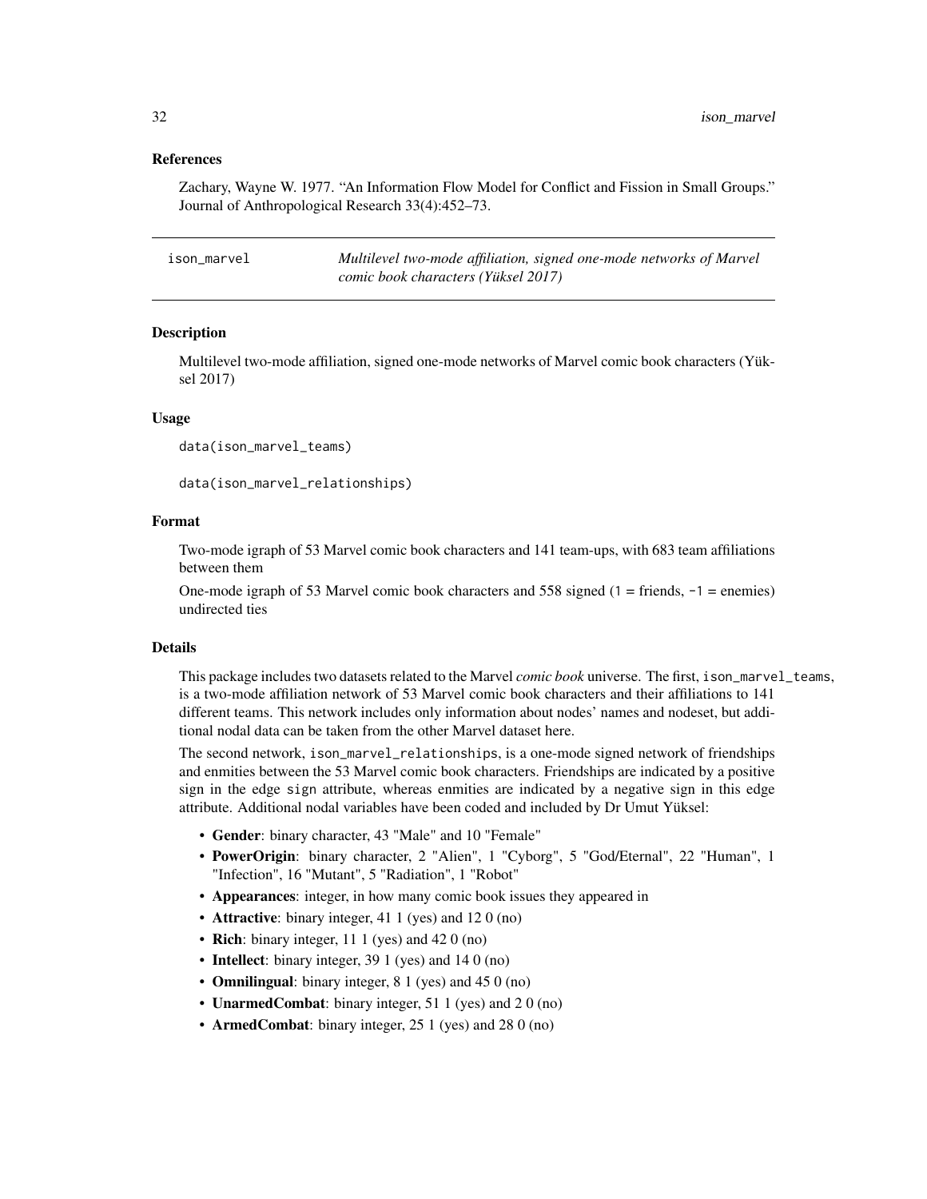## References

Zachary, Wayne W. 1977. "An Information Flow Model for Conflict and Fission in Small Groups." Journal of Anthropological Research 33(4):452–73.

---

# ison_marvel — *Multilevel two-mode affiliation, signed one-mode networks of Marvel comic book characters (Yüksel 2017)*

## Description

Multilevel two-mode affiliation, signed one-mode networks of Marvel comic book characters (Yüksel 2017)

## Usage

```
data(ison_marvel_teams)

data(ison_marvel_relationships)
```

## Format

Two-mode igraph of 53 Marvel comic book characters and 141 team-ups, with 683 team affiliations between them

One-mode igraph of 53 Marvel comic book characters and 558 signed (1 = friends, -1 = enemies) undirected ties

## Details

This package includes two datasets related to the Marvel *comic book* universe. The first, ison_marvel_teams, is a two-mode affiliation network of 53 Marvel comic book characters and their affiliations to 141 different teams. This network includes only information about nodes' names and nodeset, but additional nodal data can be taken from the other Marvel dataset here.

The second network, ison_marvel_relationships, is a one-mode signed network of friendships and enmities between the 53 Marvel comic book characters. Friendships are indicated by a positive sign in the edge sign attribute, whereas enmities are indicated by a negative sign in this edge attribute. Additional nodal variables have been coded and included by Dr Umut Yüksel:

- **Gender**: binary character, 43 "Male" and 10 "Female"
- **PowerOrigin**: binary character, 2 "Alien", 1 "Cyborg", 5 "God/Eternal", 22 "Human", 1 "Infection", 16 "Mutant", 5 "Radiation", 1 "Robot"
- **Appearances**: integer, in how many comic book issues they appeared in
- **Attractive**: binary integer, 41 1 (yes) and 12 0 (no)
- **Rich**: binary integer, 11 1 (yes) and 42 0 (no)
- **Intellect**: binary integer, 39 1 (yes) and 14 0 (no)
- **Omnilingual**: binary integer, 8 1 (yes) and 45 0 (no)
- **UnarmedCombat**: binary integer, 51 1 (yes) and 2 0 (no)
- **ArmedCombat**: binary integer, 25 1 (yes) and 28 0 (no)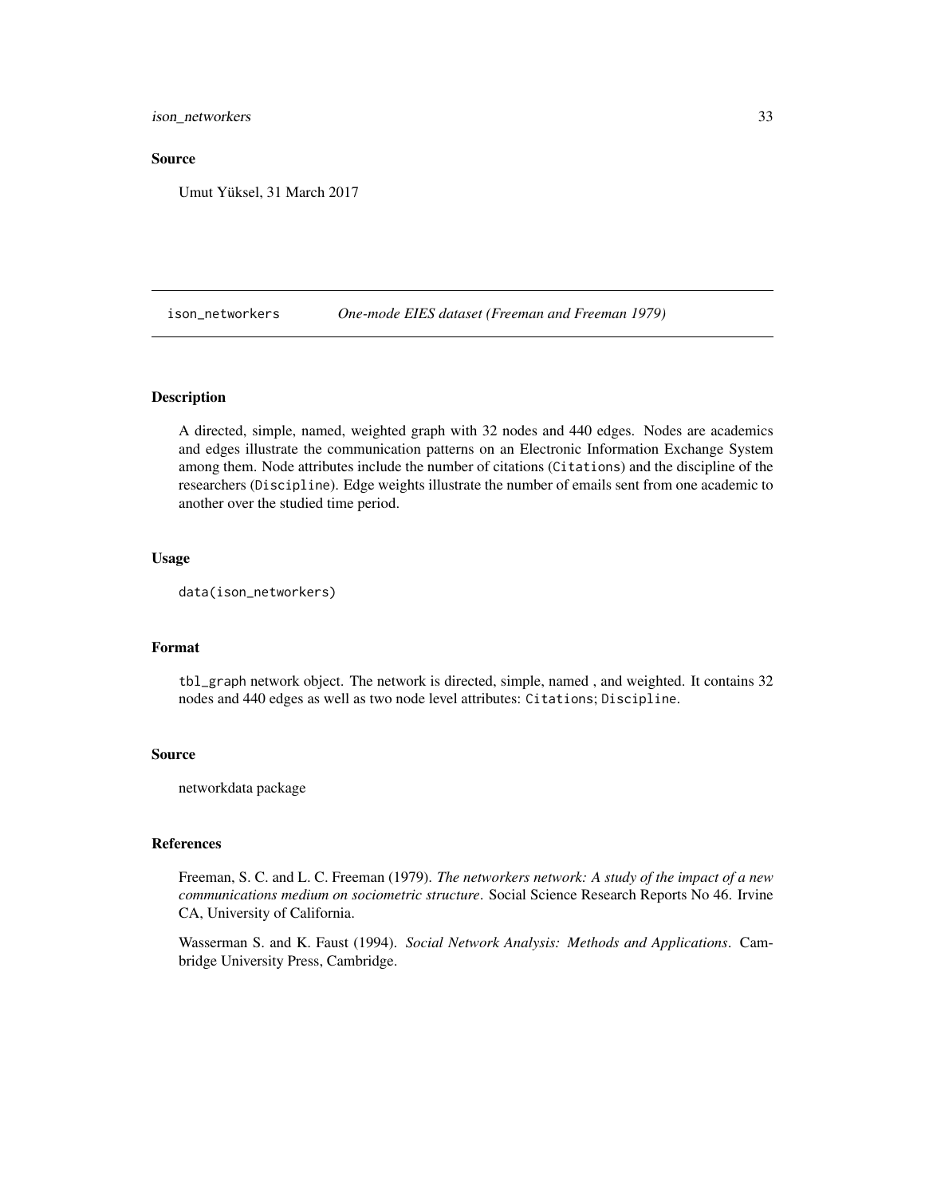### Source

Umut Yüksel, 31 March 2017

---

## ison_networkers — *One-mode EIES dataset (Freeman and Freeman 1979)*

---

### Description

A directed, simple, named, weighted graph with 32 nodes and 440 edges. Nodes are academics and edges illustrate the communication patterns on an Electronic Information Exchange System among them. Node attributes include the number of citations (`Citations`) and the discipline of the researchers (`Discipline`). Edge weights illustrate the number of emails sent from one academic to another over the studied time period.

### Usage

```
data(ison_networkers)
```

### Format

`tbl_graph` network object. The network is directed, simple, named , and weighted. It contains 32 nodes and 440 edges as well as two node level attributes: `Citations`; `Discipline`.

### Source

networkdata package

### References

Freeman, S. C. and L. C. Freeman (1979). *The networkers network: A study of the impact of a new communications medium on sociometric structure*. Social Science Research Reports No 46. Irvine CA, University of California.

Wasserman S. and K. Faust (1994). *Social Network Analysis: Methods and Applications*. Cambridge University Press, Cambridge.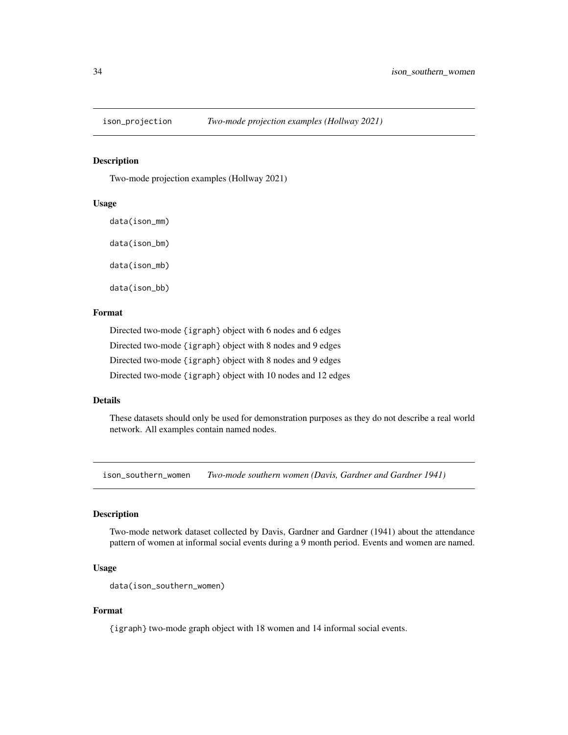## ison_projection *Two-mode projection examples (Hollway 2021)*

### Description

Two-mode projection examples (Hollway 2021)

### Usage

```
data(ison_mm)

data(ison_bm)

data(ison_mb)

data(ison_bb)
```

### Format

Directed two-mode {igraph} object with 6 nodes and 6 edges

Directed two-mode {igraph} object with 8 nodes and 9 edges

Directed two-mode {igraph} object with 8 nodes and 9 edges

Directed two-mode {igraph} object with 10 nodes and 12 edges

### Details

These datasets should only be used for demonstration purposes as they do not describe a real world network. All examples contain named nodes.

## ison_southern_women *Two-mode southern women (Davis, Gardner and Gardner 1941)*

### Description

Two-mode network dataset collected by Davis, Gardner and Gardner (1941) about the attendance pattern of women at informal social events during a 9 month period. Events and women are named.

### Usage

```
data(ison_southern_women)
```

### Format

{igraph} two-mode graph object with 18 women and 14 informal social events.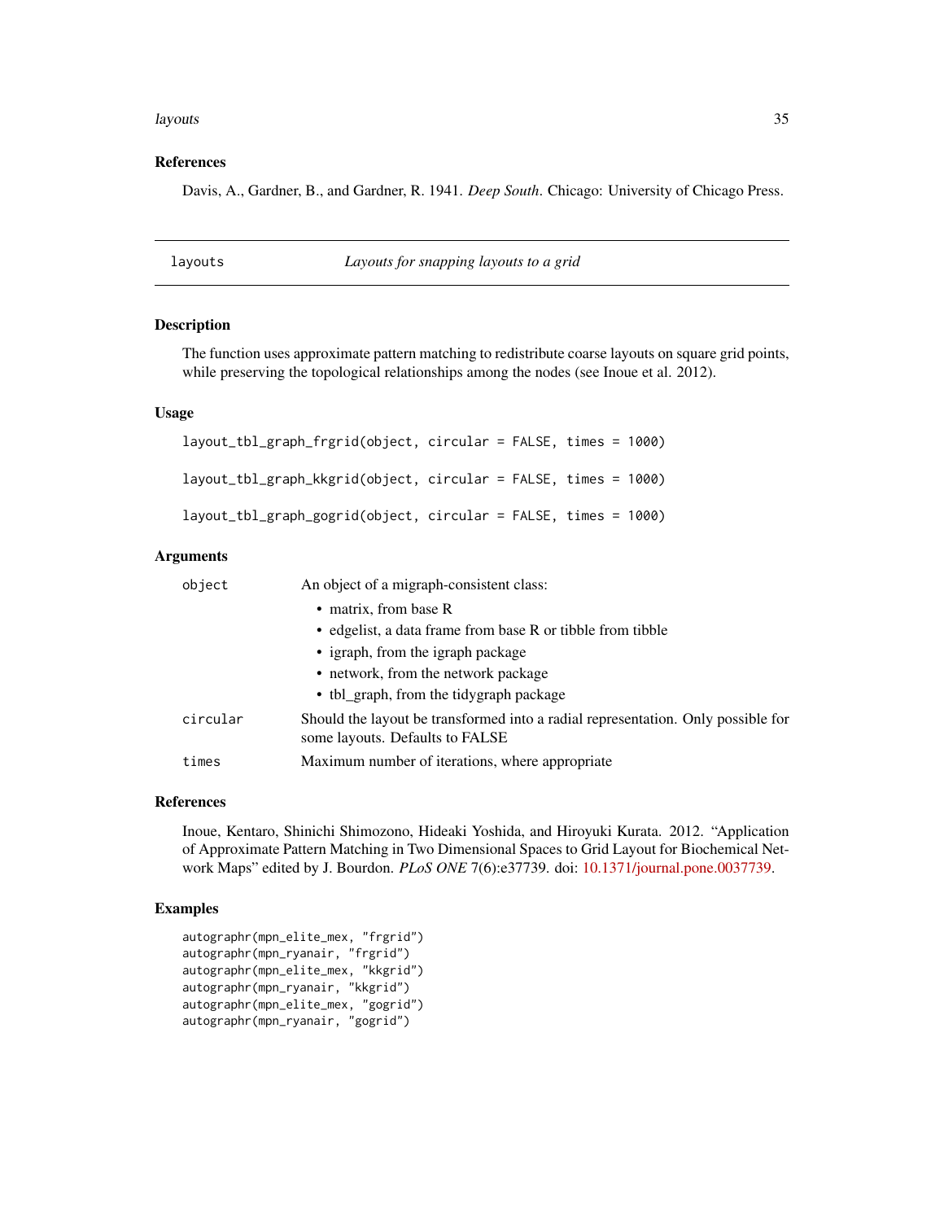### References

Davis, A., Gardner, B., and Gardner, R. 1941. *Deep South*. Chicago: University of Chicago Press.

## layouts — *Layouts for snapping layouts to a grid*

### Description

The function uses approximate pattern matching to redistribute coarse layouts on square grid points, while preserving the topological relationships among the nodes (see Inoue et al. 2012).

### Usage

```
layout_tbl_graph_frgrid(object, circular = FALSE, times = 1000)

layout_tbl_graph_kkgrid(object, circular = FALSE, times = 1000)

layout_tbl_graph_gogrid(object, circular = FALSE, times = 1000)
```

### Arguments

| | |
|---|---|
| object | An object of a migraph-consistent class: <br>• matrix, from base R <br>• edgelist, a data frame from base R or tibble from tibble <br>• igraph, from the igraph package <br>• network, from the network package <br>• tbl_graph, from the tidygraph package |
| circular | Should the layout be transformed into a radial representation. Only possible for some layouts. Defaults to FALSE |
| times | Maximum number of iterations, where appropriate |

### References

Inoue, Kentaro, Shinichi Shimozono, Hideaki Yoshida, and Hiroyuki Kurata. 2012. "Application of Approximate Pattern Matching in Two Dimensional Spaces to Grid Layout for Biochemical Network Maps" edited by J. Bourdon. *PLoS ONE* 7(6):e37739. doi: 10.1371/journal.pone.0037739.

### Examples

```
autographr(mpn_elite_mex, "frgrid")
autographr(mpn_ryanair, "frgrid")
autographr(mpn_elite_mex, "kkgrid")
autographr(mpn_ryanair, "kkgrid")
autographr(mpn_elite_mex, "gogrid")
autographr(mpn_ryanair, "gogrid")
```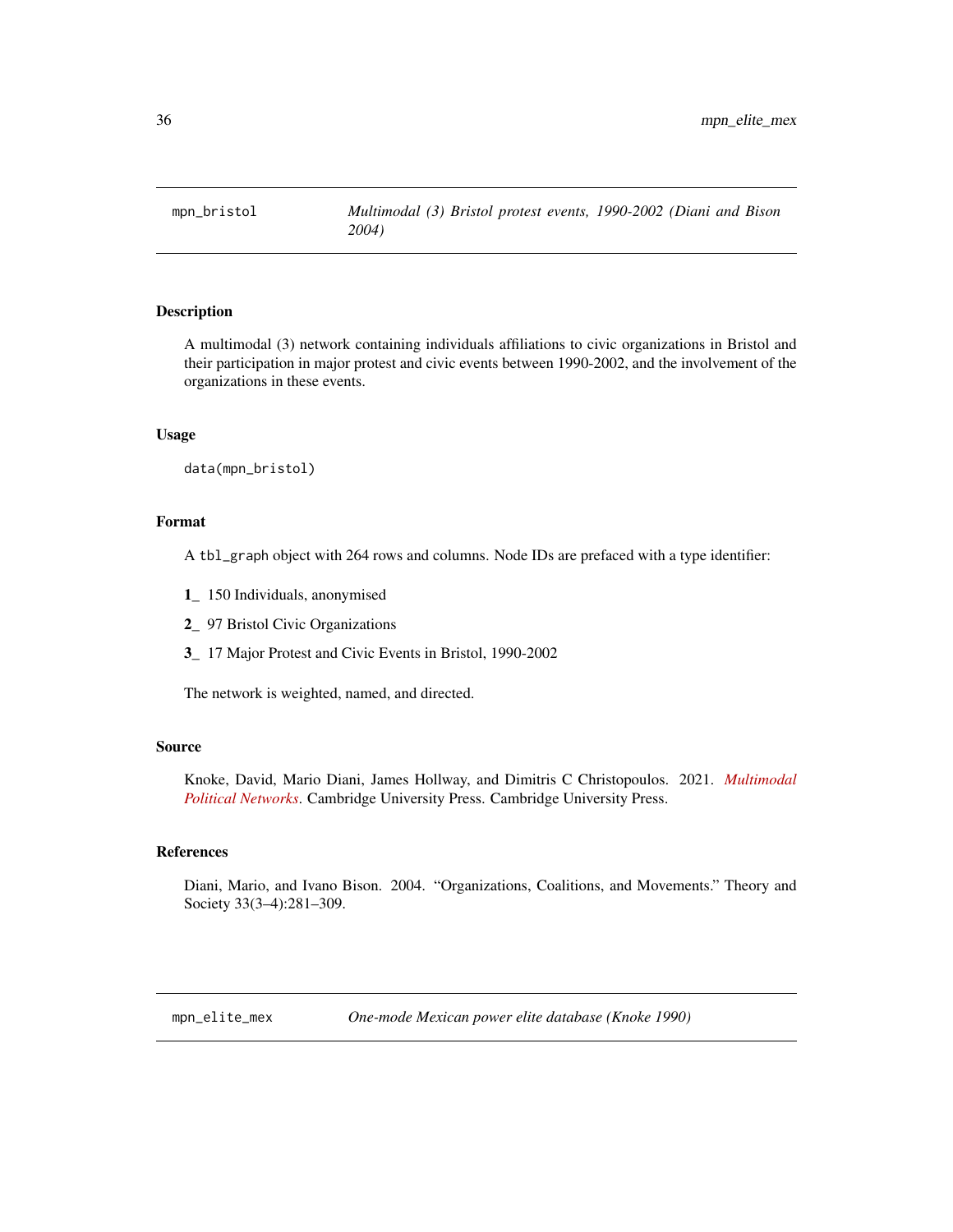## mpn_bristol

*Multimodal (3) Bristol protest events, 1990-2002 (Diani and Bison 2004)*

### Description

A multimodal (3) network containing individuals affiliations to civic organizations in Bristol and their participation in major protest and civic events between 1990-2002, and the involvement of the organizations in these events.

### Usage

```
data(mpn_bristol)
```

### Format

A `tbl_graph` object with 264 rows and columns. Node IDs are prefaced with a type identifier:

**1_** 150 Individuals, anonymised

**2_** 97 Bristol Civic Organizations

**3_** 17 Major Protest and Civic Events in Bristol, 1990-2002

The network is weighted, named, and directed.

### Source

Knoke, David, Mario Diani, James Hollway, and Dimitris C Christopoulos. 2021. *Multimodal Political Networks*. Cambridge University Press. Cambridge University Press.

### References

Diani, Mario, and Ivano Bison. 2004. "Organizations, Coalitions, and Movements." Theory and Society 33(3–4):281–309.

## mpn_elite_mex

*One-mode Mexican power elite database (Knoke 1990)*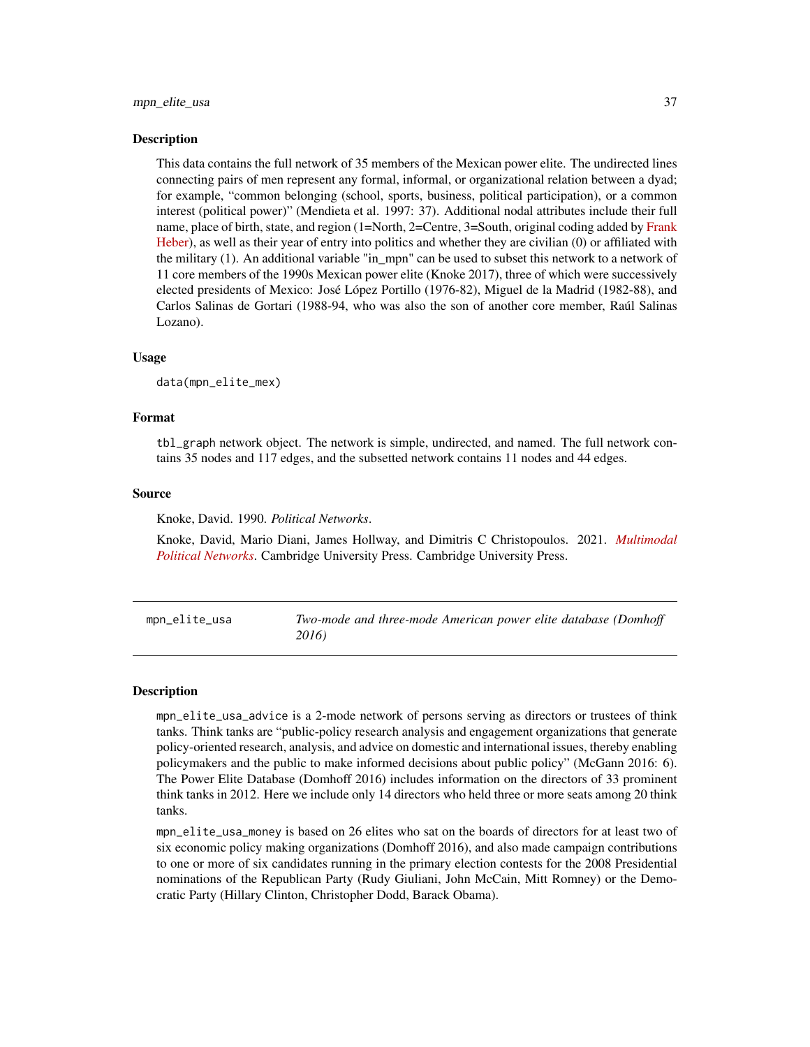### Description

This data contains the full network of 35 members of the Mexican power elite. The undirected lines connecting pairs of men represent any formal, informal, or organizational relation between a dyad; for example, "common belonging (school, sports, business, political participation), or a common interest (political power)" (Mendieta et al. 1997: 37). Additional nodal attributes include their full name, place of birth, state, and region (1=North, 2=Centre, 3=South, original coding added by Frank Heber), as well as their year of entry into politics and whether they are civilian (0) or affiliated with the military (1). An additional variable "in_mpn" can be used to subset this network to a network of 11 core members of the 1990s Mexican power elite (Knoke 2017), three of which were successively elected presidents of Mexico: José López Portillo (1976-82), Miguel de la Madrid (1982-88), and Carlos Salinas de Gortari (1988-94, who was also the son of another core member, Raúl Salinas Lozano).

### Usage

```
data(mpn_elite_mex)
```

### Format

tbl_graph network object. The network is simple, undirected, and named. The full network contains 35 nodes and 117 edges, and the subsetted network contains 11 nodes and 44 edges.

### Source

Knoke, David. 1990. *Political Networks*.

Knoke, David, Mario Diani, James Hollway, and Dimitris C Christopoulos. 2021. *Multimodal Political Networks*. Cambridge University Press. Cambridge University Press.

---

## mpn_elite_usa — *Two-mode and three-mode American power elite database (Domhoff 2016)*

### Description

mpn_elite_usa_advice is a 2-mode network of persons serving as directors or trustees of think tanks. Think tanks are "public-policy research analysis and engagement organizations that generate policy-oriented research, analysis, and advice on domestic and international issues, thereby enabling policymakers and the public to make informed decisions about public policy" (McGann 2016: 6). The Power Elite Database (Domhoff 2016) includes information on the directors of 33 prominent think tanks in 2012. Here we include only 14 directors who held three or more seats among 20 think tanks.

mpn_elite_usa_money is based on 26 elites who sat on the boards of directors for at least two of six economic policy making organizations (Domhoff 2016), and also made campaign contributions to one or more of six candidates running in the primary election contests for the 2008 Presidential nominations of the Republican Party (Rudy Giuliani, John McCain, Mitt Romney) or the Democratic Party (Hillary Clinton, Christopher Dodd, Barack Obama).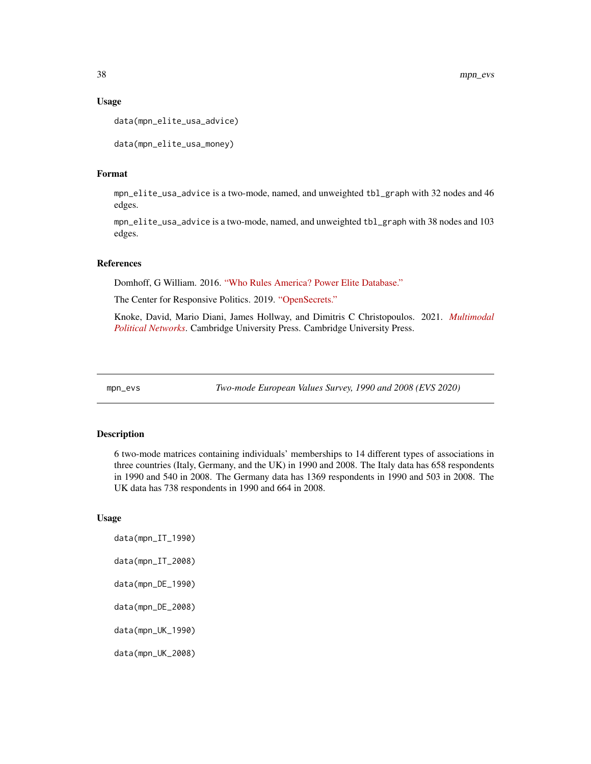## Usage

```
data(mpn_elite_usa_advice)

data(mpn_elite_usa_money)
```

## Format

mpn_elite_usa_advice is a two-mode, named, and unweighted tbl_graph with 32 nodes and 46 edges.

mpn_elite_usa_advice is a two-mode, named, and unweighted tbl_graph with 38 nodes and 103 edges.

## References

Domhoff, G William. 2016. "Who Rules America? Power Elite Database."

The Center for Responsive Politics. 2019. "OpenSecrets."

Knoke, David, Mario Diani, James Hollway, and Dimitris C Christopoulos. 2021. *Multimodal Political Networks*. Cambridge University Press. Cambridge University Press.

---

# mpn_evs — *Two-mode European Values Survey, 1990 and 2008 (EVS 2020)*

## Description

6 two-mode matrices containing individuals' memberships to 14 different types of associations in three countries (Italy, Germany, and the UK) in 1990 and 2008. The Italy data has 658 respondents in 1990 and 540 in 2008. The Germany data has 1369 respondents in 1990 and 503 in 2008. The UK data has 738 respondents in 1990 and 664 in 2008.

## Usage

```
data(mpn_IT_1990)

data(mpn_IT_2008)

data(mpn_DE_1990)

data(mpn_DE_2008)

data(mpn_UK_1990)

data(mpn_UK_2008)
```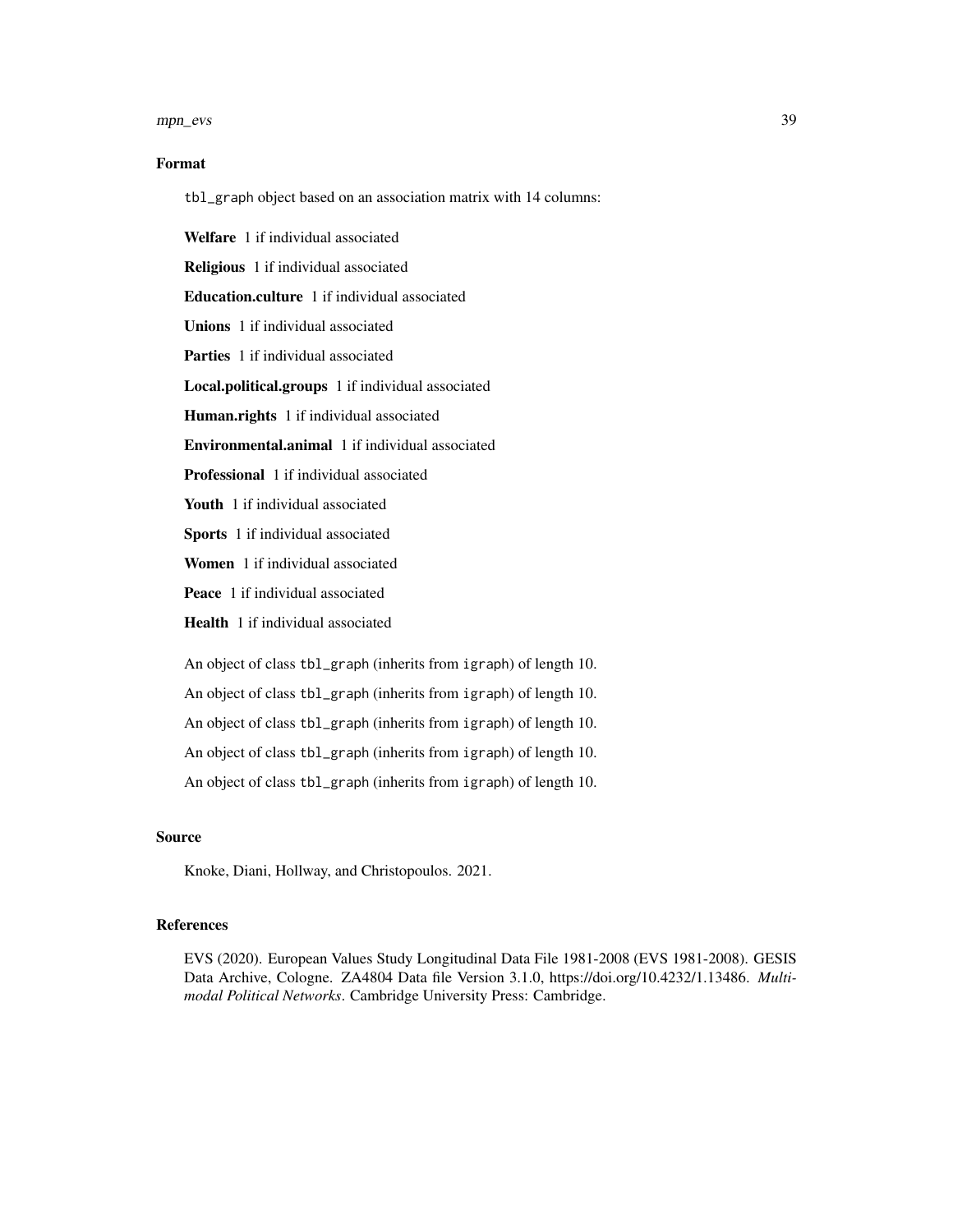### Format

`tbl_graph` object based on an association matrix with 14 columns:

**Welfare** 1 if individual associated

**Religious** 1 if individual associated

**Education.culture** 1 if individual associated

**Unions** 1 if individual associated

**Parties** 1 if individual associated

**Local.political.groups** 1 if individual associated

**Human.rights** 1 if individual associated

**Environmental.animal** 1 if individual associated

**Professional** 1 if individual associated

**Youth** 1 if individual associated

**Sports** 1 if individual associated

**Women** 1 if individual associated

**Peace** 1 if individual associated

**Health** 1 if individual associated

An object of class `tbl_graph` (inherits from `igraph`) of length 10.

An object of class `tbl_graph` (inherits from `igraph`) of length 10.

An object of class `tbl_graph` (inherits from `igraph`) of length 10.

An object of class `tbl_graph` (inherits from `igraph`) of length 10.

An object of class `tbl_graph` (inherits from `igraph`) of length 10.

### Source

Knoke, Diani, Hollway, and Christopoulos. 2021.

### References

EVS (2020). European Values Study Longitudinal Data File 1981-2008 (EVS 1981-2008). GESIS Data Archive, Cologne. ZA4804 Data file Version 3.1.0, https://doi.org/10.4232/1.13486. *Multimodal Political Networks*. Cambridge University Press: Cambridge.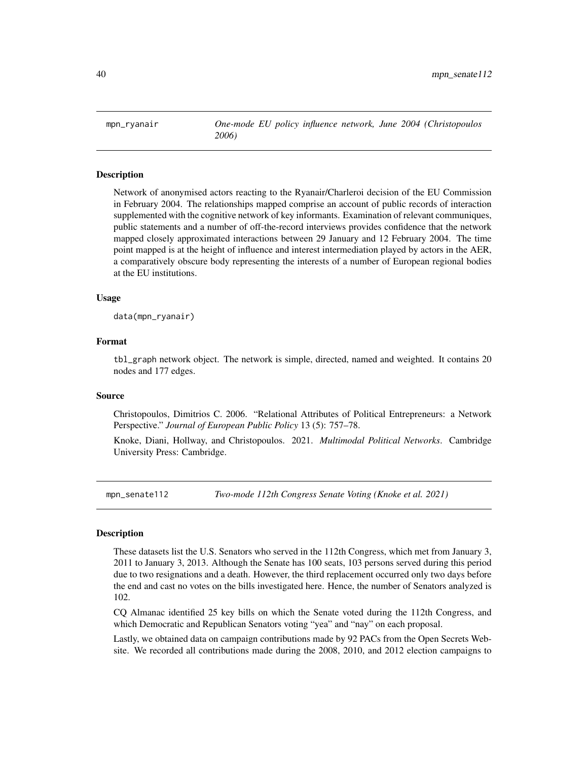## mpn_ryanair — *One-mode EU policy influence network, June 2004 (Christopoulos 2006)*

### Description

Network of anonymised actors reacting to the Ryanair/Charleroi decision of the EU Commission in February 2004. The relationships mapped comprise an account of public records of interaction supplemented with the cognitive network of key informants. Examination of relevant communiques, public statements and a number of off-the-record interviews provides confidence that the network mapped closely approximated interactions between 29 January and 12 February 2004. The time point mapped is at the height of influence and interest intermediation played by actors in the AER, a comparatively obscure body representing the interests of a number of European regional bodies at the EU institutions.

### Usage

```
data(mpn_ryanair)
```

### Format

`tbl_graph` network object. The network is simple, directed, named and weighted. It contains 20 nodes and 177 edges.

### Source

Christopoulos, Dimitrios C. 2006. "Relational Attributes of Political Entrepreneurs: a Network Perspective." *Journal of European Public Policy* 13 (5): 757–78.

Knoke, Diani, Hollway, and Christopoulos. 2021. *Multimodal Political Networks*. Cambridge University Press: Cambridge.

## mpn_senate112 — *Two-mode 112th Congress Senate Voting (Knoke et al. 2021)*

### Description

These datasets list the U.S. Senators who served in the 112th Congress, which met from January 3, 2011 to January 3, 2013. Although the Senate has 100 seats, 103 persons served during this period due to two resignations and a death. However, the third replacement occurred only two days before the end and cast no votes on the bills investigated here. Hence, the number of Senators analyzed is 102.

CQ Almanac identified 25 key bills on which the Senate voted during the 112th Congress, and which Democratic and Republican Senators voting "yea" and "nay" on each proposal.

Lastly, we obtained data on campaign contributions made by 92 PACs from the Open Secrets Website. We recorded all contributions made during the 2008, 2010, and 2012 election campaigns to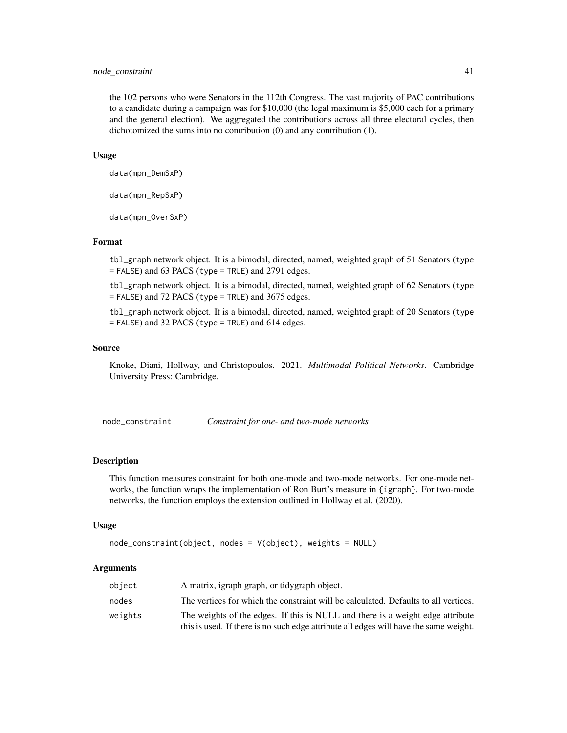the 102 persons who were Senators in the 112th Congress. The vast majority of PAC contributions to a candidate during a campaign was for $10,000 (the legal maximum is $5,000 each for a primary and the general election). We aggregated the contributions across all three electoral cycles, then dichotomized the sums into no contribution (0) and any contribution (1).

### Usage

```
data(mpn_DemSxP)

data(mpn_RepSxP)

data(mpn_OverSxP)
```

### Format

tbl_graph network object. It is a bimodal, directed, named, weighted graph of 51 Senators (type = FALSE) and 63 PACS (type = TRUE) and 2791 edges.

tbl_graph network object. It is a bimodal, directed, named, weighted graph of 62 Senators (type = FALSE) and 72 PACS (type = TRUE) and 3675 edges.

tbl_graph network object. It is a bimodal, directed, named, weighted graph of 20 Senators (type = FALSE) and 32 PACS (type = TRUE) and 614 edges.

### Source

Knoke, Diani, Hollway, and Christopoulos. 2021. *Multimodal Political Networks*. Cambridge University Press: Cambridge.

---

## node_constraint — *Constraint for one- and two-mode networks*

### Description

This function measures constraint for both one-mode and two-mode networks. For one-mode networks, the function wraps the implementation of Ron Burt's measure in {igraph}. For two-mode networks, the function employs the extension outlined in Hollway et al. (2020).

### Usage

```
node_constraint(object, nodes = V(object), weights = NULL)
```

### Arguments

| | |
|---|---|
| object | A matrix, igraph graph, or tidygraph object. |
| nodes | The vertices for which the constraint will be calculated. Defaults to all vertices. |
| weights | The weights of the edges. If this is NULL and there is a weight edge attribute this is used. If there is no such edge attribute all edges will have the same weight. |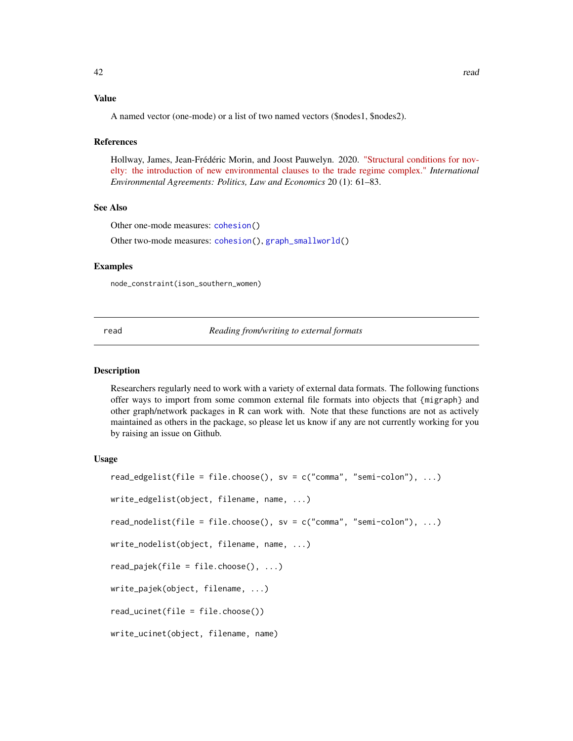### Value

A named vector (one-mode) or a list of two named vectors ($nodes1, $nodes2).

### References

Hollway, James, Jean-Frédéric Morin, and Joost Pauwelyn. 2020. "Structural conditions for novelty: the introduction of new environmental clauses to the trade regime complex." *International Environmental Agreements: Politics, Law and Economics* 20 (1): 61–83.

### See Also

Other one-mode measures: `cohesion()`

Other two-mode measures: `cohesion()`, `graph_smallworld()`

### Examples

```
node_constraint(ison_southern_women)
```

---

## read — *Reading from/writing to external formats*

---

### Description

Researchers regularly need to work with a variety of external data formats. The following functions offer ways to import from some common external file formats into objects that `{migraph}` and other graph/network packages in R can work with. Note that these functions are not as actively maintained as others in the package, so please let us know if any are not currently working for you by raising an issue on Github.

### Usage

```
read_edgelist(file = file.choose(), sv = c("comma", "semi-colon"), ...)

write_edgelist(object, filename, name, ...)

read_nodelist(file = file.choose(), sv = c("comma", "semi-colon"), ...)

write_nodelist(object, filename, name, ...)

read_pajek(file = file.choose(), ...)

write_pajek(object, filename, ...)

read_ucinet(file = file.choose())

write_ucinet(object, filename, name)
```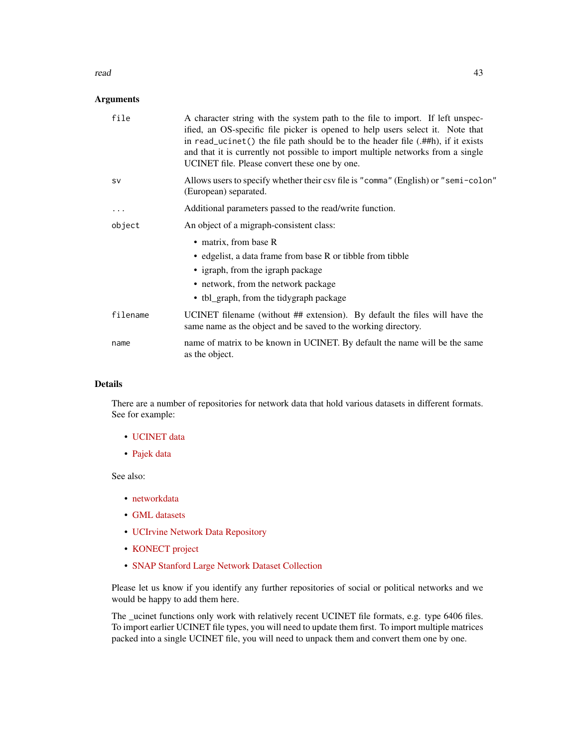### Arguments

| | |
|---|---|
| `file` | A character string with the system path to the file to import. If left unspecified, an OS-specific file picker is opened to help users select it. Note that in `read_ucinet()` the file path should be to the header file (.##h), if it exists and that it is currently not possible to import multiple networks from a single UCINET file. Please convert these one by one. |
| `sv` | Allows users to specify whether their csv file is `"comma"` (English) or `"semi-colon"` (European) separated. |
| `...` | Additional parameters passed to the read/write function. |
| `object` | An object of a migraph-consistent class: <br>• matrix, from base R <br>• edgelist, a data frame from base R or tibble from tibble <br>• igraph, from the igraph package <br>• network, from the network package <br>• tbl_graph, from the tidygraph package |
| `filename` | UCINET filename (without ## extension). By default the files will have the same name as the object and be saved to the working directory. |
| `name` | name of matrix to be known in UCINET. By default the name will be the same as the object. |

### Details

There are a number of repositories for network data that hold various datasets in different formats. See for example:

- UCINET data
- Pajek data

See also:

- networkdata
- GML datasets
- UCIrvine Network Data Repository
- KONECT project
- SNAP Stanford Large Network Dataset Collection

Please let us know if you identify any further repositories of social or political networks and we would be happy to add them here.

The _ucinet functions only work with relatively recent UCINET file formats, e.g. type 6406 files. To import earlier UCINET file types, you will need to update them first. To import multiple matrices packed into a single UCINET file, you will need to unpack them and convert them one by one.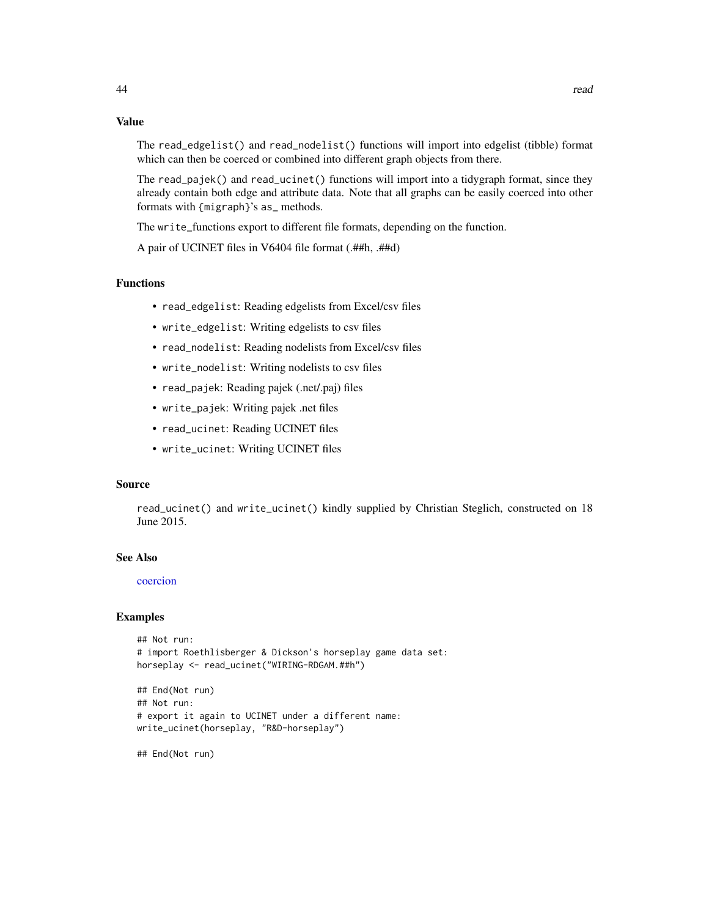## Value

The `read_edgelist()` and `read_nodelist()` functions will import into edgelist (tibble) format which can then be coerced or combined into different graph objects from there.

The `read_pajek()` and `read_ucinet()` functions will import into a tidygraph format, since they already contain both edge and attribute data. Note that all graphs can be easily coerced into other formats with `{migraph}`'s `as_` methods.

The `write_`functions export to different file formats, depending on the function.

A pair of UCINET files in V6404 file format (.##h, .##d)

## Functions

- `read_edgelist`: Reading edgelists from Excel/csv files
- `write_edgelist`: Writing edgelists to csv files
- `read_nodelist`: Reading nodelists from Excel/csv files
- `write_nodelist`: Writing nodelists to csv files
- `read_pajek`: Reading pajek (.net/.paj) files
- `write_pajek`: Writing pajek .net files
- `read_ucinet`: Reading UCINET files
- `write_ucinet`: Writing UCINET files

## Source

`read_ucinet()` and `write_ucinet()` kindly supplied by Christian Steglich, constructed on 18 June 2015.

## See Also

coercion

## Examples

```
## Not run:
# import Roethlisberger & Dickson's horseplay game data set:
horseplay <- read_ucinet("WIRING-RDGAM.##h")

## End(Not run)
## Not run:
# export it again to UCINET under a different name:
write_ucinet(horseplay, "R&D-horseplay")

## End(Not run)
```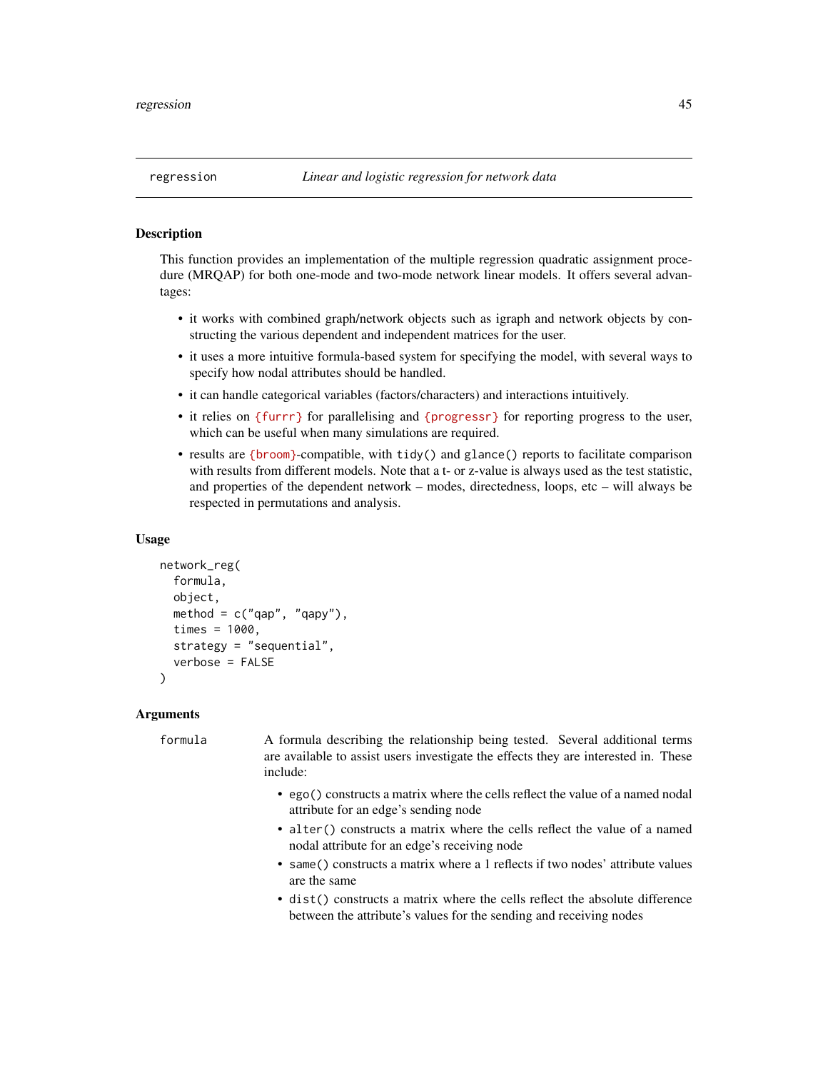regression *Linear and logistic regression for network data*

## Description

This function provides an implementation of the multiple regression quadratic assignment procedure (MRQAP) for both one-mode and two-mode network linear models. It offers several advantages:

- it works with combined graph/network objects such as igraph and network objects by constructing the various dependent and independent matrices for the user.
- it uses a more intuitive formula-based system for specifying the model, with several ways to specify how nodal attributes should be handled.
- it can handle categorical variables (factors/characters) and interactions intuitively.
- it relies on {furrr} for parallelising and {progressr} for reporting progress to the user, which can be useful when many simulations are required.
- results are {broom}-compatible, with `tidy()` and `glance()` reports to facilitate comparison with results from different models. Note that a t- or z-value is always used as the test statistic, and properties of the dependent network – modes, directedness, loops, etc – will always be respected in permutations and analysis.

## Usage

```
network_reg(
  formula,
  object,
  method = c("qap", "qapy"),
  times = 1000,
  strategy = "sequential",
  verbose = FALSE
)
```

## Arguments

`formula` A formula describing the relationship being tested. Several additional terms are available to assist users investigate the effects they are interested in. These include:

- `ego()` constructs a matrix where the cells reflect the value of a named nodal attribute for an edge's sending node
- `alter()` constructs a matrix where the cells reflect the value of a named nodal attribute for an edge's receiving node
- `same()` constructs a matrix where a 1 reflects if two nodes' attribute values are the same
- `dist()` constructs a matrix where the cells reflect the absolute difference between the attribute's values for the sending and receiving nodes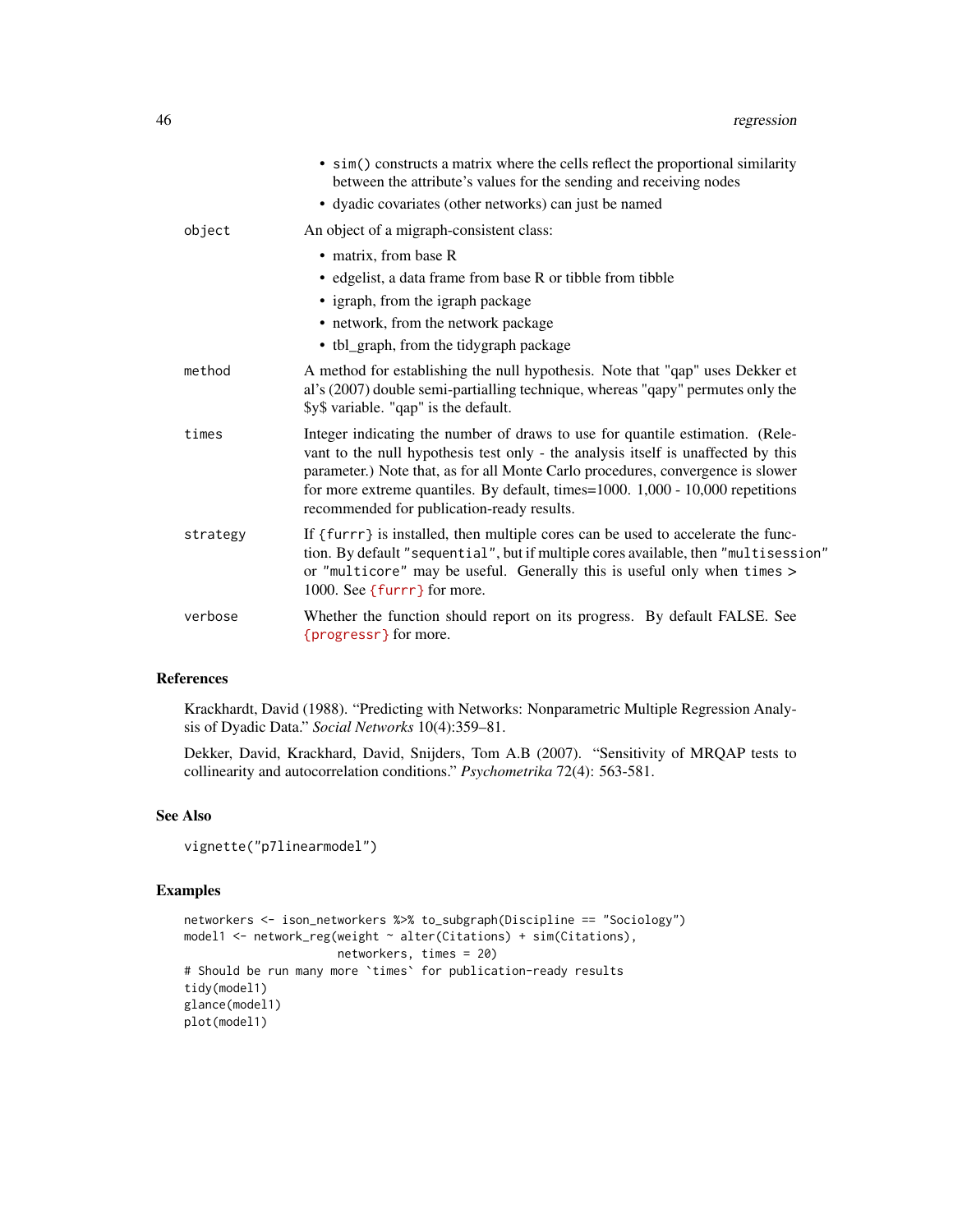- `sim()` constructs a matrix where the cells reflect the proportional similarity between the attribute's values for the sending and receiving nodes
- dyadic covariates (other networks) can just be named

`object` An object of a migraph-consistent class:

- matrix, from base R
- edgelist, a data frame from base R or tibble from tibble
- igraph, from the igraph package
- network, from the network package
- tbl_graph, from the tidygraph package

`method` A method for establishing the null hypothesis. Note that "qap" uses Dekker et al's (2007) double semi-partialling technique, whereas "qapy" permutes only the $y$ variable. "qap" is the default.

`times` Integer indicating the number of draws to use for quantile estimation. (Relevant to the null hypothesis test only - the analysis itself is unaffected by this parameter.) Note that, as for all Monte Carlo procedures, convergence is slower for more extreme quantiles. By default, times=1000. 1,000 - 10,000 repetitions recommended for publication-ready results.

`strategy` If `{furrr}` is installed, then multiple cores can be used to accelerate the function. By default `"sequential"`, but if multiple cores available, then `"multisession"` or `"multicore"` may be useful. Generally this is useful only when `times` > 1000. See {furrr} for more.

`verbose` Whether the function should report on its progress. By default FALSE. See {progressr} for more.

## References

Krackhardt, David (1988). "Predicting with Networks: Nonparametric Multiple Regression Analysis of Dyadic Data." *Social Networks* 10(4):359–81.

Dekker, David, Krackhard, David, Snijders, Tom A.B (2007). "Sensitivity of MRQAP tests to collinearity and autocorrelation conditions." *Psychometrika* 72(4): 563-581.

## See Also

`vignette("p7linearmodel")`

## Examples

```
networkers <- ison_networkers %>% to_subgraph(Discipline == "Sociology")
model1 <- network_reg(weight ~ alter(Citations) + sim(Citations),
                      networkers, times = 20)
# Should be run many more `times` for publication-ready results
tidy(model1)
glance(model1)
plot(model1)
```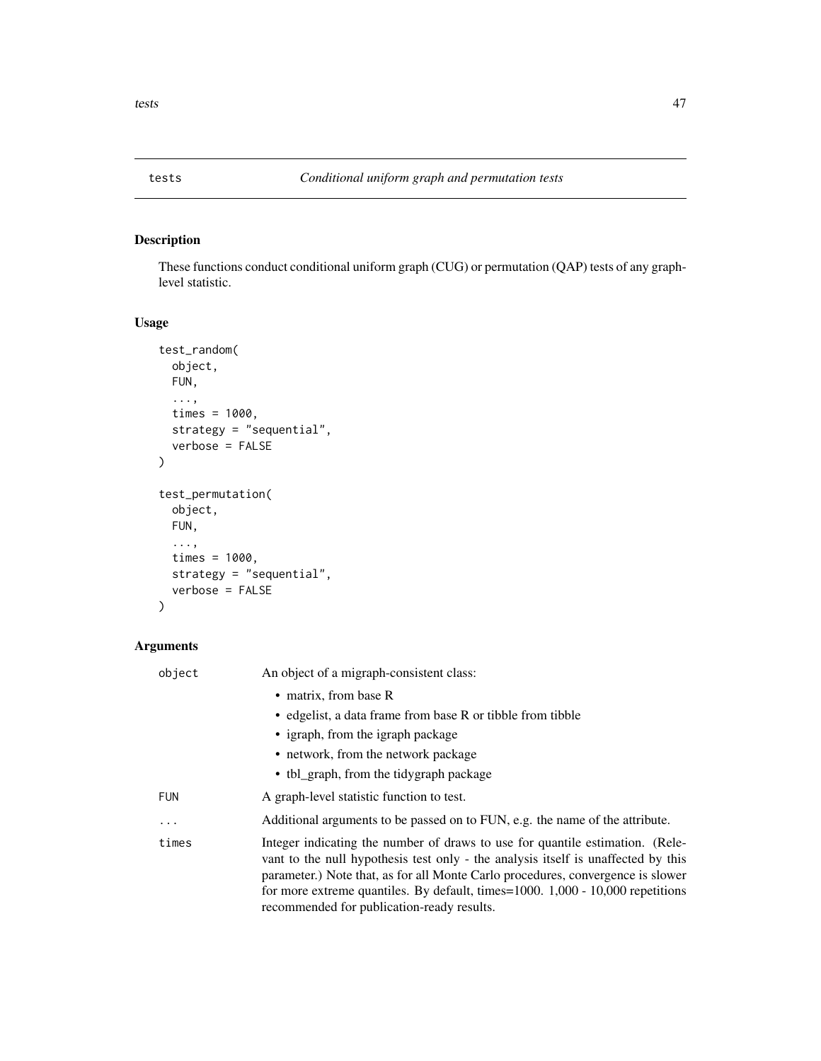## tests — *Conditional uniform graph and permutation tests*

### Description

These functions conduct conditional uniform graph (CUG) or permutation (QAP) tests of any graph-level statistic.

### Usage

```
test_random(
  object,
  FUN,
  ...,
  times = 1000,
  strategy = "sequential",
  verbose = FALSE
)

test_permutation(
  object,
  FUN,
  ...,
  times = 1000,
  strategy = "sequential",
  verbose = FALSE
)
```

### Arguments

| | |
|---|---|
| `object` | An object of a migraph-consistent class: <br> • matrix, from base R <br> • edgelist, a data frame from base R or tibble from tibble <br> • igraph, from the igraph package <br> • network, from the network package <br> • tbl_graph, from the tidygraph package |
| `FUN` | A graph-level statistic function to test. |
| `...` | Additional arguments to be passed on to FUN, e.g. the name of the attribute. |
| `times` | Integer indicating the number of draws to use for quantile estimation. (Relevant to the null hypothesis test only - the analysis itself is unaffected by this parameter.) Note that, as for all Monte Carlo procedures, convergence is slower for more extreme quantiles. By default, times=1000. 1,000 - 10,000 repetitions recommended for publication-ready results. |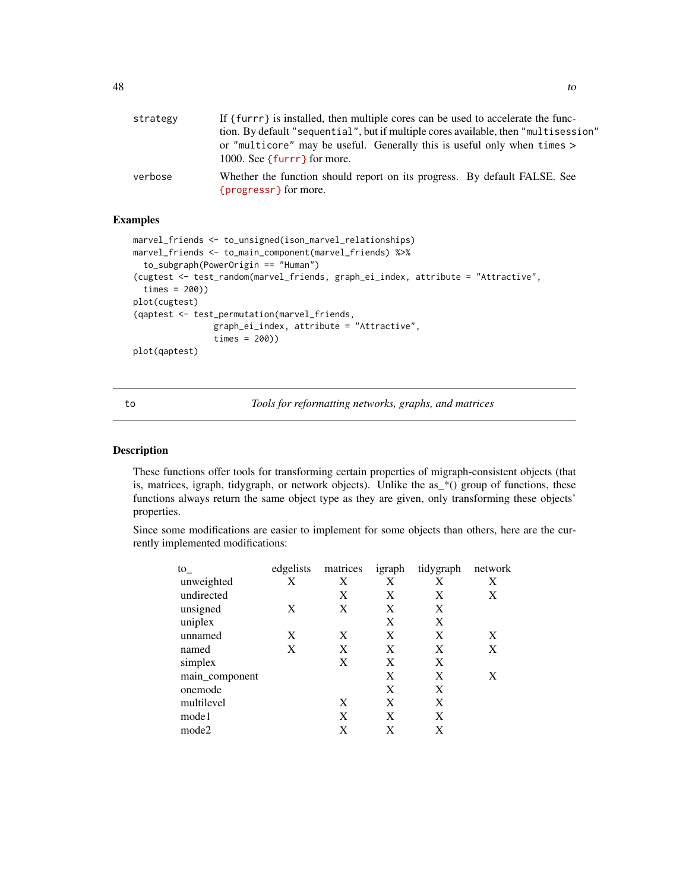| | |
|---|---|
| strategy | If {furrr} is installed, then multiple cores can be used to accelerate the function. By default "sequential", but if multiple cores available, then "multisession" or "multicore" may be useful. Generally this is useful only when times > 1000. See {furrr} for more. |
| verbose | Whether the function should report on its progress. By default FALSE. See {progressr} for more. |

## Examples

```
marvel_friends <- to_unsigned(ison_marvel_relationships)
marvel_friends <- to_main_component(marvel_friends) %>%
  to_subgraph(PowerOrigin == "Human")
(cugtest <- test_random(marvel_friends, graph_ei_index, attribute = "Attractive",
  times = 200))
plot(cugtest)
(qaptest <- test_permutation(marvel_friends,
               graph_ei_index, attribute = "Attractive",
               times = 200))
plot(qaptest)
```

---

# to — *Tools for reformatting networks, graphs, and matrices*

---

## Description

These functions offer tools for transforming certain properties of migraph-consistent objects (that is, matrices, igraph, tidygraph, or network objects). Unlike the as_*() group of functions, these functions always return the same object type as they are given, only transforming these objects' properties.

Since some modifications are easier to implement for some objects than others, here are the currently implemented modifications:

| to_ | edgelists | matrices | igraph | tidygraph | network |
|---|---|---|---|---|---|
| unweighted | X | X | X | X | X |
| undirected | | X | X | X | X |
| unsigned | X | X | X | X | |
| uniplex | | | X | X | |
| unnamed | X | X | X | X | X |
| named | X | X | X | X | X |
| simplex | | X | X | X | |
| main_component | | | X | X | X |
| onemode | | | X | X | |
| multilevel | | X | X | X | |
| mode1 | | X | X | X | |
| mode2 | | X | X | X | |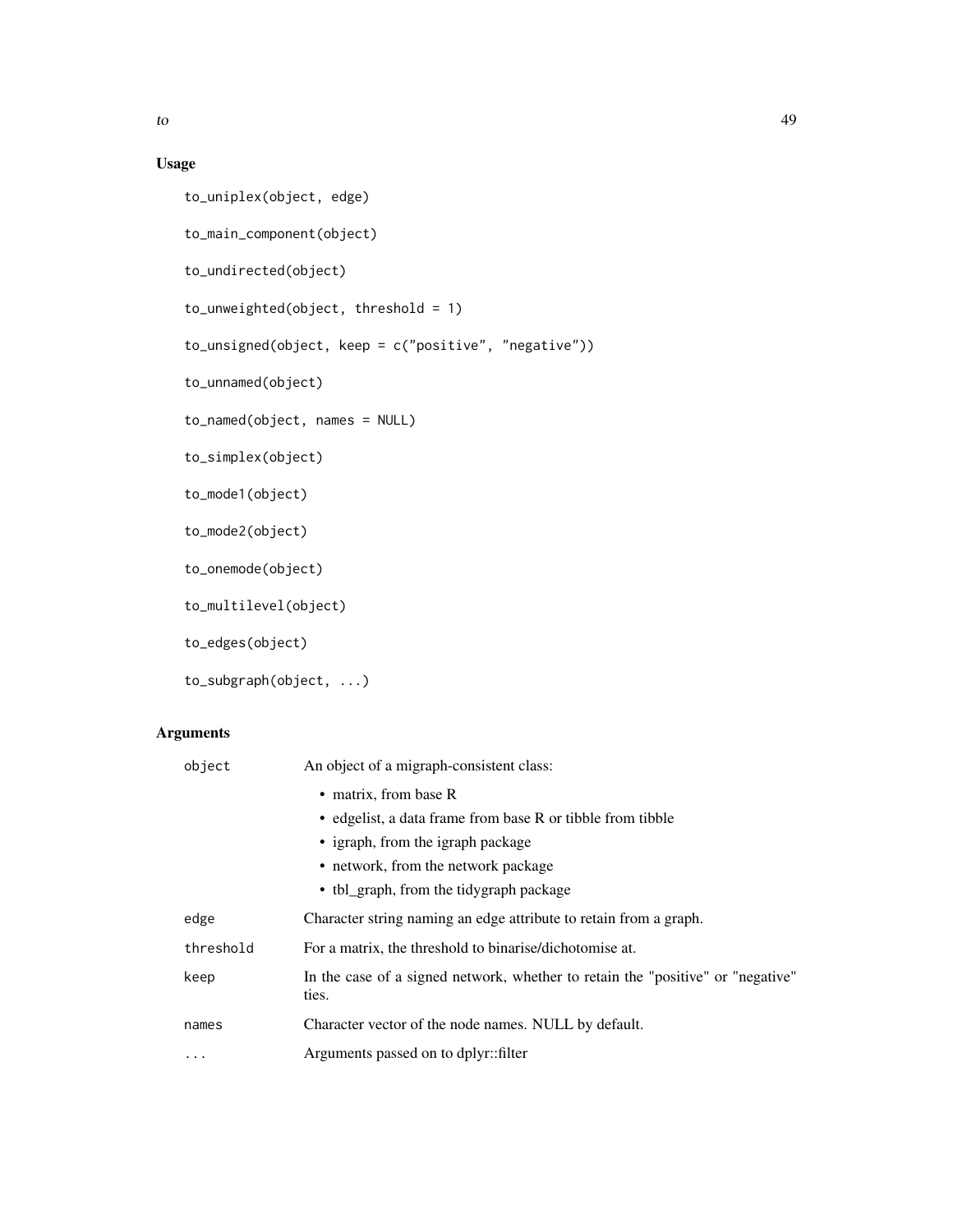## Usage

```
to_uniplex(object, edge)

to_main_component(object)

to_undirected(object)

to_unweighted(object, threshold = 1)

to_unsigned(object, keep = c("positive", "negative"))

to_unnamed(object)

to_named(object, names = NULL)

to_simplex(object)

to_mode1(object)

to_mode2(object)

to_onemode(object)

to_multilevel(object)

to_edges(object)

to_subgraph(object, ...)
```

## Arguments

| | |
|---|---|
| `object` | An object of a migraph-consistent class:<br>• matrix, from base R<br>• edgelist, a data frame from base R or tibble from tibble<br>• igraph, from the igraph package<br>• network, from the network package<br>• tbl_graph, from the tidygraph package |
| `edge` | Character string naming an edge attribute to retain from a graph. |
| `threshold` | For a matrix, the threshold to binarise/dichotomise at. |
| `keep` | In the case of a signed network, whether to retain the "positive" or "negative" ties. |
| `names` | Character vector of the node names. NULL by default. |
| `...` | Arguments passed on to dplyr::filter |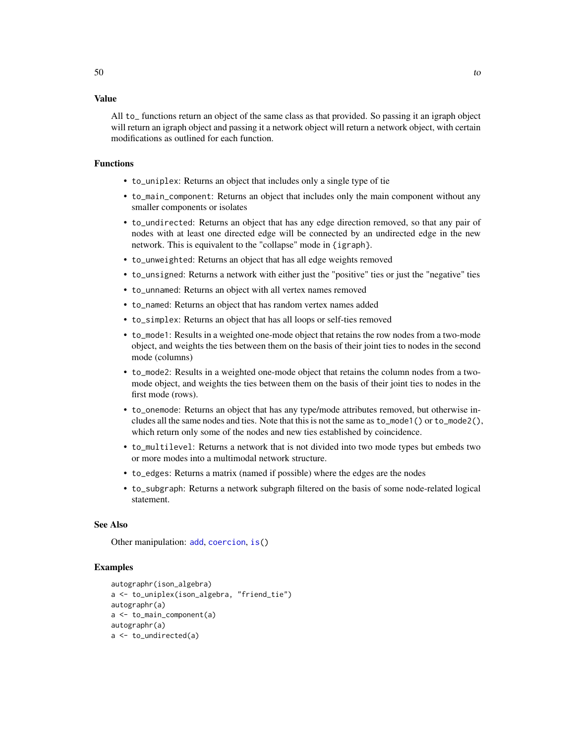## Value

All `to_` functions return an object of the same class as that provided. So passing it an igraph object will return an igraph object and passing it a network object will return a network object, with certain modifications as outlined for each function.

## Functions

- `to_uniplex`: Returns an object that includes only a single type of tie
- `to_main_component`: Returns an object that includes only the main component without any smaller components or isolates
- `to_undirected`: Returns an object that has any edge direction removed, so that any pair of nodes with at least one directed edge will be connected by an undirected edge in the new network. This is equivalent to the "collapse" mode in `{igraph}`.
- `to_unweighted`: Returns an object that has all edge weights removed
- `to_unsigned`: Returns a network with either just the "positive" ties or just the "negative" ties
- `to_unnamed`: Returns an object with all vertex names removed
- `to_named`: Returns an object that has random vertex names added
- `to_simplex`: Returns an object that has all loops or self-ties removed
- `to_mode1`: Results in a weighted one-mode object that retains the row nodes from a two-mode object, and weights the ties between them on the basis of their joint ties to nodes in the second mode (columns)
- `to_mode2`: Results in a weighted one-mode object that retains the column nodes from a two-mode object, and weights the ties between them on the basis of their joint ties to nodes in the first mode (rows).
- `to_onemode`: Returns an object that has any type/mode attributes removed, but otherwise includes all the same nodes and ties. Note that this is not the same as `to_mode1()` or `to_mode2()`, which return only some of the nodes and new ties established by coincidence.
- `to_multilevel`: Returns a network that is not divided into two mode types but embeds two or more modes into a multimodal network structure.
- `to_edges`: Returns a matrix (named if possible) where the edges are the nodes
- `to_subgraph`: Returns a network subgraph filtered on the basis of some node-related logical statement.

## See Also

Other manipulation: add, coercion, is()

## Examples

```
autographr(ison_algebra)
a <- to_uniplex(ison_algebra, "friend_tie")
autographr(a)
a <- to_main_component(a)
autographr(a)
a <- to_undirected(a)
```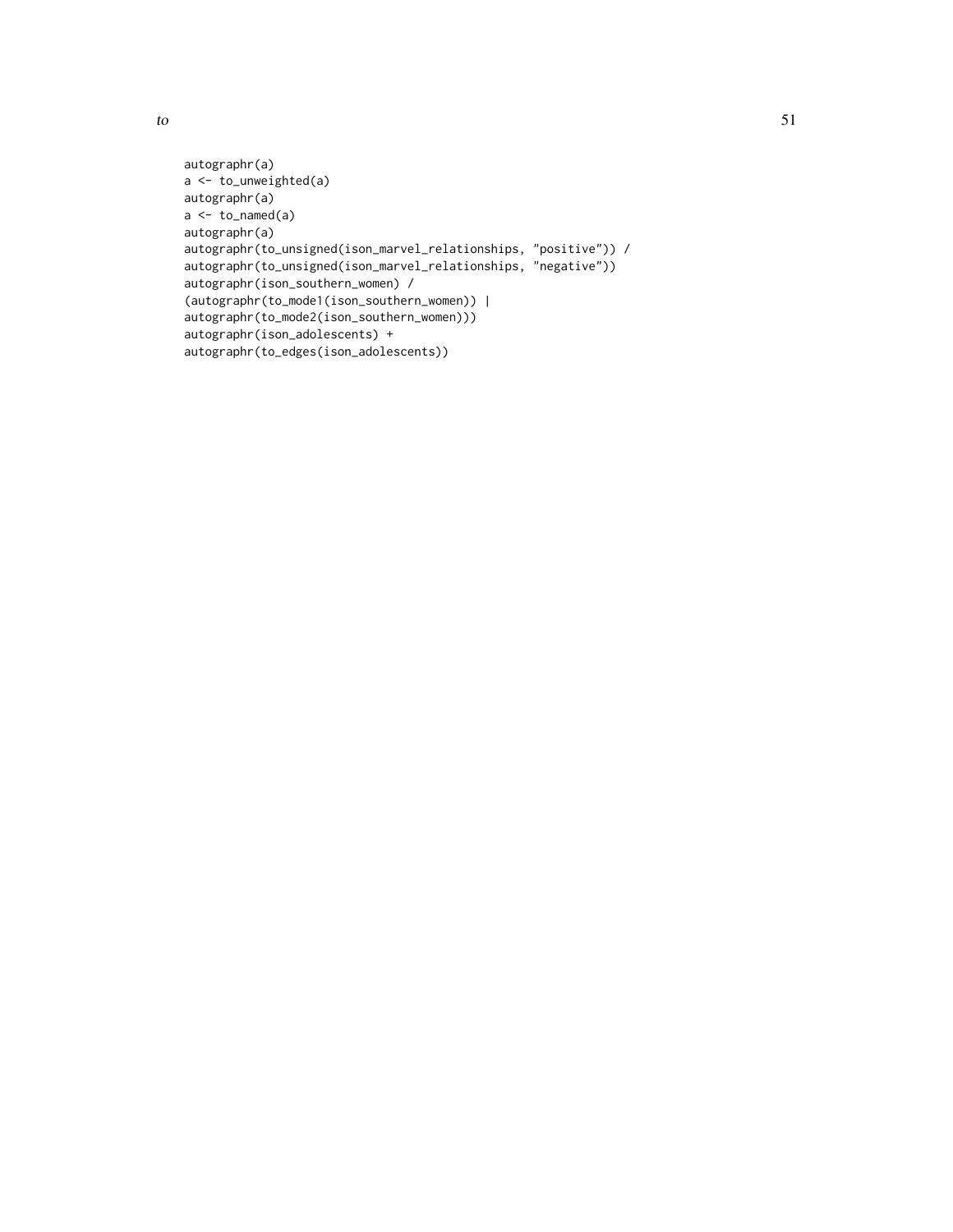```
autographr(a)
a <- to_unweighted(a)
autographr(a)
a <- to_named(a)
autographr(a)
autographr(to_unsigned(ison_marvel_relationships, "positive")) /
autographr(to_unsigned(ison_marvel_relationships, "negative"))
autographr(ison_southern_women) /
(autographr(to_mode1(ison_southern_women)) |
autographr(to_mode2(ison_southern_women)))
autographr(ison_adolescents) +
autographr(to_edges(ison_adolescents))
```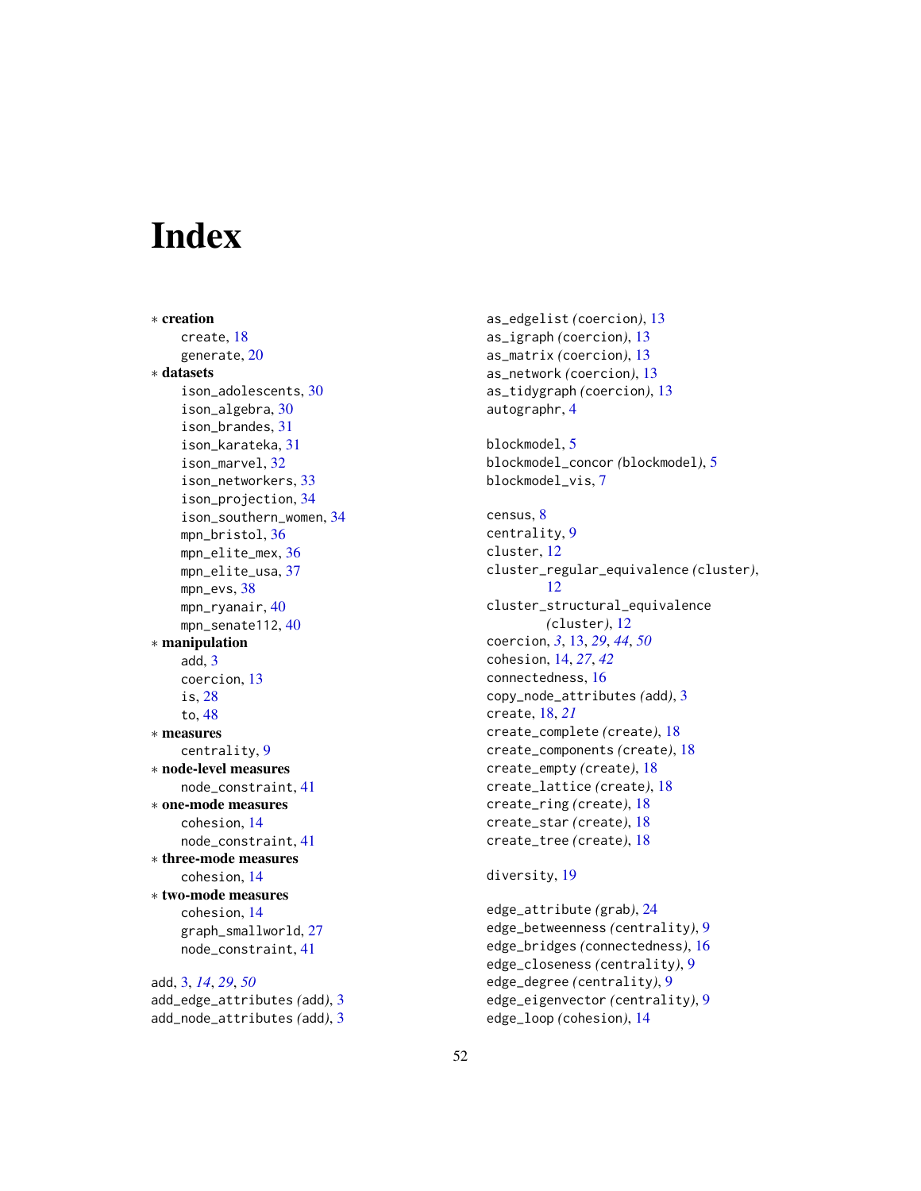# Index

∗ **creation**
- create, 18
- generate, 20

∗ **datasets**
- ison_adolescents, 30
- ison_algebra, 30
- ison_brandes, 31
- ison_karateka, 31
- ison_marvel, 32
- ison_networkers, 33
- ison_projection, 34
- ison_southern_women, 34
- mpn_bristol, 36
- mpn_elite_mex, 36
- mpn_elite_usa, 37
- mpn_evs, 38
- mpn_ryanair, 40
- mpn_senate112, 40

∗ **manipulation**
- add, 3
- coercion, 13
- is, 28
- to, 48

∗ **measures**
- centrality, 9

∗ **node-level measures**
- node_constraint, 41

∗ **one-mode measures**
- cohesion, 14
- node_constraint, 41

∗ **three-mode measures**
- cohesion, 14

∗ **two-mode measures**
- cohesion, 14
- graph_smallworld, 27
- node_constraint, 41

add, 3, *14*, *29*, *50*
add_edge_attributes *(add)*, 3
add_node_attributes *(add)*, 3
as_edgelist *(coercion)*, 13
as_igraph *(coercion)*, 13
as_matrix *(coercion)*, 13
as_network *(coercion)*, 13
as_tidygraph *(coercion)*, 13
autographr, 4

blockmodel, 5
blockmodel_concor *(blockmodel)*, 5
blockmodel_vis, 7

census, 8
centrality, 9
cluster, 12
cluster_regular_equivalence *(cluster)*, 12
cluster_structural_equivalence *(cluster)*, 12
coercion, *3*, 13, *29*, *44*, *50*
cohesion, 14, *27*, *42*
connectedness, 16
copy_node_attributes *(add)*, 3
create, 18, *21*
create_complete *(create)*, 18
create_components *(create)*, 18
create_empty *(create)*, 18
create_lattice *(create)*, 18
create_ring *(create)*, 18
create_star *(create)*, 18
create_tree *(create)*, 18

diversity, 19

edge_attribute *(grab)*, 24
edge_betweenness *(centrality)*, 9
edge_bridges *(connectedness)*, 16
edge_closeness *(centrality)*, 9
edge_degree *(centrality)*, 9
edge_eigenvector *(centrality)*, 9
edge_loop *(cohesion)*, 14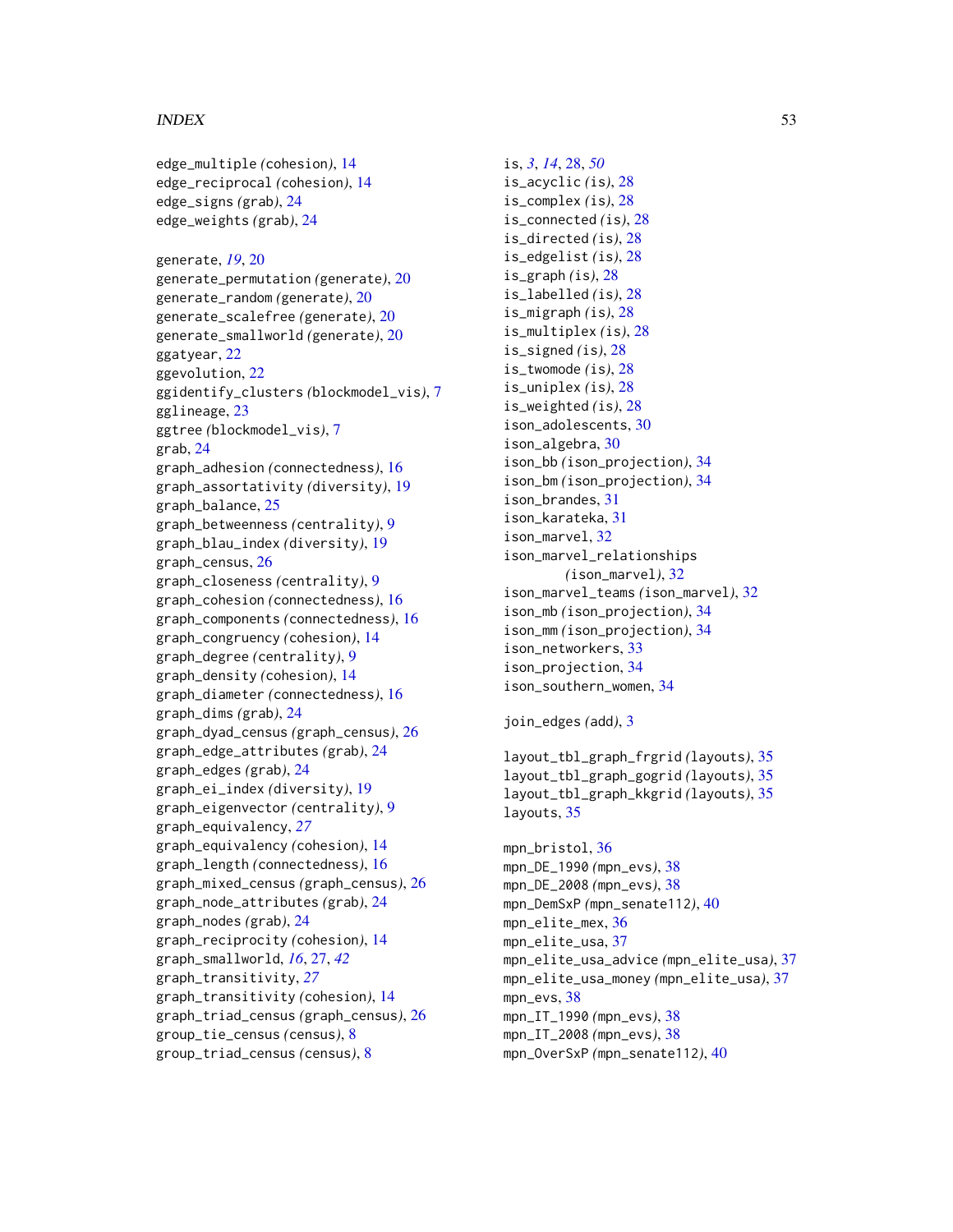edge_multiple *(cohesion)*, 14
edge_reciprocal *(cohesion)*, 14
edge_signs *(grab)*, 24
edge_weights *(grab)*, 24

generate, *19*, 20
generate_permutation *(generate)*, 20
generate_random *(generate)*, 20
generate_scalefree *(generate)*, 20
generate_smallworld *(generate)*, 20
ggatyear, 22
ggevolution, 22
ggidentify_clusters *(blockmodel_vis)*, 7
gglineage, 23
ggtree *(blockmodel_vis)*, 7
grab, 24
graph_adhesion *(connectedness)*, 16
graph_assortativity *(diversity)*, 19
graph_balance, 25
graph_betweenness *(centrality)*, 9
graph_blau_index *(diversity)*, 19
graph_census, 26
graph_closeness *(centrality)*, 9
graph_cohesion *(connectedness)*, 16
graph_components *(connectedness)*, 16
graph_congruency *(cohesion)*, 14
graph_degree *(centrality)*, 9
graph_density *(cohesion)*, 14
graph_diameter *(connectedness)*, 16
graph_dims *(grab)*, 24
graph_dyad_census *(graph_census)*, 26
graph_edge_attributes *(grab)*, 24
graph_edges *(grab)*, 24
graph_ei_index *(diversity)*, 19
graph_eigenvector *(centrality)*, 9
graph_equivalency, *27*
graph_equivalency *(cohesion)*, 14
graph_length *(connectedness)*, 16
graph_mixed_census *(graph_census)*, 26
graph_node_attributes *(grab)*, 24
graph_nodes *(grab)*, 24
graph_reciprocity *(cohesion)*, 14
graph_smallworld, *16*, 27, *42*
graph_transitivity, *27*
graph_transitivity *(cohesion)*, 14
graph_triad_census *(graph_census)*, 26
group_tie_census *(census)*, 8
group_triad_census *(census)*, 8

is, *3*, *14*, 28, *50*
is_acyclic *(is)*, 28
is_complex *(is)*, 28
is_connected *(is)*, 28
is_directed *(is)*, 28
is_edgelist *(is)*, 28
is_graph *(is)*, 28
is_labelled *(is)*, 28
is_migraph *(is)*, 28
is_multiplex *(is)*, 28
is_signed *(is)*, 28
is_twomode *(is)*, 28
is_uniplex *(is)*, 28
is_weighted *(is)*, 28
ison_adolescents, 30
ison_algebra, 30
ison_bb *(ison_projection)*, 34
ison_bm *(ison_projection)*, 34
ison_brandes, 31
ison_karateka, 31
ison_marvel, 32
ison_marvel_relationships *(ison_marvel)*, 32
ison_marvel_teams *(ison_marvel)*, 32
ison_mb *(ison_projection)*, 34
ison_mm *(ison_projection)*, 34
ison_networkers, 33
ison_projection, 34
ison_southern_women, 34

join_edges *(add)*, 3

layout_tbl_graph_frgrid *(layouts)*, 35
layout_tbl_graph_gogrid *(layouts)*, 35
layout_tbl_graph_kkgrid *(layouts)*, 35
layouts, 35

mpn_bristol, 36
mpn_DE_1990 *(mpn_evs)*, 38
mpn_DE_2008 *(mpn_evs)*, 38
mpn_DemSxP *(mpn_senate112)*, 40
mpn_elite_mex, 36
mpn_elite_usa, 37
mpn_elite_usa_advice *(mpn_elite_usa)*, 37
mpn_elite_usa_money *(mpn_elite_usa)*, 37
mpn_evs, 38
mpn_IT_1990 *(mpn_evs)*, 38
mpn_IT_2008 *(mpn_evs)*, 38
mpn_OverSxP *(mpn_senate112)*, 40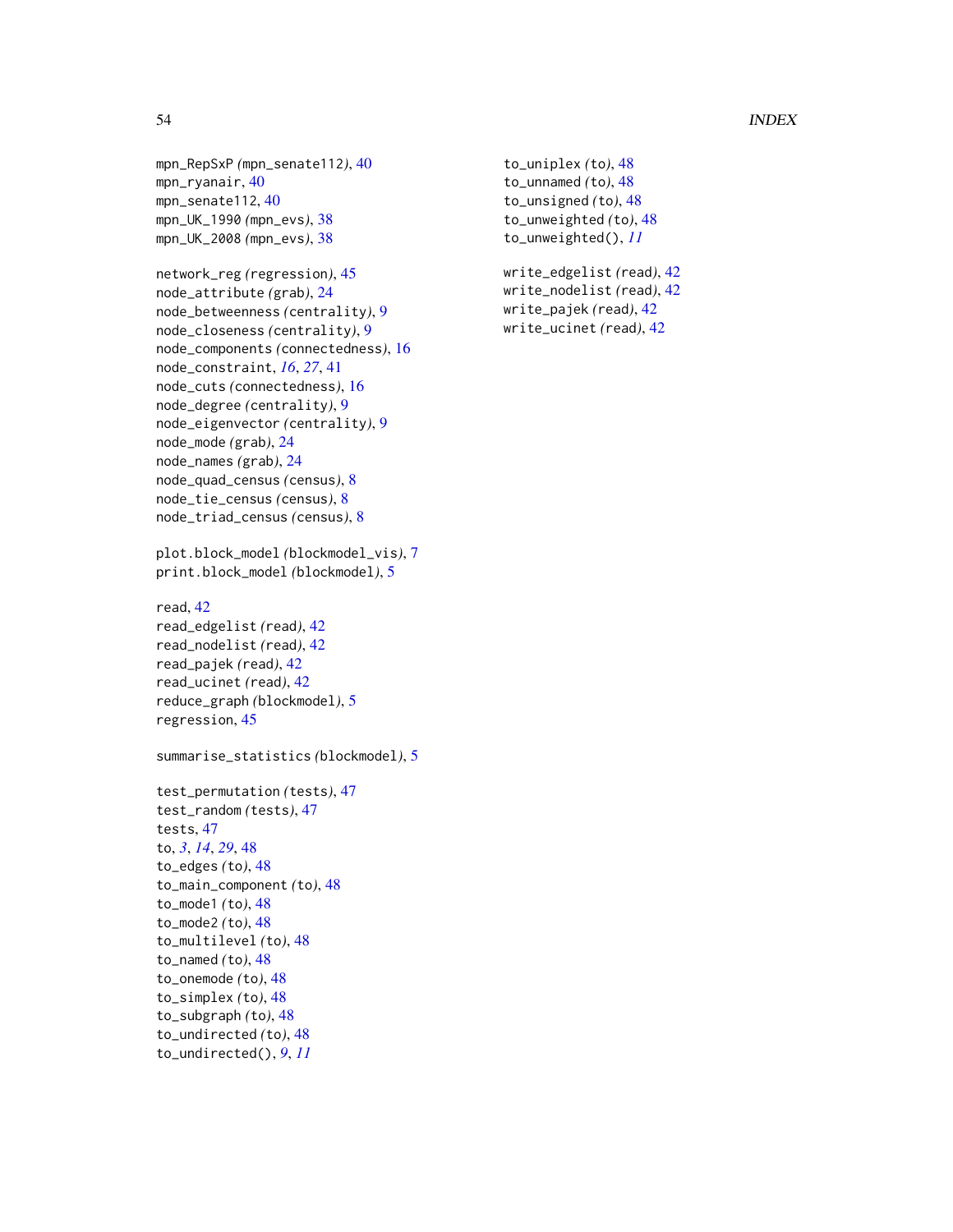mpn_RepSxP (mpn_senate112), 40
mpn_ryanair, 40
mpn_senate112, 40
mpn_UK_1990 (mpn_evs), 38
mpn_UK_2008 (mpn_evs), 38

network_reg (regression), 45
node_attribute (grab), 24
node_betweenness (centrality), 9
node_closeness (centrality), 9
node_components (connectedness), 16
node_constraint, *16*, *27*, 41
node_cuts (connectedness), 16
node_degree (centrality), 9
node_eigenvector (centrality), 9
node_mode (grab), 24
node_names (grab), 24
node_quad_census (census), 8
node_tie_census (census), 8
node_triad_census (census), 8

plot.block_model (blockmodel_vis), 7
print.block_model (blockmodel), 5

read, 42
read_edgelist (read), 42
read_nodelist (read), 42
read_pajek (read), 42
read_ucinet (read), 42
reduce_graph (blockmodel), 5
regression, 45

summarise_statistics (blockmodel), 5

test_permutation (tests), 47
test_random (tests), 47
tests, 47
to, *3*, *14*, *29*, 48
to_edges (to), 48
to_main_component (to), 48
to_mode1 (to), 48
to_mode2 (to), 48
to_multilevel (to), 48
to_named (to), 48
to_onemode (to), 48
to_simplex (to), 48
to_subgraph (to), 48
to_undirected (to), 48
to_undirected(), *9*, *11*
to_uniplex (to), 48
to_unnamed (to), 48
to_unsigned (to), 48
to_unweighted (to), 48
to_unweighted(), *11*

write_edgelist (read), 42
write_nodelist (read), 42
write_pajek (read), 42
write_ucinet (read), 42